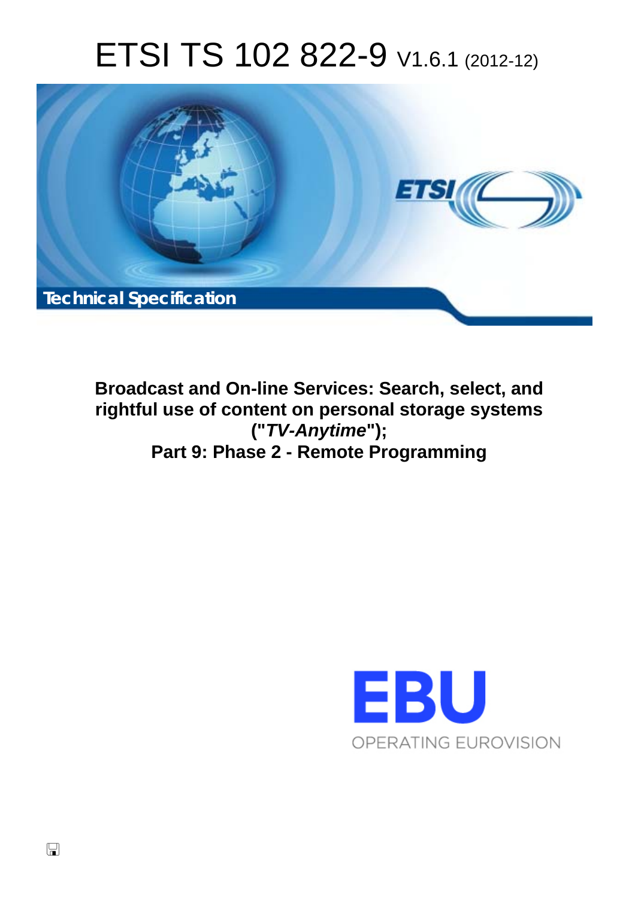# ETSI TS 102 822-9 V1.6.1 (2012-12)

**Technical Specification**

**Broadcast and On-line Services: Search, select, and rightful use of content on personal storage systems ("*TV-Anytime*"); Part 9: Phase 2 - Remote Programming**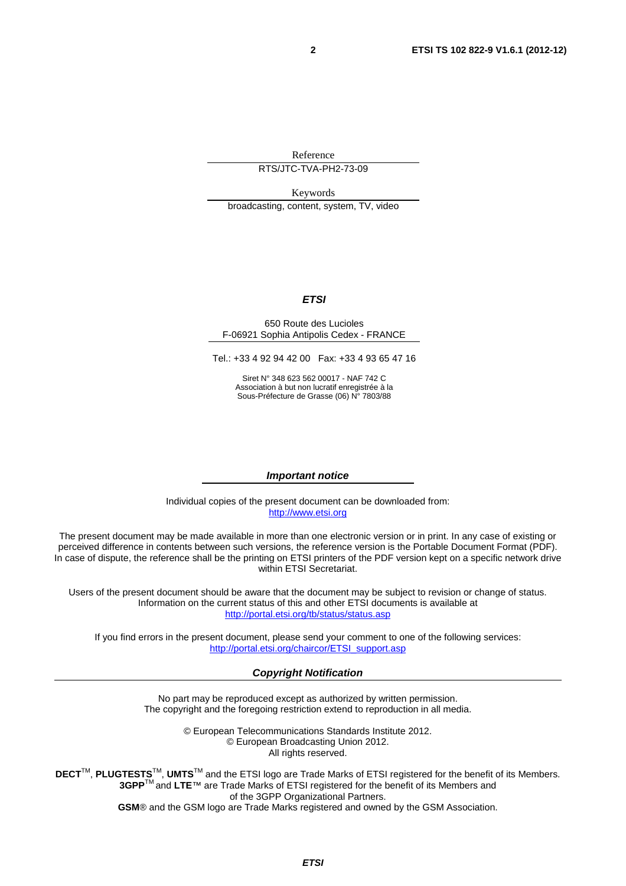Reference

RTS/JTC-TVA-PH2-73-09

Keywords

broadcasting, content, system, TV, video

***ETSI***

650 Route des Lucioles
F-06921 Sophia Antipolis Cedex - FRANCE

Tel.: +33 4 92 94 42 00 Fax: +33 4 93 65 47 16

Siret N° 348 623 562 00017 - NAF 742 C
Association à but non lucratif enregistrée à la
Sous-Préfecture de Grasse (06) N° 7803/88

***Important notice***

Individual copies of the present document can be downloaded from:
http://www.etsi.org

The present document may be made available in more than one electronic version or in print. In any case of existing or perceived difference in contents between such versions, the reference version is the Portable Document Format (PDF). In case of dispute, the reference shall be the printing on ETSI printers of the PDF version kept on a specific network drive within ETSI Secretariat.

Users of the present document should be aware that the document may be subject to revision or change of status. Information on the current status of this and other ETSI documents is available at
http://portal.etsi.org/tb/status/status.asp

If you find errors in the present document, please send your comment to one of the following services:
http://portal.etsi.org/chaircor/ETSI_support.asp

***Copyright Notification***

No part may be reproduced except as authorized by written permission.
The copyright and the foregoing restriction extend to reproduction in all media.

© European Telecommunications Standards Institute 2012.
© European Broadcasting Union 2012.
All rights reserved.

**DECT**™, **PLUGTESTS**™, **UMTS**™ and the ETSI logo are Trade Marks of ETSI registered for the benefit of its Members.
**3GPP**™ and **LTE**™ are Trade Marks of ETSI registered for the benefit of its Members and of the 3GPP Organizational Partners.
**GSM**® and the GSM logo are Trade Marks registered and owned by the GSM Association.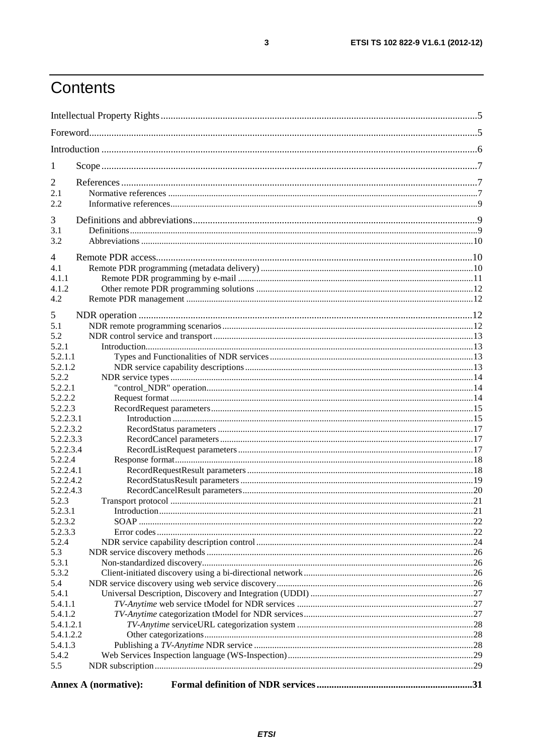# Contents

Intellectual Property Rights ....5

Foreword ....5

Introduction ....6

1 Scope ....7

2 References ....7
- 2.1 Normative references ....7
- 2.2 Informative references ....9

3 Definitions and abbreviations ....9
- 3.1 Definitions ....9
- 3.2 Abbreviations ....10

4 Remote PDR access ....10
- 4.1 Remote PDR programming (metadata delivery) ....10
- 4.1.1 Remote PDR programming by e-mail ....11
- 4.1.2 Other remote PDR programming solutions ....12
- 4.2 Remote PDR management ....12

5 NDR operation ....12
- 5.1 NDR remote programming scenarios ....12
- 5.2 NDR control service and transport ....13
- 5.2.1 Introduction ....13
- 5.2.1.1 Types and Functionalities of NDR services ....13
- 5.2.1.2 NDR service capability descriptions ....13
- 5.2.2 NDR service types ....14
- 5.2.2.1 "control_NDR" operation ....14
- 5.2.2.2 Request format ....14
- 5.2.2.3 RecordRequest parameters ....15
- 5.2.2.3.1 Introduction ....15
- 5.2.2.3.2 RecordStatus parameters ....17
- 5.2.2.3.3 RecordCancel parameters ....17
- 5.2.2.3.4 RecordListRequest parameters ....17
- 5.2.2.4 Response format ....18
- 5.2.2.4.1 RecordRequestResult parameters ....18
- 5.2.2.4.2 RecordStatusResult parameters ....19
- 5.2.2.4.3 RecordCancelResult parameters ....20
- 5.2.3 Transport protocol ....21
- 5.2.3.1 Introduction ....21
- 5.2.3.2 SOAP ....22
- 5.2.3.3 Error codes ....22
- 5.2.4 NDR service capability description control ....24
- 5.3 NDR service discovery methods ....26
- 5.3.1 Non-standardized discovery ....26
- 5.3.2 Client-initiated discovery using a bi-directional network ....26
- 5.4 NDR service discovery using web service discovery ....26
- 5.4.1 Universal Description, Discovery and Integration (UDDI) ....27
- 5.4.1.1 *TV-Anytime* web service tModel for NDR services ....27
- 5.4.1.2 *TV-Anytime* categorization tModel for NDR services ....27
- 5.4.1.2.1 *TV-Anytime* serviceURL categorization system ....28
- 5.4.1.2.2 Other categorizations ....28
- 5.4.1.3 Publishing a *TV-Anytime* NDR service ....28
- 5.4.2 Web Services Inspection language (WS-Inspection) ....29
- 5.5 NDR subscription ....29

**Annex A (normative): Formal definition of NDR services ....31**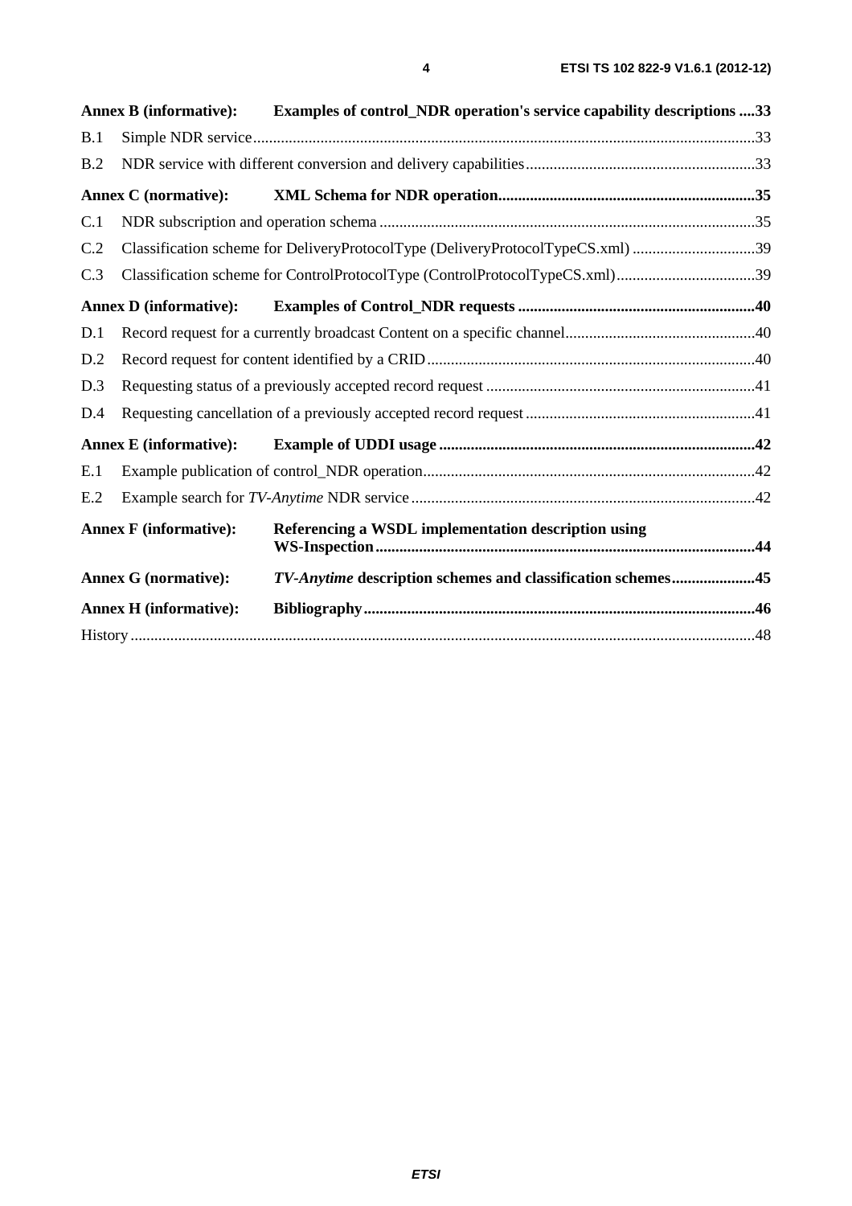**Annex B (informative): Examples of control_NDR operation's service capability descriptions** .... 33

B.1 Simple NDR service .... 33

B.2 NDR service with different conversion and delivery capabilities .... 33

**Annex C (normative): XML Schema for NDR operation** .... 35

C.1 NDR subscription and operation schema .... 35

C.2 Classification scheme for DeliveryProtocolType (DeliveryProtocolTypeCS.xml) .... 39

C.3 Classification scheme for ControlProtocolType (ControlProtocolTypeCS.xml) .... 39

**Annex D (informative): Examples of Control_NDR requests** .... 40

D.1 Record request for a currently broadcast Content on a specific channel .... 40

D.2 Record request for content identified by a CRID .... 40

D.3 Requesting status of a previously accepted record request .... 41

D.4 Requesting cancellation of a previously accepted record request .... 41

**Annex E (informative): Example of UDDI usage** .... 42

E.1 Example publication of control_NDR operation .... 42

E.2 Example search for *TV-Anytime* NDR service .... 42

**Annex F (informative): Referencing a WSDL implementation description using WS-Inspection** .... 44

**Annex G (normative): *TV-Anytime* description schemes and classification schemes** .... 45

**Annex H (informative): Bibliography** .... 46

History .... 48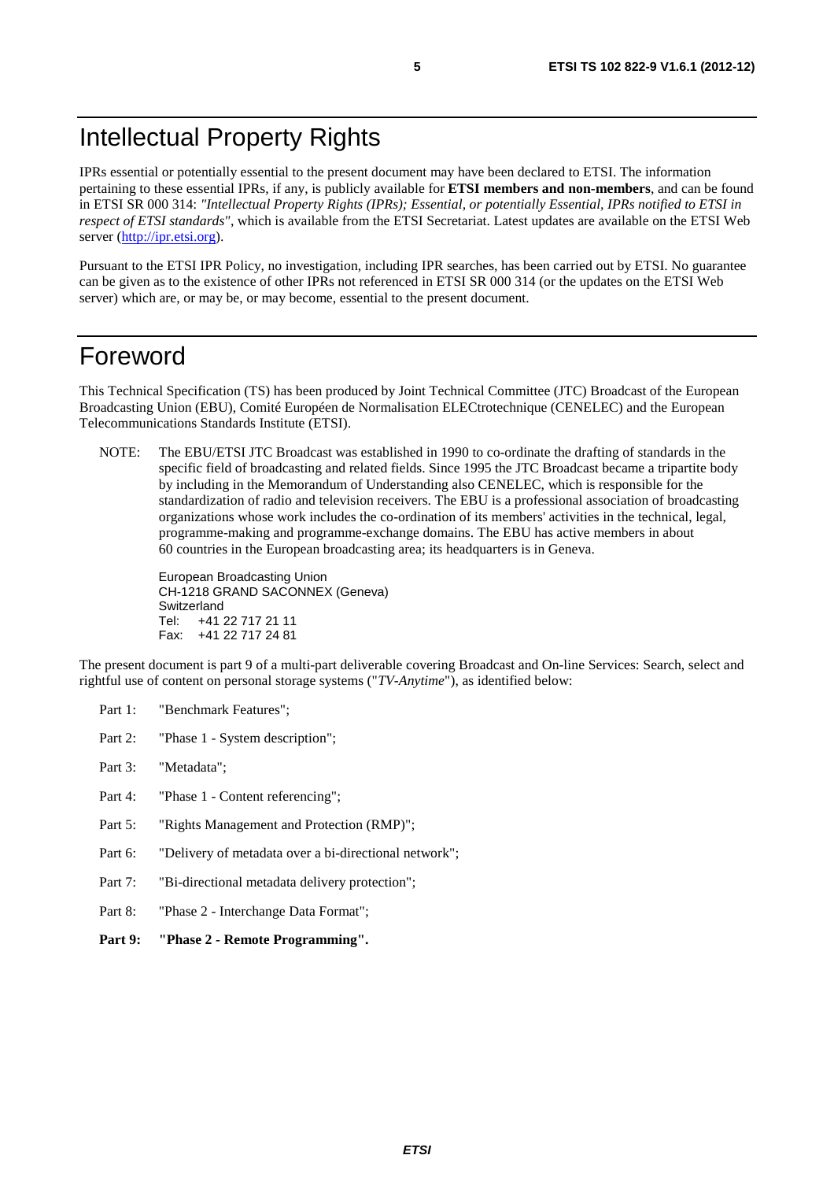# Intellectual Property Rights

IPRs essential or potentially essential to the present document may have been declared to ETSI. The information pertaining to these essential IPRs, if any, is publicly available for **ETSI members and non-members**, and can be found in ETSI SR 000 314: *"Intellectual Property Rights (IPRs); Essential, or potentially Essential, IPRs notified to ETSI in respect of ETSI standards"*, which is available from the ETSI Secretariat. Latest updates are available on the ETSI Web server (http://ipr.etsi.org).

Pursuant to the ETSI IPR Policy, no investigation, including IPR searches, has been carried out by ETSI. No guarantee can be given as to the existence of other IPRs not referenced in ETSI SR 000 314 (or the updates on the ETSI Web server) which are, or may be, or may become, essential to the present document.

# Foreword

This Technical Specification (TS) has been produced by Joint Technical Committee (JTC) Broadcast of the European Broadcasting Union (EBU), Comité Européen de Normalisation ELECtrotechnique (CENELEC) and the European Telecommunications Standards Institute (ETSI).

NOTE: The EBU/ETSI JTC Broadcast was established in 1990 to co-ordinate the drafting of standards in the specific field of broadcasting and related fields. Since 1995 the JTC Broadcast became a tripartite body by including in the Memorandum of Understanding also CENELEC, which is responsible for the standardization of radio and television receivers. The EBU is a professional association of broadcasting organizations whose work includes the co-ordination of its members' activities in the technical, legal, programme-making and programme-exchange domains. The EBU has active members in about 60 countries in the European broadcasting area; its headquarters is in Geneva.

European Broadcasting Union
CH-1218 GRAND SACONNEX (Geneva)
Switzerland
Tel: +41 22 717 21 11
Fax: +41 22 717 24 81

The present document is part 9 of a multi-part deliverable covering Broadcast and On-line Services: Search, select and rightful use of content on personal storage systems ("*TV-Anytime*"), as identified below:

- Part 1: "Benchmark Features";
- Part 2: "Phase 1 - System description";
- Part 3: "Metadata";
- Part 4: "Phase 1 - Content referencing";
- Part 5: "Rights Management and Protection (RMP)";
- Part 6: "Delivery of metadata over a bi-directional network";
- Part 7: "Bi-directional metadata delivery protection";
- Part 8: "Phase 2 - Interchange Data Format";
- **Part 9: "Phase 2 - Remote Programming".**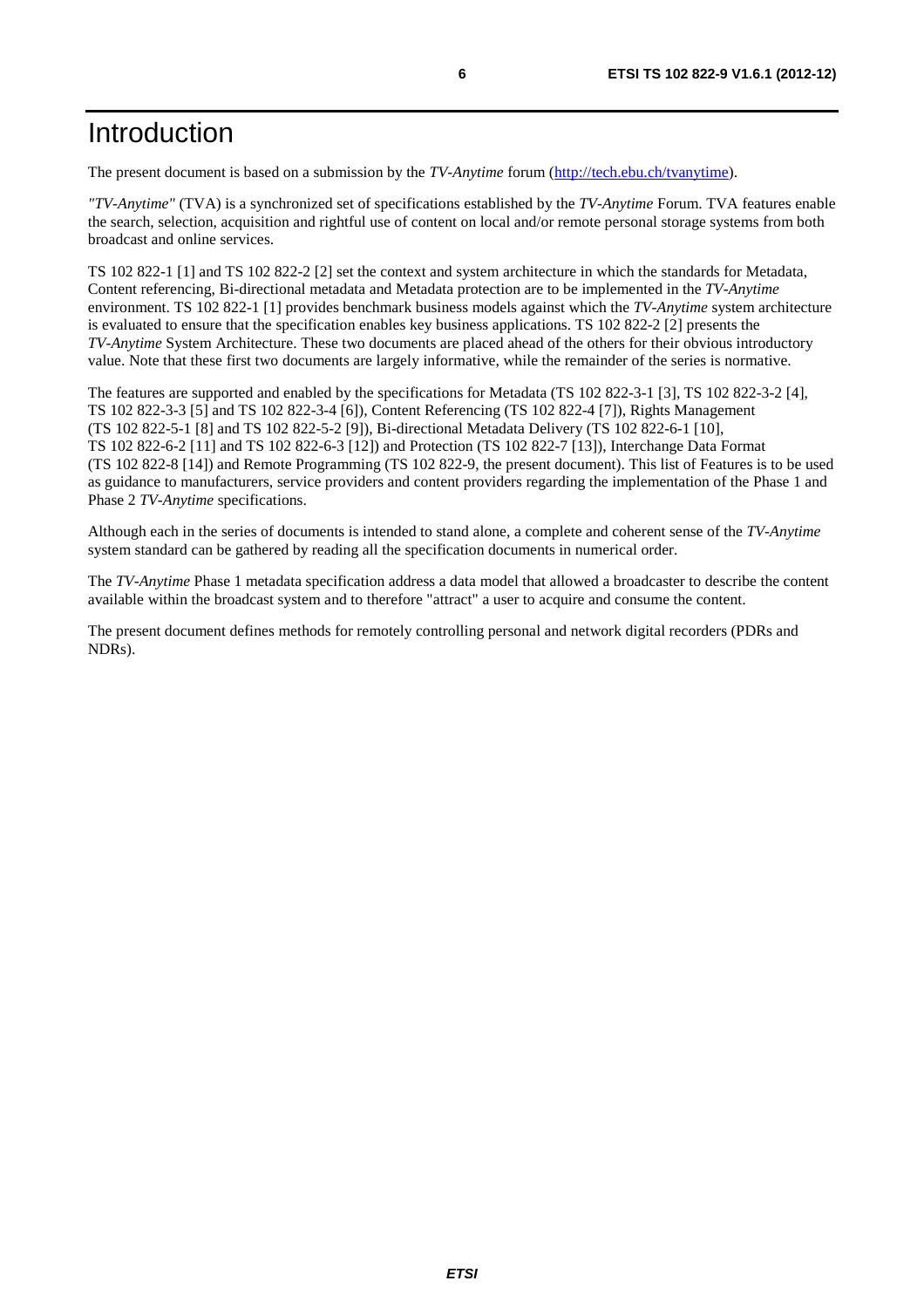# Introduction

The present document is based on a submission by the *TV-Anytime* forum (http://tech.ebu.ch/tvanytime).

*"TV-Anytime"* (TVA) is a synchronized set of specifications established by the *TV-Anytime* Forum. TVA features enable the search, selection, acquisition and rightful use of content on local and/or remote personal storage systems from both broadcast and online services.

TS 102 822-1 [1] and TS 102 822-2 [2] set the context and system architecture in which the standards for Metadata, Content referencing, Bi-directional metadata and Metadata protection are to be implemented in the *TV-Anytime* environment. TS 102 822-1 [1] provides benchmark business models against which the *TV-Anytime* system architecture is evaluated to ensure that the specification enables key business applications. TS 102 822-2 [2] presents the *TV-Anytime* System Architecture. These two documents are placed ahead of the others for their obvious introductory value. Note that these first two documents are largely informative, while the remainder of the series is normative.

The features are supported and enabled by the specifications for Metadata (TS 102 822-3-1 [3], TS 102 822-3-2 [4], TS 102 822-3-3 [5] and TS 102 822-3-4 [6]), Content Referencing (TS 102 822-4 [7]), Rights Management (TS 102 822-5-1 [8] and TS 102 822-5-2 [9]), Bi-directional Metadata Delivery (TS 102 822-6-1 [10], TS 102 822-6-2 [11] and TS 102 822-6-3 [12]) and Protection (TS 102 822-7 [13]), Interchange Data Format (TS 102 822-8 [14]) and Remote Programming (TS 102 822-9, the present document). This list of Features is to be used as guidance to manufacturers, service providers and content providers regarding the implementation of the Phase 1 and Phase 2 *TV-Anytime* specifications.

Although each in the series of documents is intended to stand alone, a complete and coherent sense of the *TV-Anytime* system standard can be gathered by reading all the specification documents in numerical order.

The *TV-Anytime* Phase 1 metadata specification address a data model that allowed a broadcaster to describe the content available within the broadcast system and to therefore "attract" a user to acquire and consume the content.

The present document defines methods for remotely controlling personal and network digital recorders (PDRs and NDRs).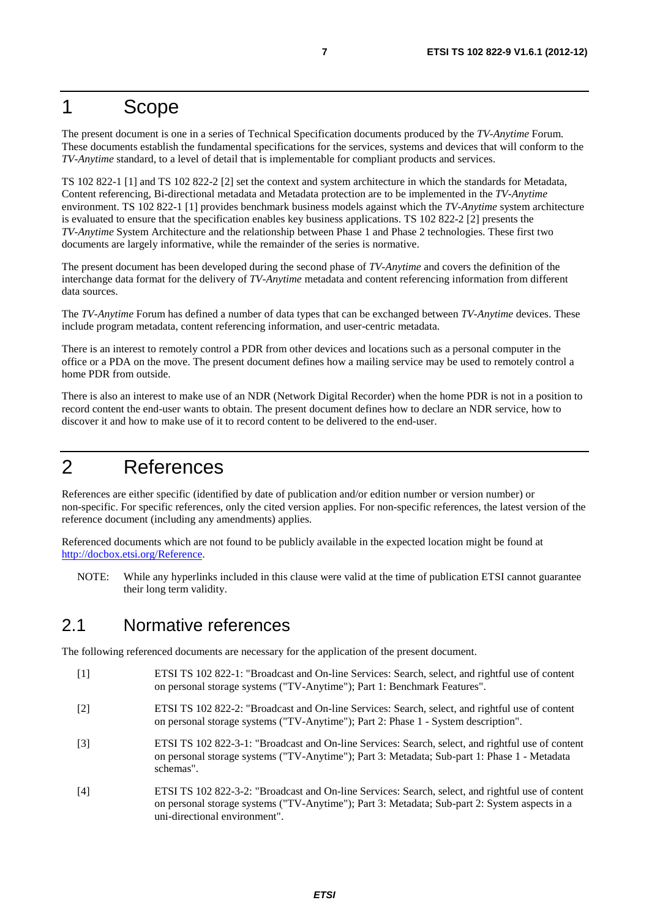# 1 Scope

The present document is one in a series of Technical Specification documents produced by the *TV-Anytime* Forum. These documents establish the fundamental specifications for the services, systems and devices that will conform to the *TV-Anytime* standard, to a level of detail that is implementable for compliant products and services.

TS 102 822-1 [1] and TS 102 822-2 [2] set the context and system architecture in which the standards for Metadata, Content referencing, Bi-directional metadata and Metadata protection are to be implemented in the *TV-Anytime* environment. TS 102 822-1 [1] provides benchmark business models against which the *TV-Anytime* system architecture is evaluated to ensure that the specification enables key business applications. TS 102 822-2 [2] presents the *TV-Anytime* System Architecture and the relationship between Phase 1 and Phase 2 technologies. These first two documents are largely informative, while the remainder of the series is normative.

The present document has been developed during the second phase of *TV-Anytime* and covers the definition of the interchange data format for the delivery of *TV-Anytime* metadata and content referencing information from different data sources.

The *TV-Anytime* Forum has defined a number of data types that can be exchanged between *TV-Anytime* devices. These include program metadata, content referencing information, and user-centric metadata.

There is an interest to remotely control a PDR from other devices and locations such as a personal computer in the office or a PDA on the move. The present document defines how a mailing service may be used to remotely control a home PDR from outside.

There is also an interest to make use of an NDR (Network Digital Recorder) when the home PDR is not in a position to record content the end-user wants to obtain. The present document defines how to declare an NDR service, how to discover it and how to make use of it to record content to be delivered to the end-user.

# 2 References

References are either specific (identified by date of publication and/or edition number or version number) or non-specific. For specific references, only the cited version applies. For non-specific references, the latest version of the reference document (including any amendments) applies.

Referenced documents which are not found to be publicly available in the expected location might be found at http://docbox.etsi.org/Reference.

NOTE: While any hyperlinks included in this clause were valid at the time of publication ETSI cannot guarantee their long term validity.

## 2.1 Normative references

The following referenced documents are necessary for the application of the present document.

[1] ETSI TS 102 822-1: "Broadcast and On-line Services: Search, select, and rightful use of content on personal storage systems ("TV-Anytime"); Part 1: Benchmark Features".

[2] ETSI TS 102 822-2: "Broadcast and On-line Services: Search, select, and rightful use of content on personal storage systems ("TV-Anytime"); Part 2: Phase 1 - System description".

[3] ETSI TS 102 822-3-1: "Broadcast and On-line Services: Search, select, and rightful use of content on personal storage systems ("TV-Anytime"); Part 3: Metadata; Sub-part 1: Phase 1 - Metadata schemas".

[4] ETSI TS 102 822-3-2: "Broadcast and On-line Services: Search, select, and rightful use of content on personal storage systems ("TV-Anytime"); Part 3: Metadata; Sub-part 2: System aspects in a uni-directional environment".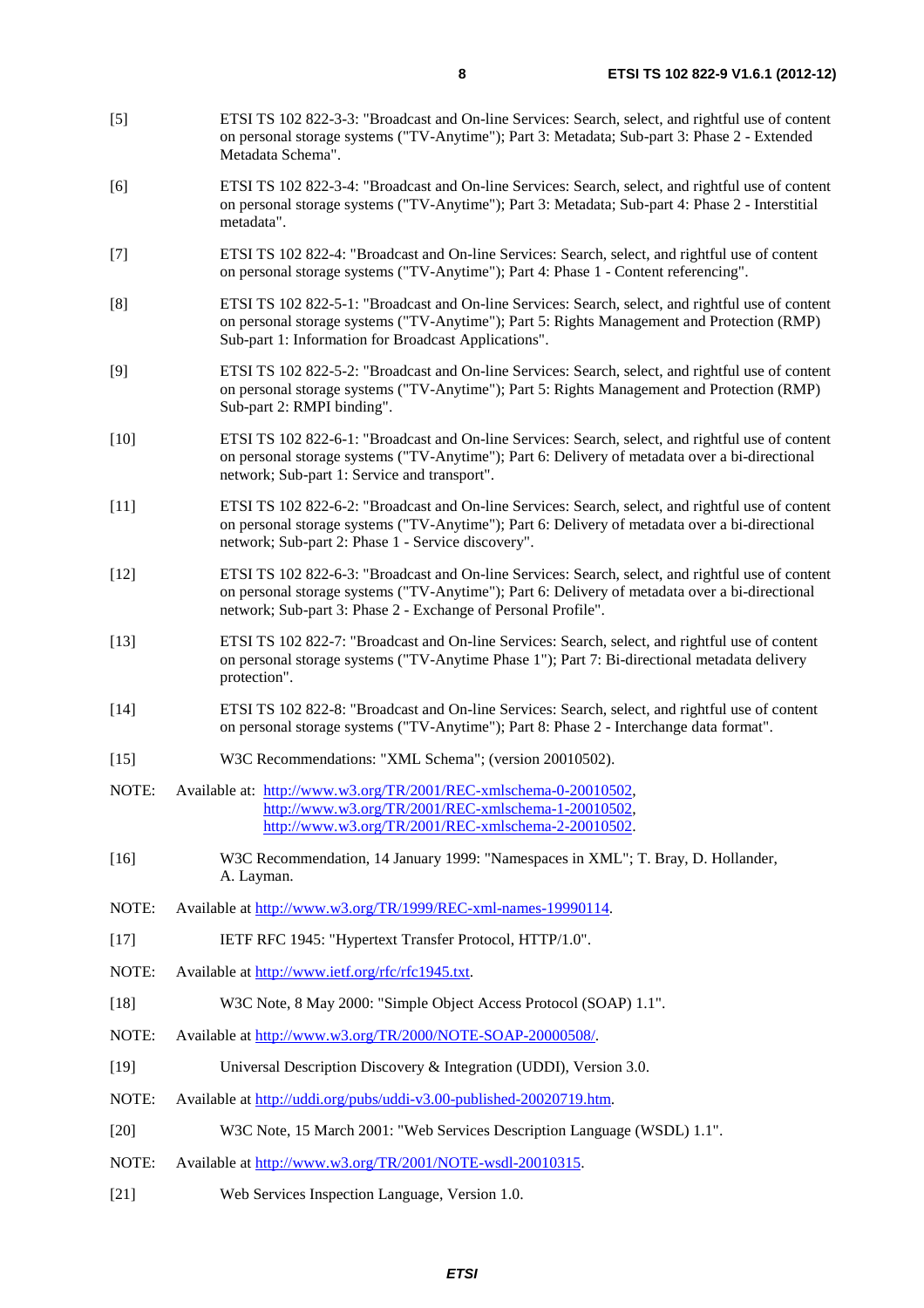[5] ETSI TS 102 822-3-3: "Broadcast and On-line Services: Search, select, and rightful use of content on personal storage systems ("TV-Anytime"); Part 3: Metadata; Sub-part 3: Phase 2 - Extended Metadata Schema".

[6] ETSI TS 102 822-3-4: "Broadcast and On-line Services: Search, select, and rightful use of content on personal storage systems ("TV-Anytime"); Part 3: Metadata; Sub-part 4: Phase 2 - Interstitial metadata".

[7] ETSI TS 102 822-4: "Broadcast and On-line Services: Search, select, and rightful use of content on personal storage systems ("TV-Anytime"); Part 4: Phase 1 - Content referencing".

[8] ETSI TS 102 822-5-1: "Broadcast and On-line Services: Search, select, and rightful use of content on personal storage systems ("TV-Anytime"); Part 5: Rights Management and Protection (RMP) Sub-part 1: Information for Broadcast Applications".

[9] ETSI TS 102 822-5-2: "Broadcast and On-line Services: Search, select, and rightful use of content on personal storage systems ("TV-Anytime"); Part 5: Rights Management and Protection (RMP) Sub-part 2: RMPI binding".

[10] ETSI TS 102 822-6-1: "Broadcast and On-line Services: Search, select, and rightful use of content on personal storage systems ("TV-Anytime"); Part 6: Delivery of metadata over a bi-directional network; Sub-part 1: Service and transport".

[11] ETSI TS 102 822-6-2: "Broadcast and On-line Services: Search, select, and rightful use of content on personal storage systems ("TV-Anytime"); Part 6: Delivery of metadata over a bi-directional network; Sub-part 2: Phase 1 - Service discovery".

[12] ETSI TS 102 822-6-3: "Broadcast and On-line Services: Search, select, and rightful use of content on personal storage systems ("TV-Anytime"); Part 6: Delivery of metadata over a bi-directional network; Sub-part 3: Phase 2 - Exchange of Personal Profile".

[13] ETSI TS 102 822-7: "Broadcast and On-line Services: Search, select, and rightful use of content on personal storage systems ("TV-Anytime Phase 1"); Part 7: Bi-directional metadata delivery protection".

[14] ETSI TS 102 822-8: "Broadcast and On-line Services: Search, select, and rightful use of content on personal storage systems ("TV-Anytime"); Part 8: Phase 2 - Interchange data format".

[15] W3C Recommendations: "XML Schema"; (version 20010502).

NOTE: Available at: http://www.w3.org/TR/2001/REC-xmlschema-0-20010502, http://www.w3.org/TR/2001/REC-xmlschema-1-20010502, http://www.w3.org/TR/2001/REC-xmlschema-2-20010502.

[16] W3C Recommendation, 14 January 1999: "Namespaces in XML"; T. Bray, D. Hollander, A. Layman.

NOTE: Available at http://www.w3.org/TR/1999/REC-xml-names-19990114.

[17] IETF RFC 1945: "Hypertext Transfer Protocol, HTTP/1.0".

NOTE: Available at http://www.ietf.org/rfc/rfc1945.txt.

[18] W3C Note, 8 May 2000: "Simple Object Access Protocol (SOAP) 1.1".

NOTE: Available at http://www.w3.org/TR/2000/NOTE-SOAP-20000508/.

[19] Universal Description Discovery & Integration (UDDI), Version 3.0.

NOTE: Available at http://uddi.org/pubs/uddi-v3.00-published-20020719.htm.

[20] W3C Note, 15 March 2001: "Web Services Description Language (WSDL) 1.1".

NOTE: Available at http://www.w3.org/TR/2001/NOTE-wsdl-20010315.

[21] Web Services Inspection Language, Version 1.0.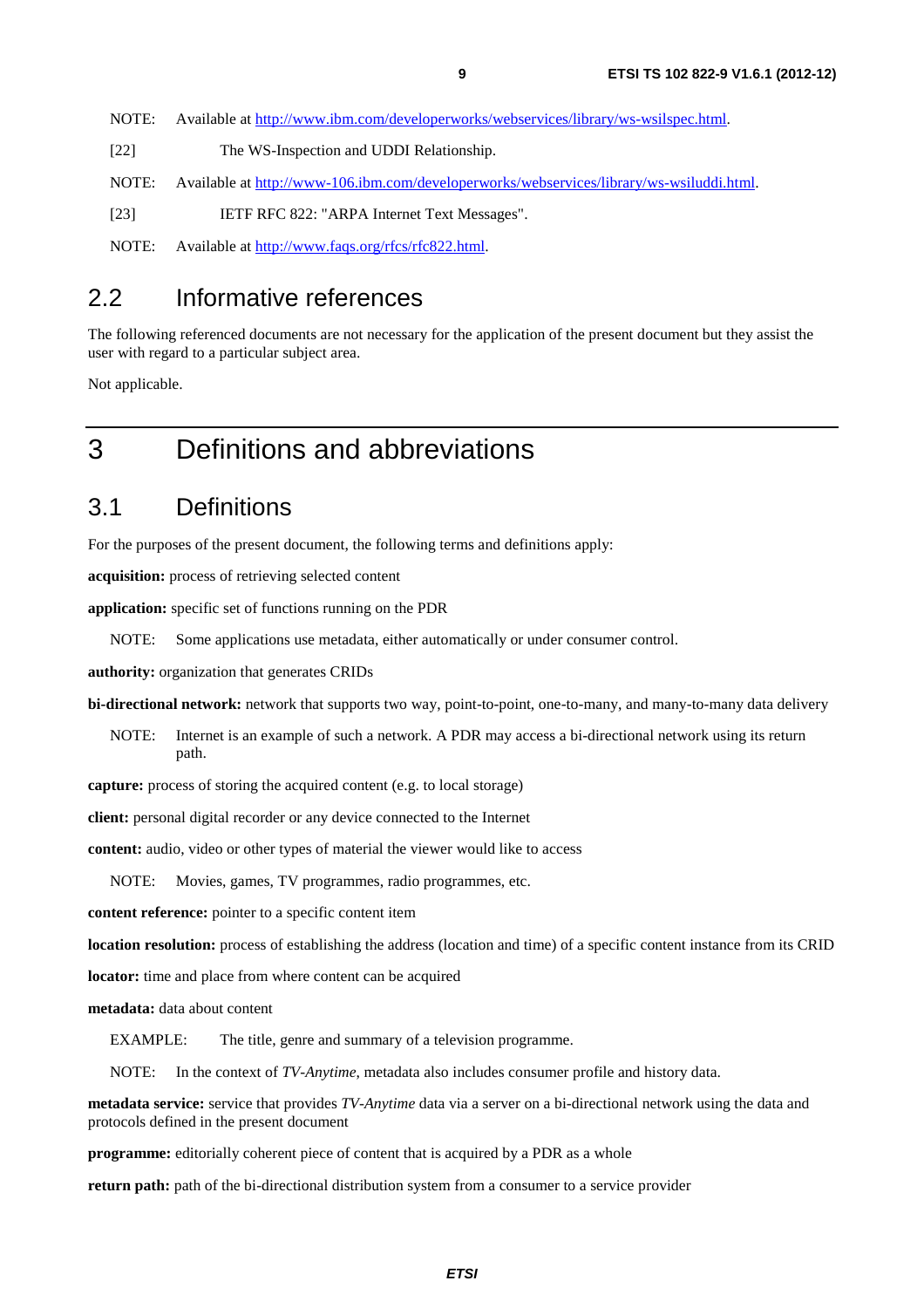NOTE: Available at http://www.ibm.com/developerworks/webservices/library/ws-wsilspec.html.

[22] The WS-Inspection and UDDI Relationship.

NOTE: Available at http://www-106.ibm.com/developerworks/webservices/library/ws-wsiluddi.html.

[23] IETF RFC 822: "ARPA Internet Text Messages".

NOTE: Available at http://www.faqs.org/rfcs/rfc822.html.

## 2.2 Informative references

The following referenced documents are not necessary for the application of the present document but they assist the user with regard to a particular subject area.

Not applicable.

# 3 Definitions and abbreviations

## 3.1 Definitions

For the purposes of the present document, the following terms and definitions apply:

**acquisition:** process of retrieving selected content

**application:** specific set of functions running on the PDR

NOTE: Some applications use metadata, either automatically or under consumer control.

**authority:** organization that generates CRIDs

**bi-directional network:** network that supports two way, point-to-point, one-to-many, and many-to-many data delivery

NOTE: Internet is an example of such a network. A PDR may access a bi-directional network using its return path.

**capture:** process of storing the acquired content (e.g. to local storage)

**client:** personal digital recorder or any device connected to the Internet

**content:** audio, video or other types of material the viewer would like to access

NOTE: Movies, games, TV programmes, radio programmes, etc.

**content reference:** pointer to a specific content item

**location resolution:** process of establishing the address (location and time) of a specific content instance from its CRID

**locator:** time and place from where content can be acquired

**metadata:** data about content

EXAMPLE: The title, genre and summary of a television programme.

NOTE: In the context of *TV-Anytime*, metadata also includes consumer profile and history data.

**metadata service:** service that provides *TV-Anytime* data via a server on a bi-directional network using the data and protocols defined in the present document

**programme:** editorially coherent piece of content that is acquired by a PDR as a whole

**return path:** path of the bi-directional distribution system from a consumer to a service provider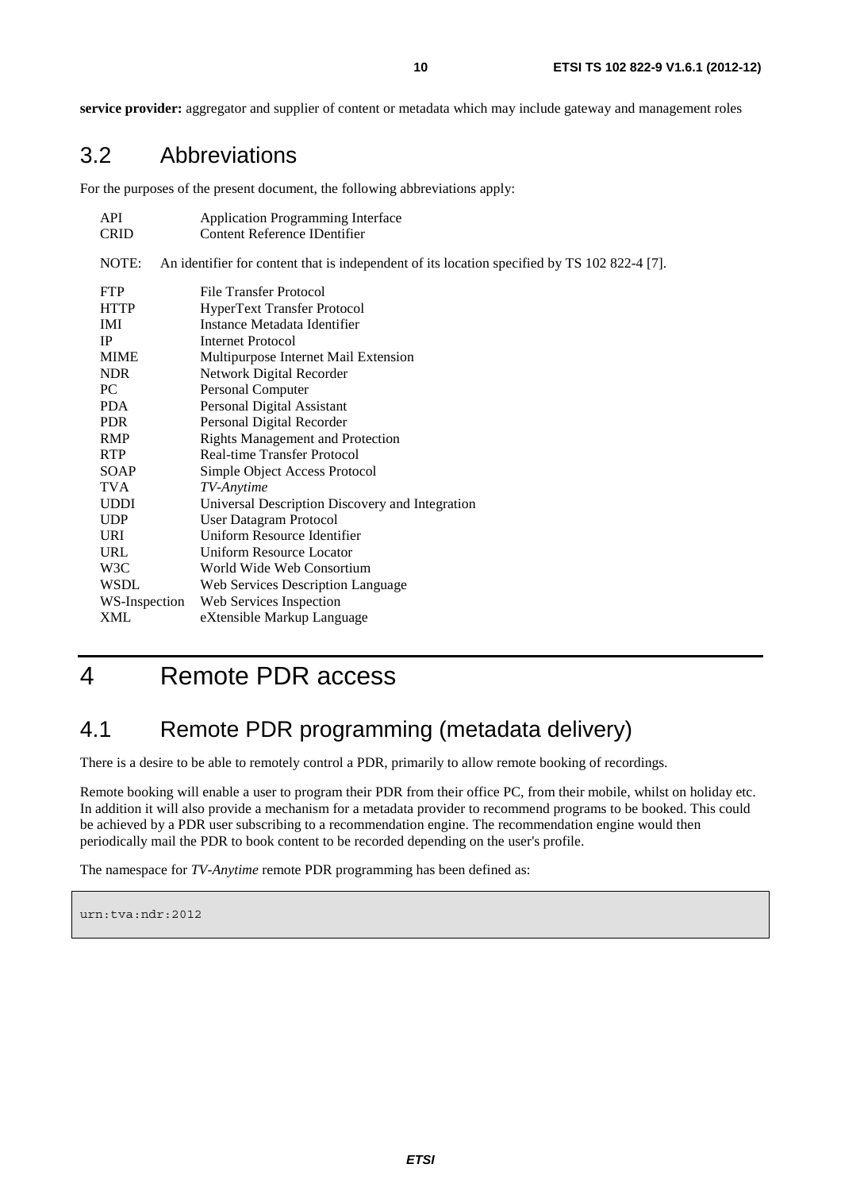**service provider:** aggregator and supplier of content or metadata which may include gateway and management roles

## 3.2 Abbreviations

For the purposes of the present document, the following abbreviations apply:

| | |
|---|---|
| API | Application Programming Interface |
| CRID | Content Reference IDentifier |

NOTE: An identifier for content that is independent of its location specified by TS 102 822-4 [7].

| | |
|---|---|
| FTP | File Transfer Protocol |
| HTTP | HyperText Transfer Protocol |
| IMI | Instance Metadata Identifier |
| IP | Internet Protocol |
| MIME | Multipurpose Internet Mail Extension |
| NDR | Network Digital Recorder |
| PC | Personal Computer |
| PDA | Personal Digital Assistant |
| PDR | Personal Digital Recorder |
| RMP | Rights Management and Protection |
| RTP | Real-time Transfer Protocol |
| SOAP | Simple Object Access Protocol |
| TVA | *TV-Anytime* |
| UDDI | Universal Description Discovery and Integration |
| UDP | User Datagram Protocol |
| URI | Uniform Resource Identifier |
| URL | Uniform Resource Locator |
| W3C | World Wide Web Consortium |
| WSDL | Web Services Description Language |
| WS-Inspection | Web Services Inspection |
| XML | eXtensible Markup Language |

# 4 Remote PDR access

## 4.1 Remote PDR programming (metadata delivery)

There is a desire to be able to remotely control a PDR, primarily to allow remote booking of recordings.

Remote booking will enable a user to program their PDR from their office PC, from their mobile, whilst on holiday etc. In addition it will also provide a mechanism for a metadata provider to recommend programs to be booked. This could be achieved by a PDR user subscribing to a recommendation engine. The recommendation engine would then periodically mail the PDR to book content to be recorded depending on the user's profile.

The namespace for *TV-Anytime* remote PDR programming has been defined as:

```
urn:tva:ndr:2012
```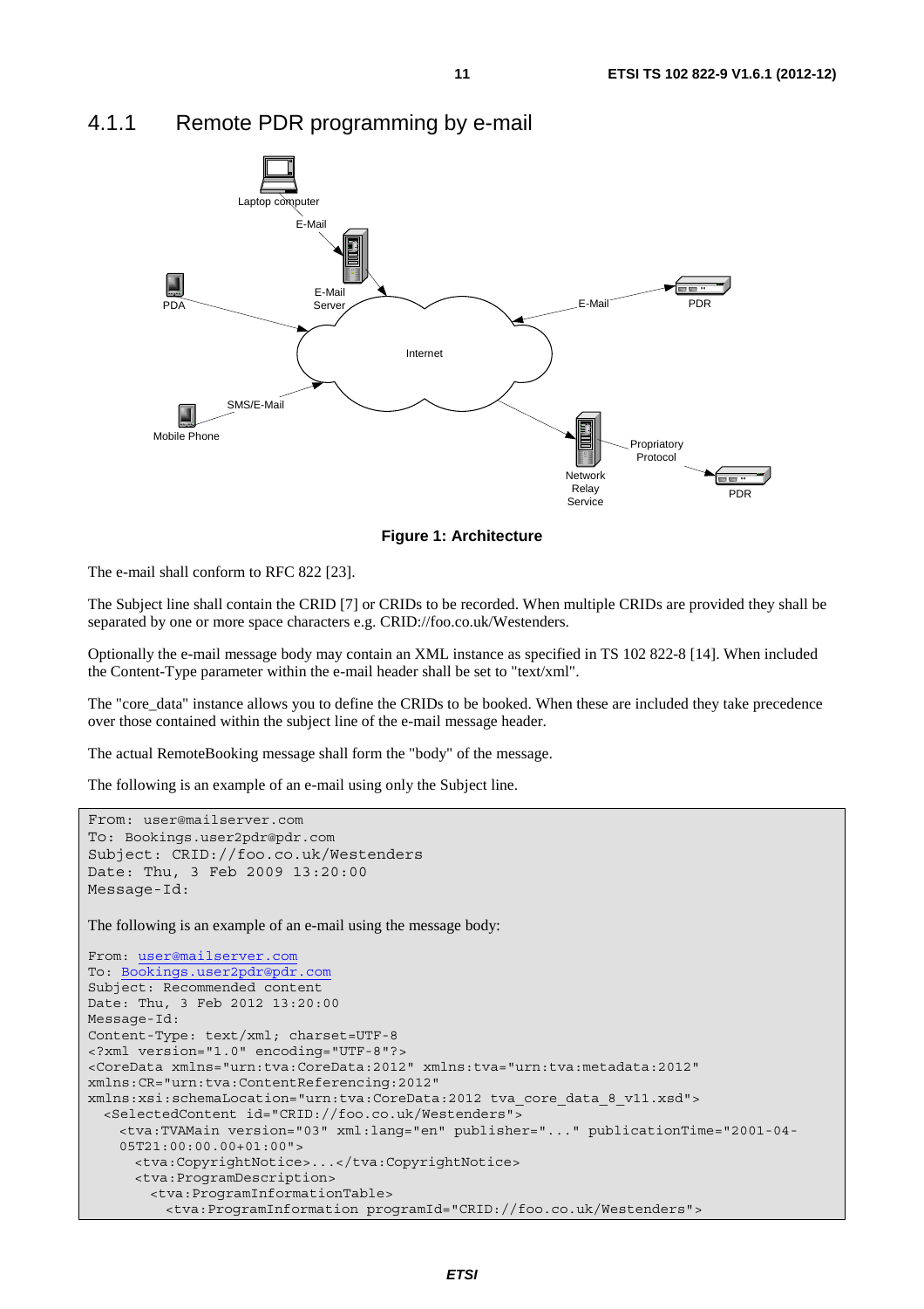### 4.1.1 Remote PDR programming by e-mail

**Figure 1: Architecture**

The e-mail shall conform to RFC 822 [23].

The Subject line shall contain the CRID [7] or CRIDs to be recorded. When multiple CRIDs are provided they shall be separated by one or more space characters e.g. CRID://foo.co.uk/Westenders.

Optionally the e-mail message body may contain an XML instance as specified in TS 102 822-8 [14]. When included the Content-Type parameter within the e-mail header shall be set to "text/xml".

The "core_data" instance allows you to define the CRIDs to be booked. When these are included they take precedence over those contained within the subject line of the e-mail message header.

The actual RemoteBooking message shall form the "body" of the message.

The following is an example of an e-mail using only the Subject line.

```
From: user@mailserver.com
To: Bookings.user2pdr@pdr.com
Subject: CRID://foo.co.uk/Westenders
Date: Thu, 3 Feb 2009 13:20:00
Message-Id:
```

The following is an example of an e-mail using the message body:

```
From: user@mailserver.com
To: Bookings.user2pdr@pdr.com
Subject: Recommended content
Date: Thu, 3 Feb 2012 13:20:00
Message-Id:
Content-Type: text/xml; charset=UTF-8
<?xml version="1.0" encoding="UTF-8"?>
<CoreData xmlns="urn:tva:CoreData:2012" xmlns:tva="urn:tva:metadata:2012"
xmlns:CR="urn:tva:ContentReferencing:2012"
xmlns:xsi:schemaLocation="urn:tva:CoreData:2012 tva_core_data_8_v11.xsd">
  <SelectedContent id="CRID://foo.co.uk/Westenders">
    <tva:TVAMain version="03" xml:lang="en" publisher="..." publicationTime="2001-04-
    05T21:00:00.00+01:00">
      <tva:CopyrightNotice>...</tva:CopyrightNotice>
      <tva:ProgramDescription>
        <tva:ProgramInformationTable>
          <tva:ProgramInformation programId="CRID://foo.co.uk/Westenders">
```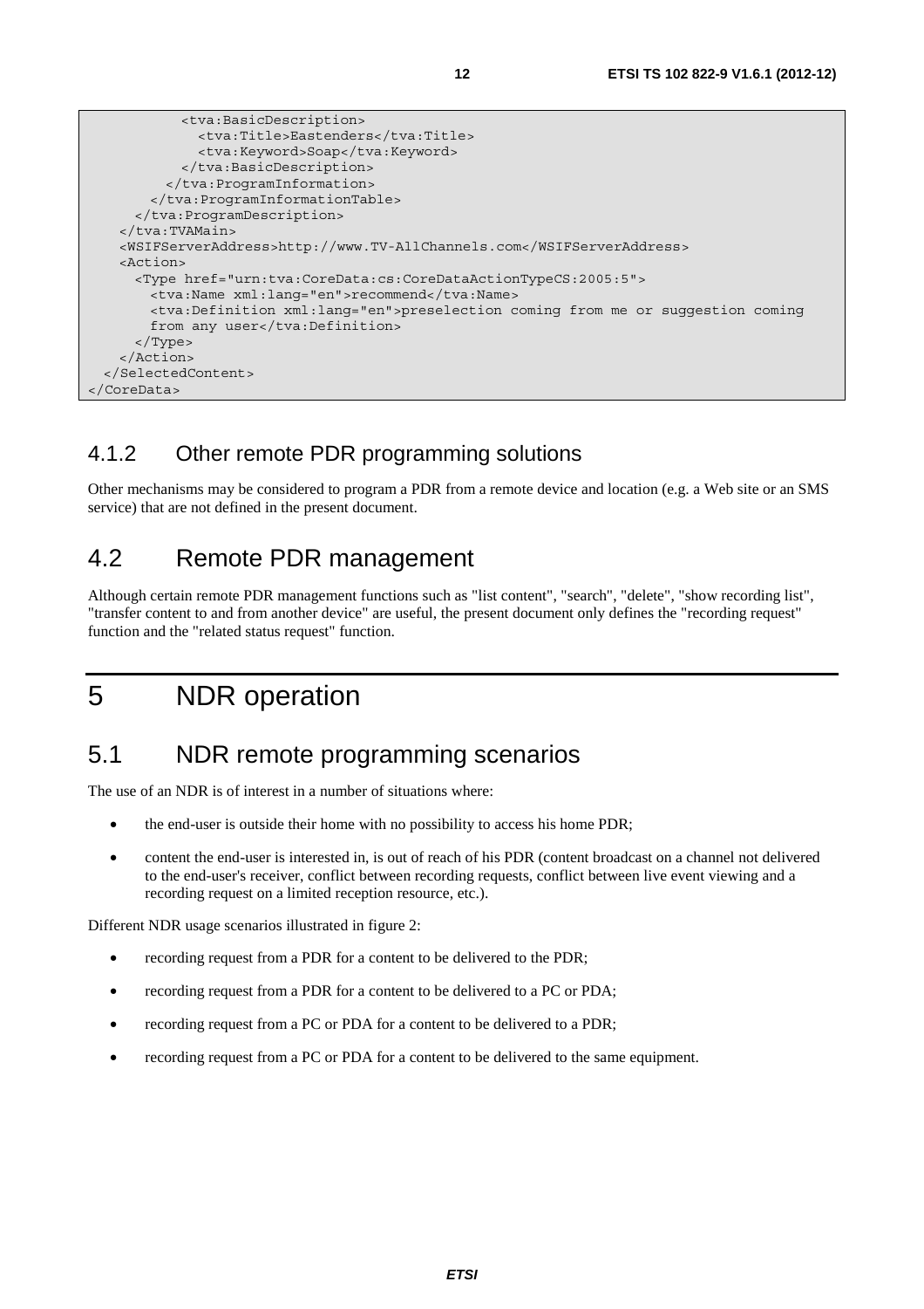```
          <tva:BasicDescription>
            <tva:Title>Eastenders</tva:Title>
            <tva:Keyword>Soap</tva:Keyword>
          </tva:BasicDescription>
        </tva:ProgramInformation>
      </tva:ProgramInformationTable>
    </tva:ProgramDescription>
  </tva:TVAMain>
  <WSIFServerAddress>http://www.TV-AllChannels.com</WSIFServerAddress>
  <Action>
    <Type href="urn:tva:CoreData:cs:CoreDataActionTypeCS:2005:5">
      <tva:Name xml:lang="en">recommend</tva:Name>
      <tva:Definition xml:lang="en">preselection coming from me or suggestion coming
      from any user</tva:Definition>
    </Type>
  </Action>
 </SelectedContent>
</CoreData>
```

### 4.1.2 Other remote PDR programming solutions

Other mechanisms may be considered to program a PDR from a remote device and location (e.g. a Web site or an SMS service) that are not defined in the present document.

## 4.2 Remote PDR management

Although certain remote PDR management functions such as "list content", "search", "delete", "show recording list", "transfer content to and from another device" are useful, the present document only defines the "recording request" function and the "related status request" function.

# 5 NDR operation

## 5.1 NDR remote programming scenarios

The use of an NDR is of interest in a number of situations where:

- the end-user is outside their home with no possibility to access his home PDR;
- content the end-user is interested in, is out of reach of his PDR (content broadcast on a channel not delivered to the end-user's receiver, conflict between recording requests, conflict between live event viewing and a recording request on a limited reception resource, etc.).

Different NDR usage scenarios illustrated in figure 2:

- recording request from a PDR for a content to be delivered to the PDR;
- recording request from a PDR for a content to be delivered to a PC or PDA;
- recording request from a PC or PDA for a content to be delivered to a PDR;
- recording request from a PC or PDA for a content to be delivered to the same equipment.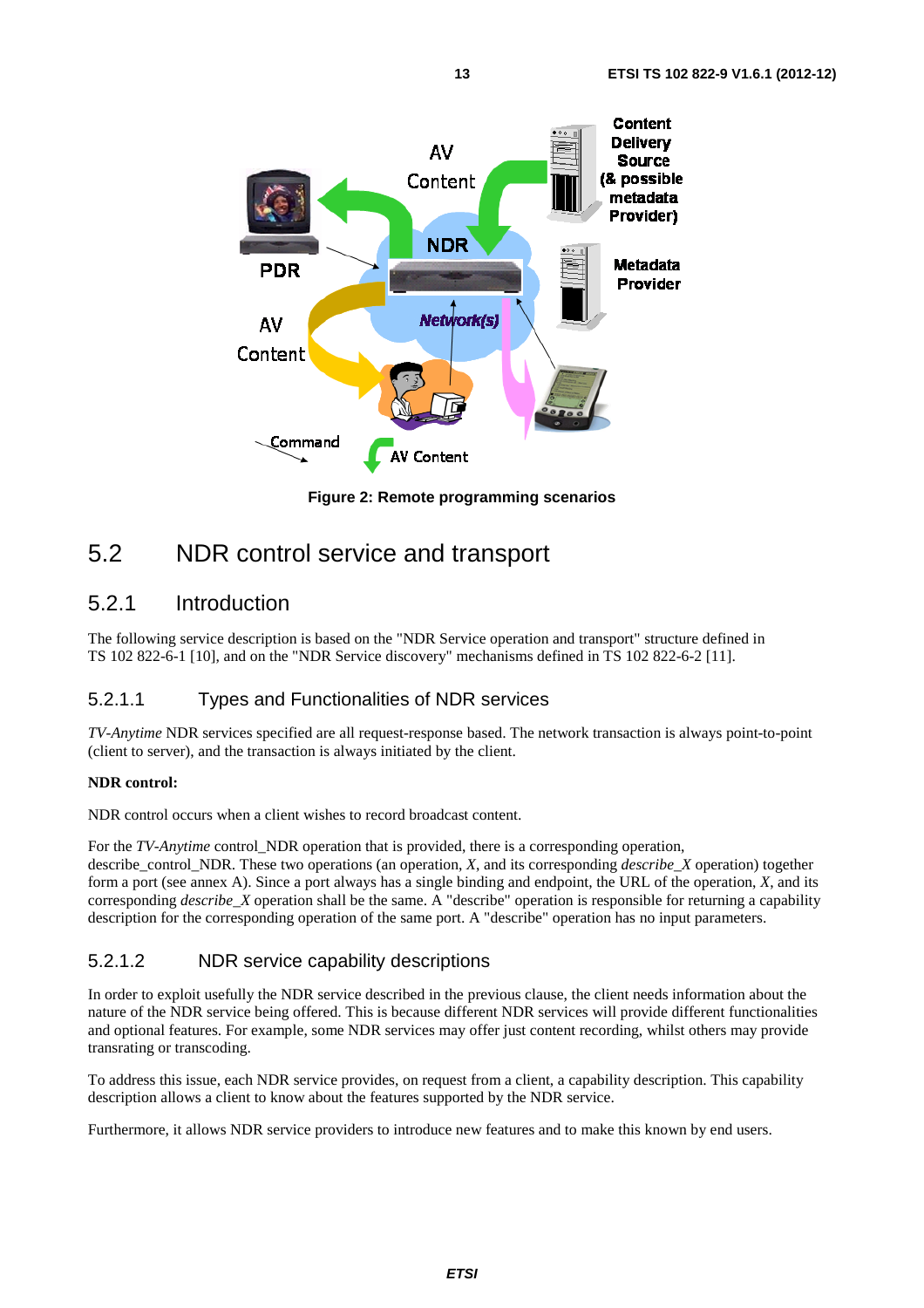Figure 2: Remote programming scenarios

## 5.2 NDR control service and transport

### 5.2.1 Introduction

The following service description is based on the "NDR Service operation and transport" structure defined in TS 102 822-6-1 [10], and on the "NDR Service discovery" mechanisms defined in TS 102 822-6-2 [11].

#### 5.2.1.1 Types and Functionalities of NDR services

*TV-Anytime* NDR services specified are all request-response based. The network transaction is always point-to-point (client to server), and the transaction is always initiated by the client.

**NDR control:**

NDR control occurs when a client wishes to record broadcast content.

For the *TV-Anytime* control_NDR operation that is provided, there is a corresponding operation, describe_control_NDR. These two operations (an operation, *X*, and its corresponding *describe_X* operation) together form a port (see annex A). Since a port always has a single binding and endpoint, the URL of the operation, *X*, and its corresponding *describe_X* operation shall be the same. A "describe" operation is responsible for returning a capability description for the corresponding operation of the same port. A "describe" operation has no input parameters.

#### 5.2.1.2 NDR service capability descriptions

In order to exploit usefully the NDR service described in the previous clause, the client needs information about the nature of the NDR service being offered. This is because different NDR services will provide different functionalities and optional features. For example, some NDR services may offer just content recording, whilst others may provide transrating or transcoding.

To address this issue, each NDR service provides, on request from a client, a capability description. This capability description allows a client to know about the features supported by the NDR service.

Furthermore, it allows NDR service providers to introduce new features and to make this known by end users.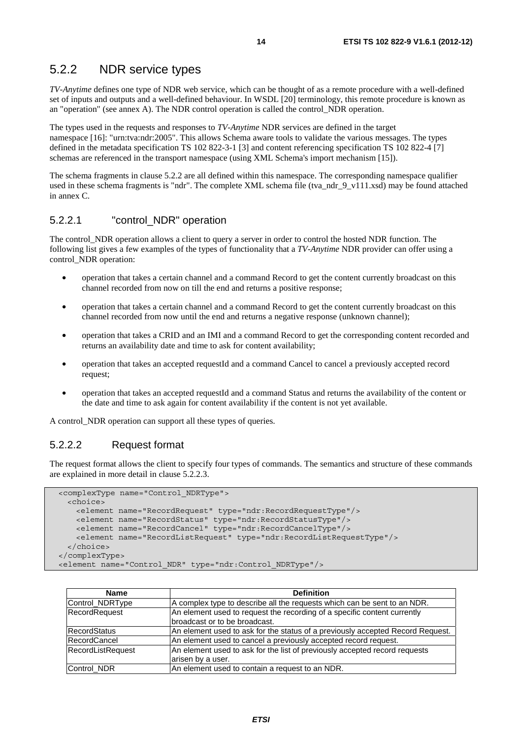## 5.2.2 NDR service types

*TV-Anytime* defines one type of NDR web service, which can be thought of as a remote procedure with a well-defined set of inputs and outputs and a well-defined behaviour. In WSDL [20] terminology, this remote procedure is known as an "operation" (see annex A). The NDR control operation is called the control_NDR operation.

The types used in the requests and responses to *TV-Anytime* NDR services are defined in the target namespace [16]: "urn:tva:ndr:2005". This allows Schema aware tools to validate the various messages. The types defined in the metadata specification TS 102 822-3-1 [3] and content referencing specification TS 102 822-4 [7] schemas are referenced in the transport namespace (using XML Schema's import mechanism [15]).

The schema fragments in clause 5.2.2 are all defined within this namespace. The corresponding namespace qualifier used in these schema fragments is "ndr". The complete XML schema file (tva_ndr_9_v111.xsd) may be found attached in annex C.

### 5.2.2.1 "control_NDR" operation

The control_NDR operation allows a client to query a server in order to control the hosted NDR function. The following list gives a few examples of the types of functionality that a *TV-Anytime* NDR provider can offer using a control_NDR operation:

- operation that takes a certain channel and a command Record to get the content currently broadcast on this channel recorded from now on till the end and returns a positive response;
- operation that takes a certain channel and a command Record to get the content currently broadcast on this channel recorded from now until the end and returns a negative response (unknown channel);
- operation that takes a CRID and an IMI and a command Record to get the corresponding content recorded and returns an availability date and time to ask for content availability;
- operation that takes an accepted requestId and a command Cancel to cancel a previously accepted record request;
- operation that takes an accepted requestId and a command Status and returns the availability of the content or the date and time to ask again for content availability if the content is not yet available.

A control_NDR operation can support all these types of queries.

### 5.2.2.2 Request format

The request format allows the client to specify four types of commands. The semantics and structure of these commands are explained in more detail in clause 5.2.2.3.

```
<complexType name="Control_NDRType">
  <choice>
    <element name="RecordRequest" type="ndr:RecordRequestType"/>
    <element name="RecordStatus" type="ndr:RecordStatusType"/>
    <element name="RecordCancel" type="ndr:RecordCancelType"/>
    <element name="RecordListRequest" type="ndr:RecordListRequestType"/>
  </choice>
</complexType>
<element name="Control_NDR" type="ndr:Control_NDRType"/>
```

| Name | Definition |
|---|---|
| Control_NDRType | A complex type to describe all the requests which can be sent to an NDR. |
| RecordRequest | An element used to request the recording of a specific content currently broadcast or to be broadcast. |
| RecordStatus | An element used to ask for the status of a previously accepted Record Request. |
| RecordCancel | An element used to cancel a previously accepted record request. |
| RecordListRequest | An element used to ask for the list of previously accepted record requests arisen by a user. |
| Control_NDR | An element used to contain a request to an NDR. |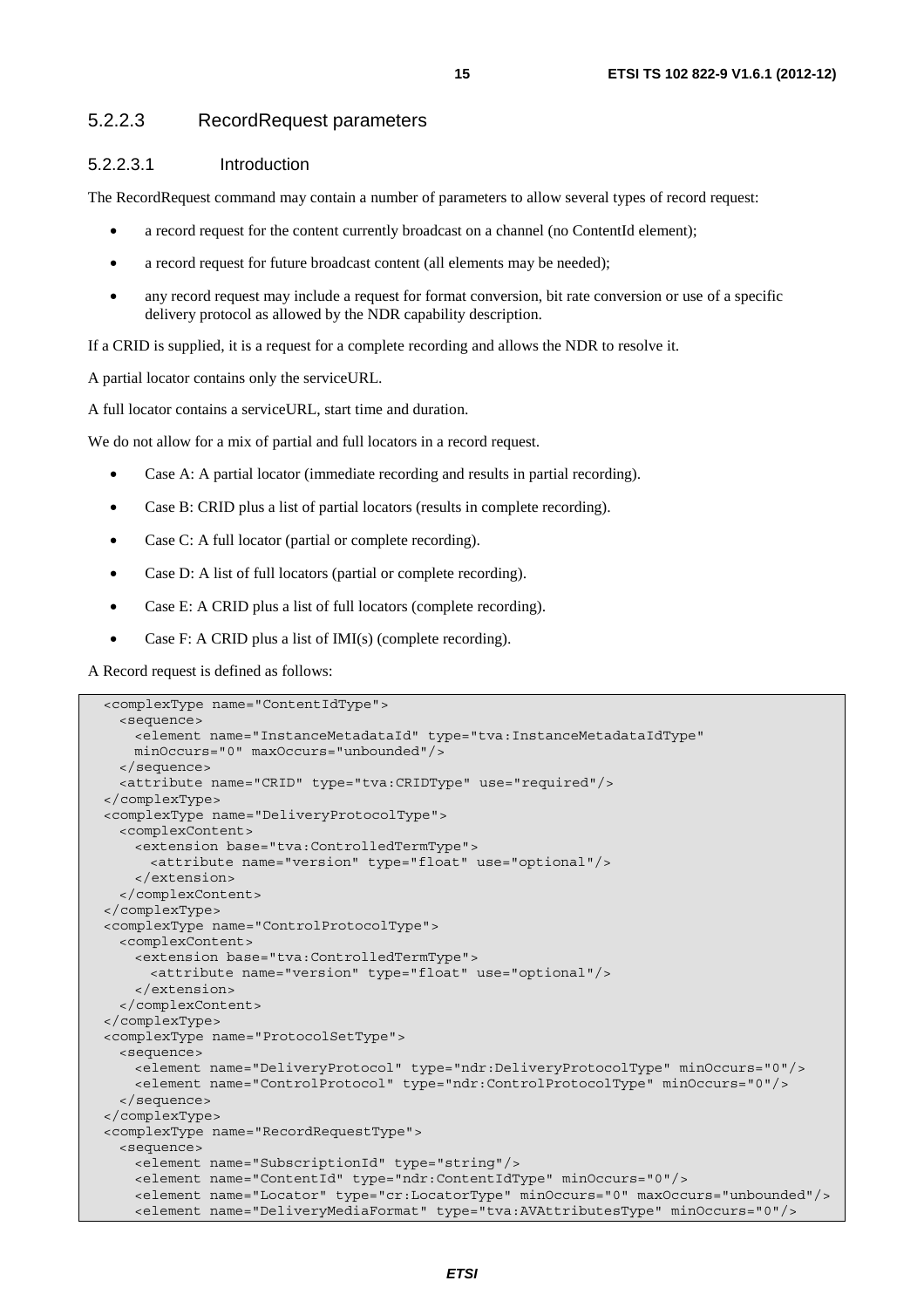#### 5.2.2.3 RecordRequest parameters

##### 5.2.2.3.1 Introduction

The RecordRequest command may contain a number of parameters to allow several types of record request:

- a record request for the content currently broadcast on a channel (no ContentId element);
- a record request for future broadcast content (all elements may be needed);
- any record request may include a request for format conversion, bit rate conversion or use of a specific delivery protocol as allowed by the NDR capability description.

If a CRID is supplied, it is a request for a complete recording and allows the NDR to resolve it.

A partial locator contains only the serviceURL.

A full locator contains a serviceURL, start time and duration.

We do not allow for a mix of partial and full locators in a record request.

- Case A: A partial locator (immediate recording and results in partial recording).
- Case B: CRID plus a list of partial locators (results in complete recording).
- Case C: A full locator (partial or complete recording).
- Case D: A list of full locators (partial or complete recording).
- Case E: A CRID plus a list of full locators (complete recording).
- Case F: A CRID plus a list of IMI(s) (complete recording).

A Record request is defined as follows:

```
<complexType name="ContentIdType">
  <sequence>
    <element name="InstanceMetadataId" type="tva:InstanceMetadataIdType"
    minOccurs="0" maxOccurs="unbounded"/>
  </sequence>
  <attribute name="CRID" type="tva:CRIDType" use="required"/>
</complexType>
<complexType name="DeliveryProtocolType">
  <complexContent>
    <extension base="tva:ControlledTermType">
      <attribute name="version" type="float" use="optional"/>
    </extension>
  </complexContent>
</complexType>
<complexType name="ControlProtocolType">
  <complexContent>
    <extension base="tva:ControlledTermType">
      <attribute name="version" type="float" use="optional"/>
    </extension>
  </complexContent>
</complexType>
<complexType name="ProtocolSetType">
  <sequence>
    <element name="DeliveryProtocol" type="ndr:DeliveryProtocolType" minOccurs="0"/>
    <element name="ControlProtocol" type="ndr:ControlProtocolType" minOccurs="0"/>
  </sequence>
</complexType>
<complexType name="RecordRequestType">
  <sequence>
    <element name="SubscriptionId" type="string"/>
    <element name="ContentId" type="ndr:ContentIdType" minOccurs="0"/>
    <element name="Locator" type="cr:LocatorType" minOccurs="0" maxOccurs="unbounded"/>
    <element name="DeliveryMediaFormat" type="tva:AVAttributesType" minOccurs="0"/>
```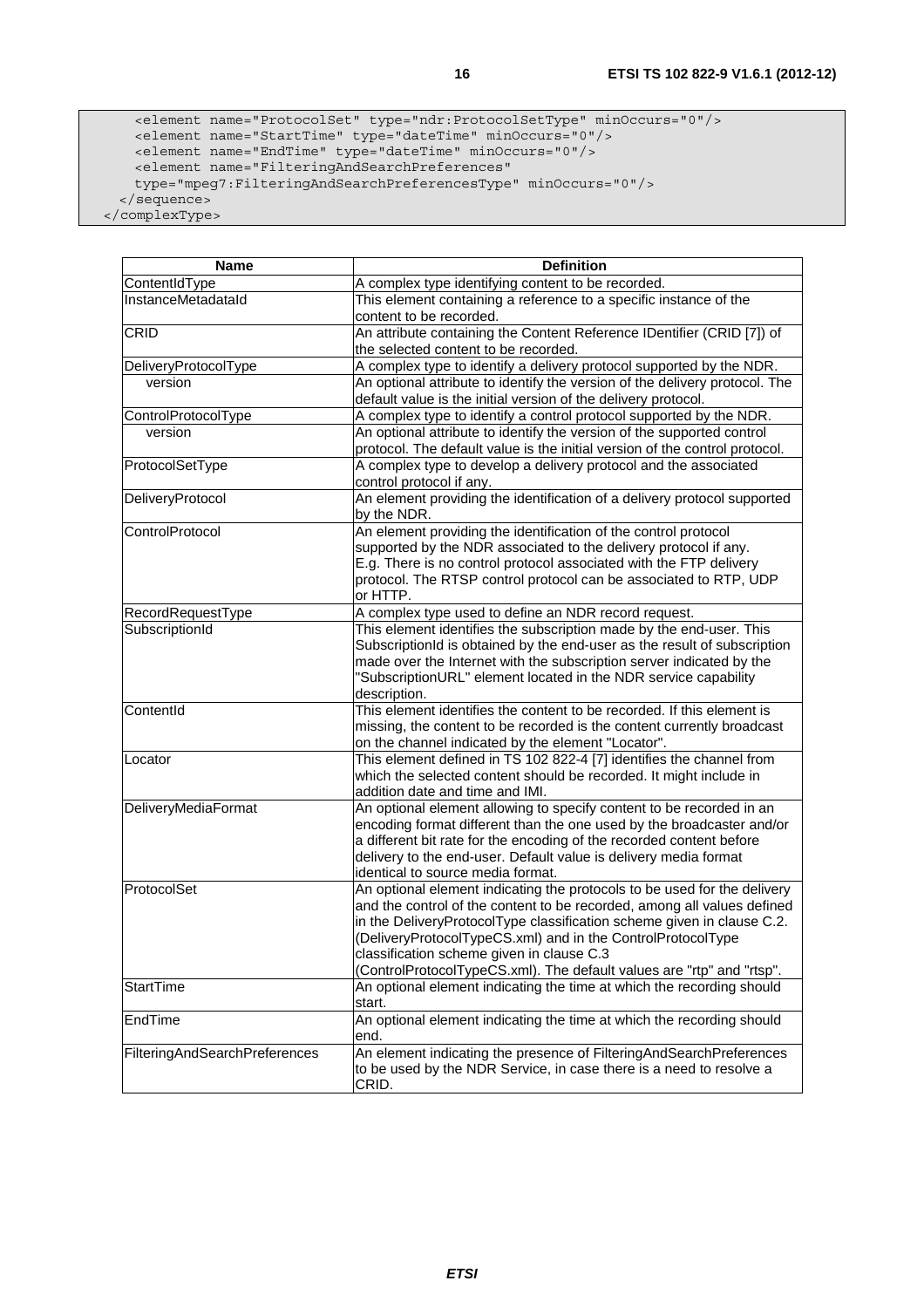```
    <element name="ProtocolSet" type="ndr:ProtocolSetType" minOccurs="0"/>
    <element name="StartTime" type="dateTime" minOccurs="0"/>
    <element name="EndTime" type="dateTime" minOccurs="0"/>
    <element name="FilteringAndSearchPreferences"
    type="mpeg7:FilteringAndSearchPreferencesType" minOccurs="0"/>
  </sequence>
</complexType>
```

| Name | Definition |
| --- | --- |
| ContentIdType | A complex type identifying content to be recorded. |
| InstanceMetadataId | This element containing a reference to a specific instance of the content to be recorded. |
| CRID | An attribute containing the Content Reference IDentifier (CRID [7]) of the selected content to be recorded. |
| DeliveryProtocolType | A complex type to identify a delivery protocol supported by the NDR. |
| version | An optional attribute to identify the version of the delivery protocol. The default value is the initial version of the delivery protocol. |
| ControlProtocolType | A complex type to identify a control protocol supported by the NDR. |
| version | An optional attribute to identify the version of the supported control protocol. The default value is the initial version of the control protocol. |
| ProtocolSetType | A complex type to develop a delivery protocol and the associated control protocol if any. |
| DeliveryProtocol | An element providing the identification of a delivery protocol supported by the NDR. |
| ControlProtocol | An element providing the identification of the control protocol supported by the NDR associated to the delivery protocol if any. E.g. There is no control protocol associated with the FTP delivery protocol. The RTSP control protocol can be associated to RTP, UDP or HTTP. |
| RecordRequestType | A complex type used to define an NDR record request. |
| SubscriptionId | This element identifies the subscription made by the end-user. This SubscriptionId is obtained by the end-user as the result of subscription made over the Internet with the subscription server indicated by the "SubscriptionURL" element located in the NDR service capability description. |
| ContentId | This element identifies the content to be recorded. If this element is missing, the content to be recorded is the content currently broadcast on the channel indicated by the element "Locator". |
| Locator | This element defined in TS 102 822-4 [7] identifies the channel from which the selected content should be recorded. It might include in addition date and time and IMI. |
| DeliveryMediaFormat | An optional element allowing to specify content to be recorded in an encoding format different than the one used by the broadcaster and/or a different bit rate for the encoding of the recorded content before delivery to the end-user. Default value is delivery media format identical to source media format. |
| ProtocolSet | An optional element indicating the protocols to be used for the delivery and the control of the content to be recorded, among all values defined in the DeliveryProtocolType classification scheme given in clause C.2. (DeliveryProtocolTypeCS.xml) and in the ControlProtocolType classification scheme given in clause C.3 (ControlProtocolTypeCS.xml). The default values are "rtp" and "rtsp". |
| StartTime | An optional element indicating the time at which the recording should start. |
| EndTime | An optional element indicating the time at which the recording should end. |
| FilteringAndSearchPreferences | An element indicating the presence of FilteringAndSearchPreferences to be used by the NDR Service, in case there is a need to resolve a CRID. |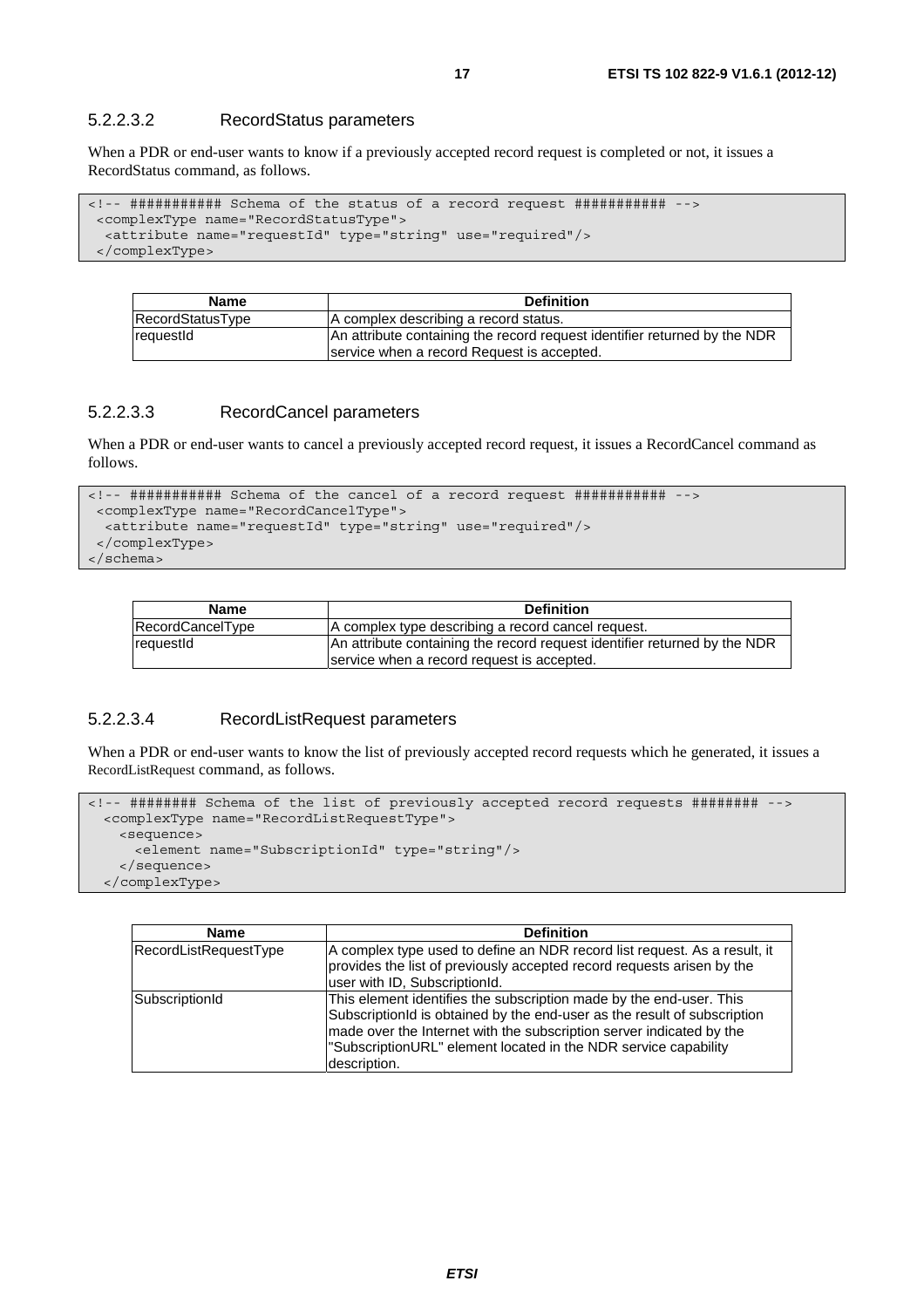#### 5.2.2.3.2 RecordStatus parameters

When a PDR or end-user wants to know if a previously accepted record request is completed or not, it issues a RecordStatus command, as follows.

```
<!-- ########### Schema of the status of a record request ########### -->
 <complexType name="RecordStatusType">
  <attribute name="requestId" type="string" use="required"/>
 </complexType>
```

| Name | Definition |
|---|---|
| RecordStatusType | A complex describing a record status. |
| requestId | An attribute containing the record request identifier returned by the NDR service when a record Request is accepted. |

#### 5.2.2.3.3 RecordCancel parameters

When a PDR or end-user wants to cancel a previously accepted record request, it issues a RecordCancel command as follows.

```
<!-- ########### Schema of the cancel of a record request ########### -->
 <complexType name="RecordCancelType">
  <attribute name="requestId" type="string" use="required"/>
 </complexType>
</schema>
```

| Name | Definition |
|---|---|
| RecordCancelType | A complex type describing a record cancel request. |
| requestId | An attribute containing the record request identifier returned by the NDR service when a record request is accepted. |

#### 5.2.2.3.4 RecordListRequest parameters

When a PDR or end-user wants to know the list of previously accepted record requests which he generated, it issues a RecordListRequest command, as follows.

```
<!-- ######## Schema of the list of previously accepted record requests ######## -->
  <complexType name="RecordListRequestType">
    <sequence>
      <element name="SubscriptionId" type="string"/>
    </sequence>
  </complexType>
```

| Name | Definition |
|---|---|
| RecordListRequestType | A complex type used to define an NDR record list request. As a result, it provides the list of previously accepted record requests arisen by the user with ID, SubscriptionId. |
| SubscriptionId | This element identifies the subscription made by the end-user. This SubscriptionId is obtained by the end-user as the result of subscription made over the Internet with the subscription server indicated by the "SubscriptionURL" element located in the NDR service capability description. |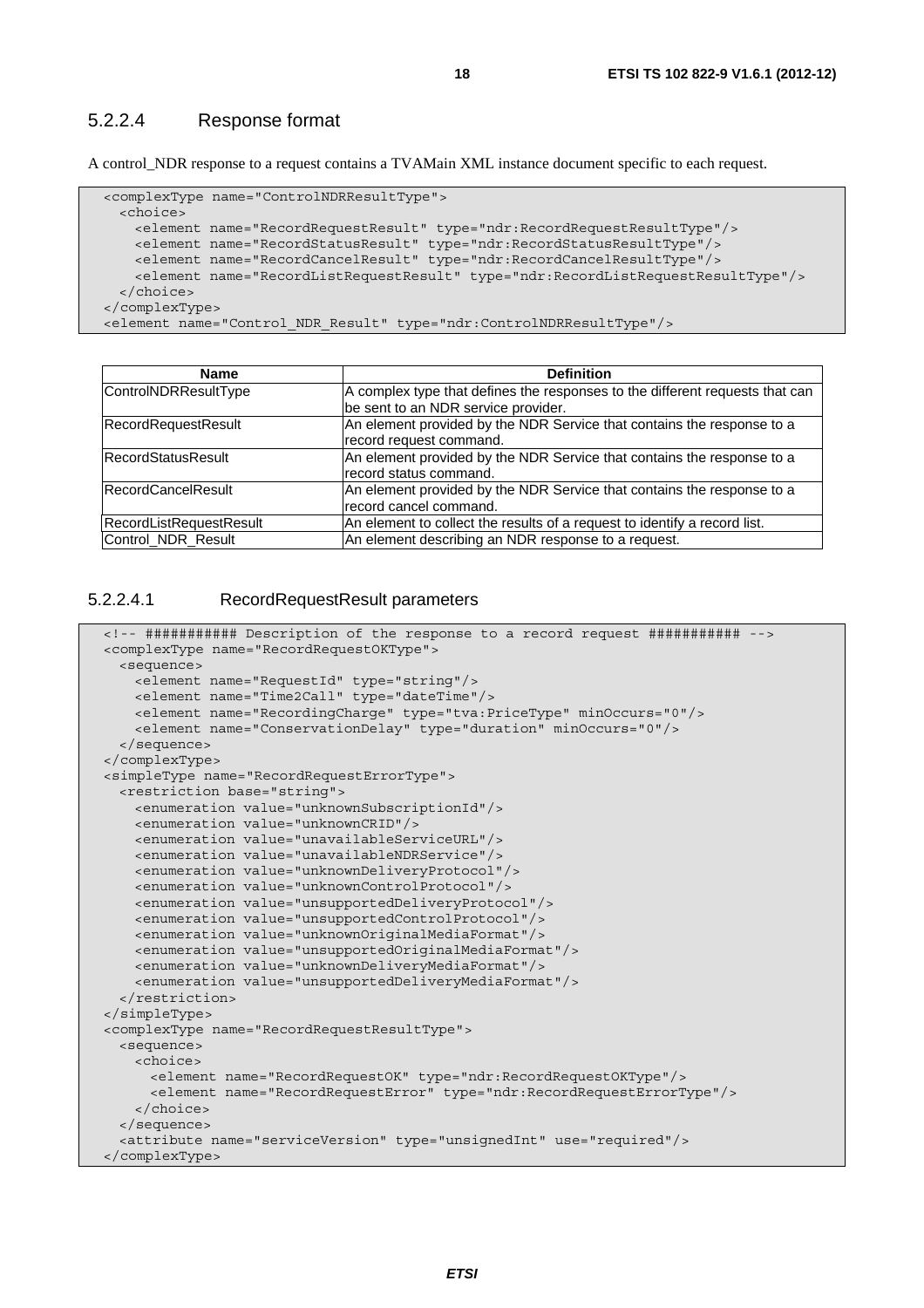### 5.2.2.4 Response format

A control_NDR response to a request contains a TVAMain XML instance document specific to each request.

```
<complexType name="ControlNDRResultType">
  <choice>
    <element name="RecordRequestResult" type="ndr:RecordRequestResultType"/>
    <element name="RecordStatusResult" type="ndr:RecordStatusResultType"/>
    <element name="RecordCancelResult" type="ndr:RecordCancelResultType"/>
    <element name="RecordListRequestResult" type="ndr:RecordListRequestResultType"/>
  </choice>
</complexType>
<element name="Control_NDR_Result" type="ndr:ControlNDRResultType"/>
```

| Name | Definition |
| --- | --- |
| ControlNDRResultType | A complex type that defines the responses to the different requests that can be sent to an NDR service provider. |
| RecordRequestResult | An element provided by the NDR Service that contains the response to a record request command. |
| RecordStatusResult | An element provided by the NDR Service that contains the response to a record status command. |
| RecordCancelResult | An element provided by the NDR Service that contains the response to a record cancel command. |
| RecordListRequestResult | An element to collect the results of a request to identify a record list. |
| Control_NDR_Result | An element describing an NDR response to a request. |

#### 5.2.2.4.1 RecordRequestResult parameters

```
<!-- ########### Description of the response to a record request ########### -->
<complexType name="RecordRequestOKType">
  <sequence>
    <element name="RequestId" type="string"/>
    <element name="Time2Call" type="dateTime"/>
    <element name="RecordingCharge" type="tva:PriceType" minOccurs="0"/>
    <element name="ConservationDelay" type="duration" minOccurs="0"/>
  </sequence>
</complexType>
<simpleType name="RecordRequestErrorType">
  <restriction base="string">
    <enumeration value="unknownSubscriptionId"/>
    <enumeration value="unknownCRID"/>
    <enumeration value="unavailableServiceURL"/>
    <enumeration value="unavailableNDRService"/>
    <enumeration value="unknownDeliveryProtocol"/>
    <enumeration value="unknownControlProtocol"/>
    <enumeration value="unsupportedDeliveryProtocol"/>
    <enumeration value="unsupportedControlProtocol"/>
    <enumeration value="unknownOriginalMediaFormat"/>
    <enumeration value="unsupportedOriginalMediaFormat"/>
    <enumeration value="unknownDeliveryMediaFormat"/>
    <enumeration value="unsupportedDeliveryMediaFormat"/>
  </restriction>
</simpleType>
<complexType name="RecordRequestResultType">
  <sequence>
    <choice>
      <element name="RecordRequestOK" type="ndr:RecordRequestOKType"/>
      <element name="RecordRequestError" type="ndr:RecordRequestErrorType"/>
    </choice>
  </sequence>
  <attribute name="serviceVersion" type="unsignedInt" use="required"/>
</complexType>
```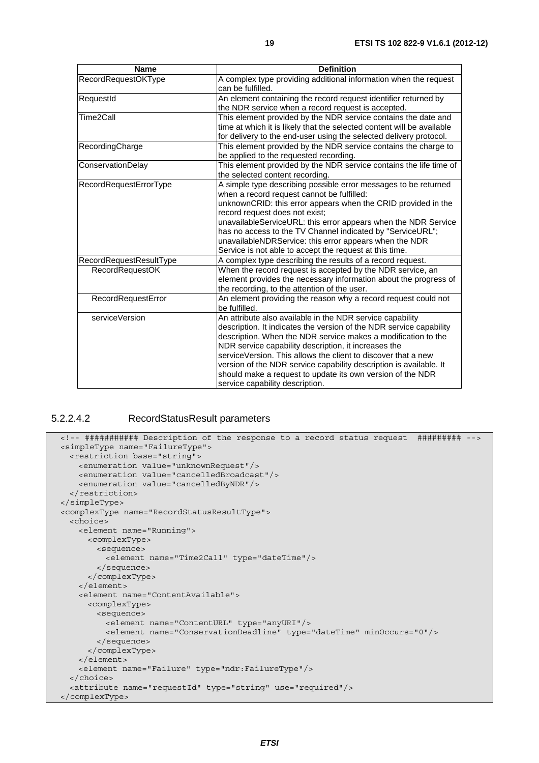| Name | Definition |
| --- | --- |
| RecordRequestOKType | A complex type providing additional information when the request can be fulfilled. |
| RequestId | An element containing the record request identifier returned by the NDR service when a record request is accepted. |
| Time2Call | This element provided by the NDR service contains the date and time at which it is likely that the selected content will be available for delivery to the end-user using the selected delivery protocol. |
| RecordingCharge | This element provided by the NDR service contains the charge to be applied to the requested recording. |
| ConservationDelay | This element provided by the NDR service contains the life time of the selected content recording. |
| RecordRequestErrorType | A simple type describing possible error messages to be returned when a record request cannot be fulfilled:<br>unknownCRID: this error appears when the CRID provided in the record request does not exist;<br>unavailableServiceURL: this error appears when the NDR Service has no access to the TV Channel indicated by "ServiceURL";<br>unavailableNDRService: this error appears when the NDR Service is not able to accept the request at this time. |
| RecordRequestResultType | A complex type describing the results of a record request. |
| RecordRequestOK | When the record request is accepted by the NDR service, an element provides the necessary information about the progress of the recording, to the attention of the user. |
| RecordRequestError | An element providing the reason why a record request could not be fulfilled. |
| serviceVersion | An attribute also available in the NDR service capability description. It indicates the version of the NDR service capability description. When the NDR service makes a modification to the NDR service capability description, it increases the serviceVersion. This allows the client to discover that a new version of the NDR service capability description is available. It should make a request to update its own version of the NDR service capability description. |

#### 5.2.2.4.2 RecordStatusResult parameters

```
<!-- ########### Description of the response to a record status request  ######### -->
<simpleType name="FailureType">
  <restriction base="string">
    <enumeration value="unknownRequest"/>
    <enumeration value="cancelledBroadcast"/>
    <enumeration value="cancelledByNDR"/>
  </restriction>
</simpleType>
<complexType name="RecordStatusResultType">
  <choice>
    <element name="Running">
      <complexType>
        <sequence>
          <element name="Time2Call" type="dateTime"/>
        </sequence>
      </complexType>
    </element>
    <element name="ContentAvailable">
      <complexType>
        <sequence>
          <element name="ContentURL" type="anyURI"/>
          <element name="ConservationDeadline" type="dateTime" minOccurs="0"/>
        </sequence>
      </complexType>
    </element>
    <element name="Failure" type="ndr:FailureType"/>
  </choice>
  <attribute name="requestId" type="string" use="required"/>
</complexType>
```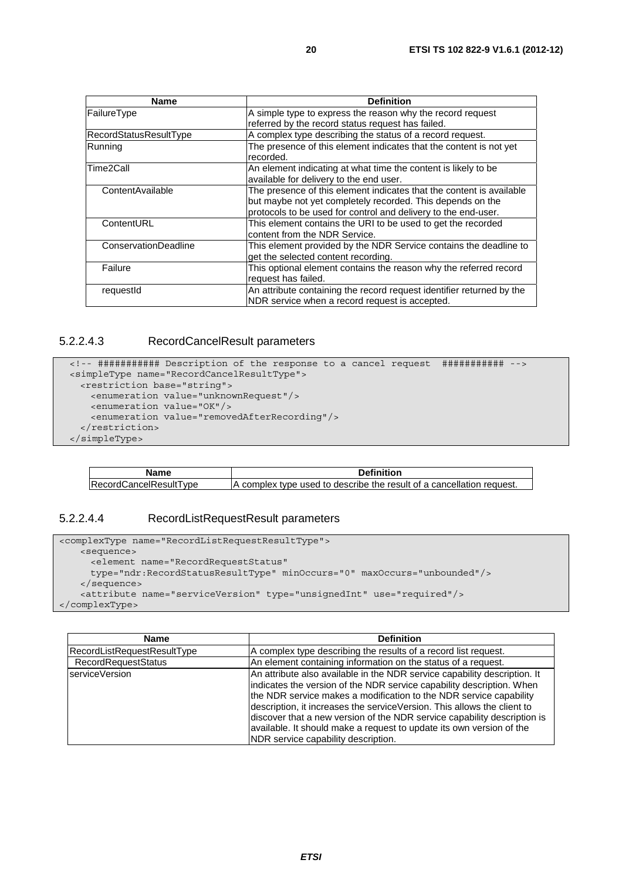| Name | Definition |
| --- | --- |
| FailureType | A simple type to express the reason why the record request referred by the record status request has failed. |
| RecordStatusResultType | A complex type describing the status of a record request. |
| Running | The presence of this element indicates that the content is not yet recorded. |
| Time2Call | An element indicating at what time the content is likely to be available for delivery to the end user. |
| ContentAvailable | The presence of this element indicates that the content is available but maybe not yet completely recorded. This depends on the protocols to be used for control and delivery to the end-user. |
| ContentURL | This element contains the URI to be used to get the recorded content from the NDR Service. |
| ConservationDeadline | This element provided by the NDR Service contains the deadline to get the selected content recording. |
| Failure | This optional element contains the reason why the referred record request has failed. |
| requestId | An attribute containing the record request identifier returned by the NDR service when a record request is accepted. |

#### 5.2.2.4.3 RecordCancelResult parameters

```
<!-- ########### Description of the response to a cancel request  ########### -->
<simpleType name="RecordCancelResultType">
  <restriction base="string">
    <enumeration value="unknownRequest"/>
    <enumeration value="OK"/>
    <enumeration value="removedAfterRecording"/>
  </restriction>
</simpleType>
```

| Name | Definition |
| --- | --- |
| RecordCancelResultType | A complex type used to describe the result of a cancellation request. |

#### 5.2.2.4.4 RecordListRequestResult parameters

```
<complexType name="RecordListRequestResultType">
    <sequence>
      <element name="RecordRequestStatus"
      type="ndr:RecordStatusResultType" minOccurs="0" maxOccurs="unbounded"/>
    </sequence>
    <attribute name="serviceVersion" type="unsignedInt" use="required"/>
</complexType>
```

| Name | Definition |
| --- | --- |
| RecordListRequestResultType | A complex type describing the results of a record list request. |
| RecordRequestStatus | An element containing information on the status of a request. |
| serviceVersion | An attribute also available in the NDR service capability description. It indicates the version of the NDR service capability description. When the NDR service makes a modification to the NDR service capability description, it increases the serviceVersion. This allows the client to discover that a new version of the NDR service capability description is available. It should make a request to update its own version of the NDR service capability description. |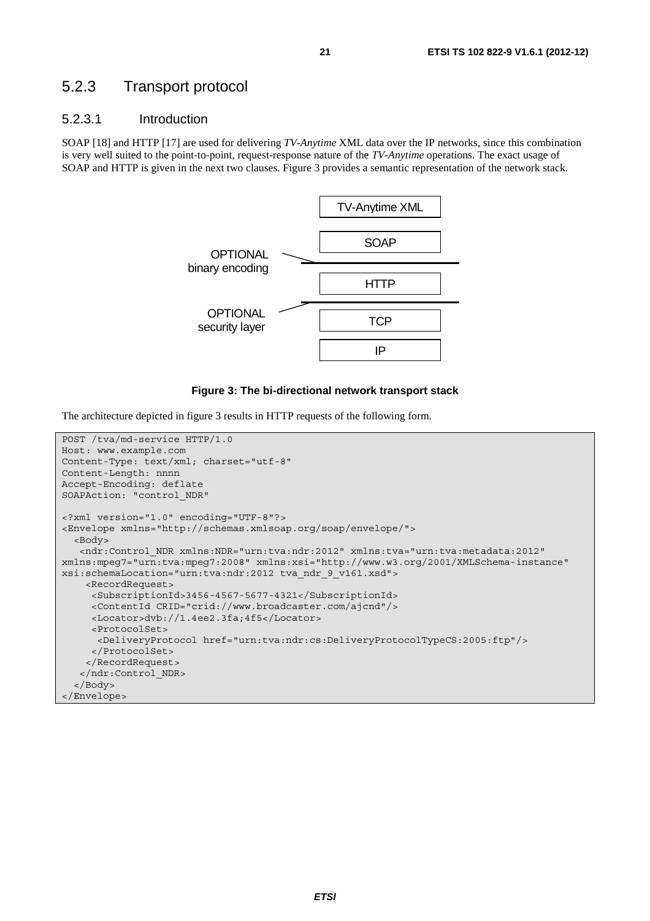## 5.2.3 Transport protocol

### 5.2.3.1 Introduction

SOAP [18] and HTTP [17] are used for delivering *TV-Anytime* XML data over the IP networks, since this combination is very well suited to the point-to-point, request-response nature of the *TV-Anytime* operations. The exact usage of SOAP and HTTP is given in the next two clauses. Figure 3 provides a semantic representation of the network stack.

TV-Anytime XML

SOAP

OPTIONAL binary encoding

HTTP

OPTIONAL security layer

TCP

IP

**Figure 3: The bi-directional network transport stack**

The architecture depicted in figure 3 results in HTTP requests of the following form.

```
POST /tva/md-service HTTP/1.0
Host: www.example.com
Content-Type: text/xml; charset="utf-8"
Content-Length: nnnn
Accept-Encoding: deflate
SOAPAction: "control_NDR"

<?xml version="1.0" encoding="UTF-8"?>
<Envelope xmlns="http://schemas.xmlsoap.org/soap/envelope/">
  <Body>
   <ndr:Control_NDR xmlns:NDR="urn:tva:ndr:2012" xmlns:tva="urn:tva:metadata:2012"
xmlns:mpeg7="urn:tva:mpeg7:2008" xmlns:xsi="http://www.w3.org/2001/XMLSchema-instance"
xsi:schemaLocation="urn:tva:ndr:2012 tva_ndr_9_v161.xsd">
    <RecordRequest>
     <SubscriptionId>3456-4567-5677-4321</SubscriptionId>
     <ContentId CRID="crid://www.broadcaster.com/ajcnd"/>
     <Locator>dvb://1.4ee2.3fa;4f5</Locator>
     <ProtocolSet>
      <DeliveryProtocol href="urn:tva:ndr:cs:DeliveryProtocolTypeCS:2005:ftp"/>
     </ProtocolSet>
    </RecordRequest>
   </ndr:Control_NDR>
  </Body>
</Envelope>
```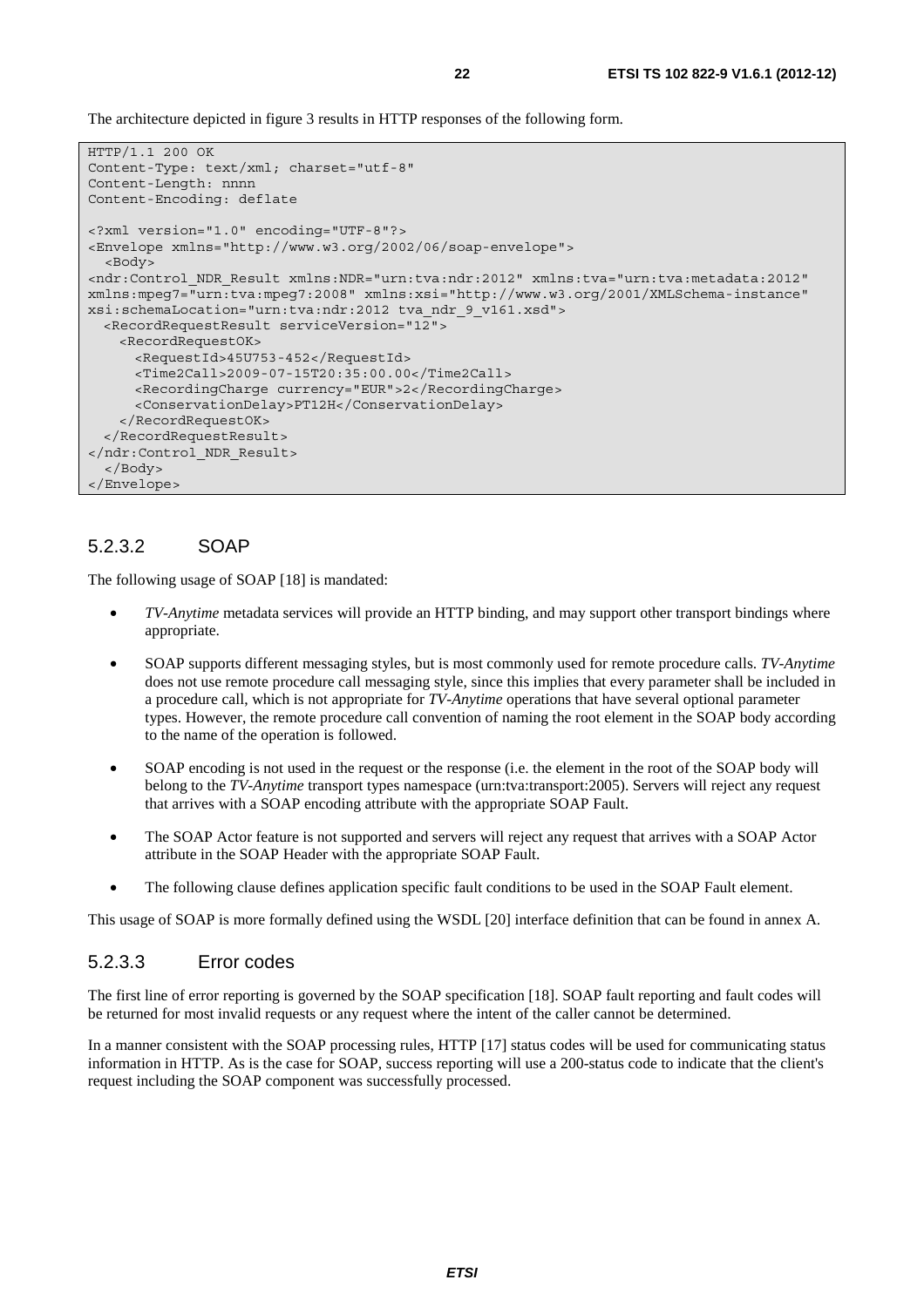The architecture depicted in figure 3 results in HTTP responses of the following form.

```
HTTP/1.1 200 OK
Content-Type: text/xml; charset="utf-8"
Content-Length: nnnn
Content-Encoding: deflate

<?xml version="1.0" encoding="UTF-8"?>
<Envelope xmlns="http://www.w3.org/2002/06/soap-envelope">
  <Body>
<ndr:Control_NDR_Result xmlns:NDR="urn:tva:ndr:2012" xmlns:tva="urn:tva:metadata:2012"
xmlns:mpeg7="urn:tva:mpeg7:2008" xmlns:xsi="http://www.w3.org/2001/XMLSchema-instance"
xsi:schemaLocation="urn:tva:ndr:2012 tva_ndr_9_v161.xsd">
  <RecordRequestResult serviceVersion="12">
    <RecordRequestOK>
      <RequestId>45U753-452</RequestId>
      <Time2Call>2009-07-15T20:35:00.00</Time2Call>
      <RecordingCharge currency="EUR">2</RecordingCharge>
      <ConservationDelay>PT12H</ConservationDelay>
    </RecordRequestOK>
  </RecordRequestResult>
</ndr:Control_NDR_Result>
  </Body>
</Envelope>
```

#### 5.2.3.2 SOAP

The following usage of SOAP [18] is mandated:

- *TV-Anytime* metadata services will provide an HTTP binding, and may support other transport bindings where appropriate.
- SOAP supports different messaging styles, but is most commonly used for remote procedure calls. *TV-Anytime* does not use remote procedure call messaging style, since this implies that every parameter shall be included in a procedure call, which is not appropriate for *TV-Anytime* operations that have several optional parameter types. However, the remote procedure call convention of naming the root element in the SOAP body according to the name of the operation is followed.
- SOAP encoding is not used in the request or the response (i.e. the element in the root of the SOAP body will belong to the *TV-Anytime* transport types namespace (urn:tva:transport:2005). Servers will reject any request that arrives with a SOAP encoding attribute with the appropriate SOAP Fault.
- The SOAP Actor feature is not supported and servers will reject any request that arrives with a SOAP Actor attribute in the SOAP Header with the appropriate SOAP Fault.
- The following clause defines application specific fault conditions to be used in the SOAP Fault element.

This usage of SOAP is more formally defined using the WSDL [20] interface definition that can be found in annex A.

#### 5.2.3.3 Error codes

The first line of error reporting is governed by the SOAP specification [18]. SOAP fault reporting and fault codes will be returned for most invalid requests or any request where the intent of the caller cannot be determined.

In a manner consistent with the SOAP processing rules, HTTP [17] status codes will be used for communicating status information in HTTP. As is the case for SOAP, success reporting will use a 200-status code to indicate that the client's request including the SOAP component was successfully processed.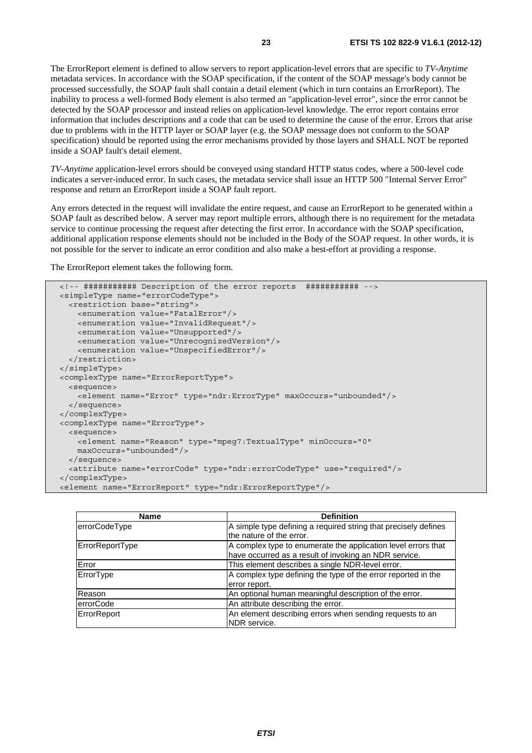The ErrorReport element is defined to allow servers to report application-level errors that are specific to *TV-Anytime* metadata services. In accordance with the SOAP specification, if the content of the SOAP message's body cannot be processed successfully, the SOAP fault shall contain a detail element (which in turn contains an ErrorReport). The inability to process a well-formed Body element is also termed an "application-level error", since the error cannot be detected by the SOAP processor and instead relies on application-level knowledge. The error report contains error information that includes descriptions and a code that can be used to determine the cause of the error. Errors that arise due to problems with in the HTTP layer or SOAP layer (e.g. the SOAP message does not conform to the SOAP specification) should be reported using the error mechanisms provided by those layers and SHALL NOT be reported inside a SOAP fault's detail element.

*TV-Anytime* application-level errors should be conveyed using standard HTTP status codes, where a 500-level code indicates a server-induced error. In such cases, the metadata service shall issue an HTTP 500 "Internal Server Error" response and return an ErrorReport inside a SOAP fault report.

Any errors detected in the request will invalidate the entire request, and cause an ErrorReport to be generated within a SOAP fault as described below. A server may report multiple errors, although there is no requirement for the metadata service to continue processing the request after detecting the first error. In accordance with the SOAP specification, additional application response elements should not be included in the Body of the SOAP request. In other words, it is not possible for the server to indicate an error condition and also make a best-effort at providing a response.

The ErrorReport element takes the following form.

```
<!-- ########### Description of the error reports  ########### -->
<simpleType name="errorCodeType">
  <restriction base="string">
    <enumeration value="FatalError"/>
    <enumeration value="InvalidRequest"/>
    <enumeration value="Unsupported"/>
    <enumeration value="UnrecognizedVersion"/>
    <enumeration value="UnspecifiedError"/>
  </restriction>
</simpleType>
<complexType name="ErrorReportType">
  <sequence>
    <element name="Error" type="ndr:ErrorType" maxOccurs="unbounded"/>
  </sequence>
</complexType>
<complexType name="ErrorType">
  <sequence>
    <element name="Reason" type="mpeg7:TextualType" minOccurs="0"
    maxOccurs="unbounded"/>
  </sequence>
  <attribute name="errorCode" type="ndr:errorCodeType" use="required"/>
</complexType>
<element name="ErrorReport" type="ndr:ErrorReportType"/>
```

| Name | Definition |
|---|---|
| errorCodeType | A simple type defining a required string that precisely defines the nature of the error. |
| ErrorReportType | A complex type to enumerate the application level errors that have occurred as a result of invoking an NDR service. |
| Error | This element describes a single NDR-level error. |
| ErrorType | A complex type defining the type of the error reported in the error report. |
| Reason | An optional human meaningful description of the error. |
| errorCode | An attribute describing the error. |
| ErrorReport | An element describing errors when sending requests to an NDR service. |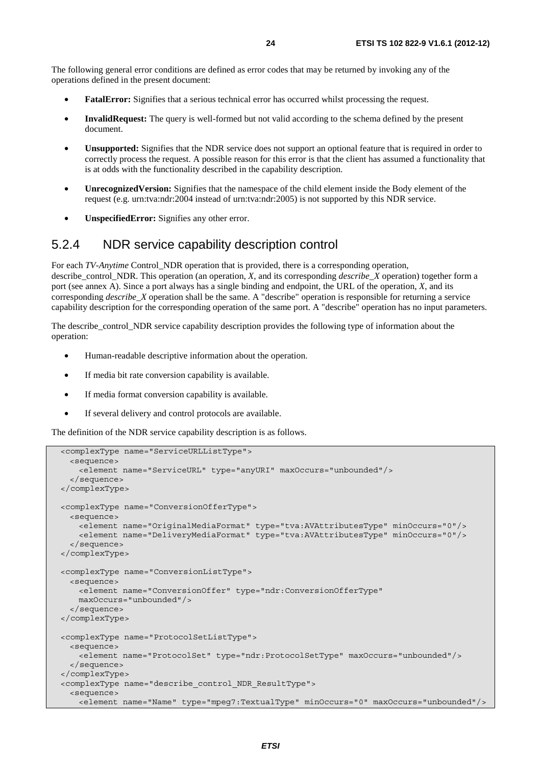The following general error conditions are defined as error codes that may be returned by invoking any of the operations defined in the present document:

- **FatalError:** Signifies that a serious technical error has occurred whilst processing the request.
- **InvalidRequest:** The query is well-formed but not valid according to the schema defined by the present document.
- **Unsupported:** Signifies that the NDR service does not support an optional feature that is required in order to correctly process the request. A possible reason for this error is that the client has assumed a functionality that is at odds with the functionality described in the capability description.
- **UnrecognizedVersion:** Signifies that the namespace of the child element inside the Body element of the request (e.g. urn:tva:ndr:2004 instead of urn:tva:ndr:2005) is not supported by this NDR service.
- **UnspecifiedError:** Signifies any other error.

### 5.2.4 NDR service capability description control

For each *TV-Anytime* Control_NDR operation that is provided, there is a corresponding operation, describe_control_NDR. This operation (an operation, *X*, and its corresponding *describe_X* operation) together form a port (see annex A). Since a port always has a single binding and endpoint, the URL of the operation, *X*, and its corresponding *describe_X* operation shall be the same. A "describe" operation is responsible for returning a service capability description for the corresponding operation of the same port. A "describe" operation has no input parameters.

The describe_control_NDR service capability description provides the following type of information about the operation:

- Human-readable descriptive information about the operation.
- If media bit rate conversion capability is available.
- If media format conversion capability is available.
- If several delivery and control protocols are available.

The definition of the NDR service capability description is as follows.

```
<complexType name="ServiceURLListType">
  <sequence>
    <element name="ServiceURL" type="anyURI" maxOccurs="unbounded"/>
  </sequence>
</complexType>

<complexType name="ConversionOfferType">
  <sequence>
    <element name="OriginalMediaFormat" type="tva:AVAttributesType" minOccurs="0"/>
    <element name="DeliveryMediaFormat" type="tva:AVAttributesType" minOccurs="0"/>
  </sequence>
</complexType>

<complexType name="ConversionListType">
  <sequence>
    <element name="ConversionOffer" type="ndr:ConversionOfferType"
    maxOccurs="unbounded"/>
  </sequence>
</complexType>

<complexType name="ProtocolSetListType">
  <sequence>
    <element name="ProtocolSet" type="ndr:ProtocolSetType" maxOccurs="unbounded"/>
  </sequence>
</complexType>
<complexType name="describe_control_NDR_ResultType">
  <sequence>
    <element name="Name" type="mpeg7:TextualType" minOccurs="0" maxOccurs="unbounded"/>
```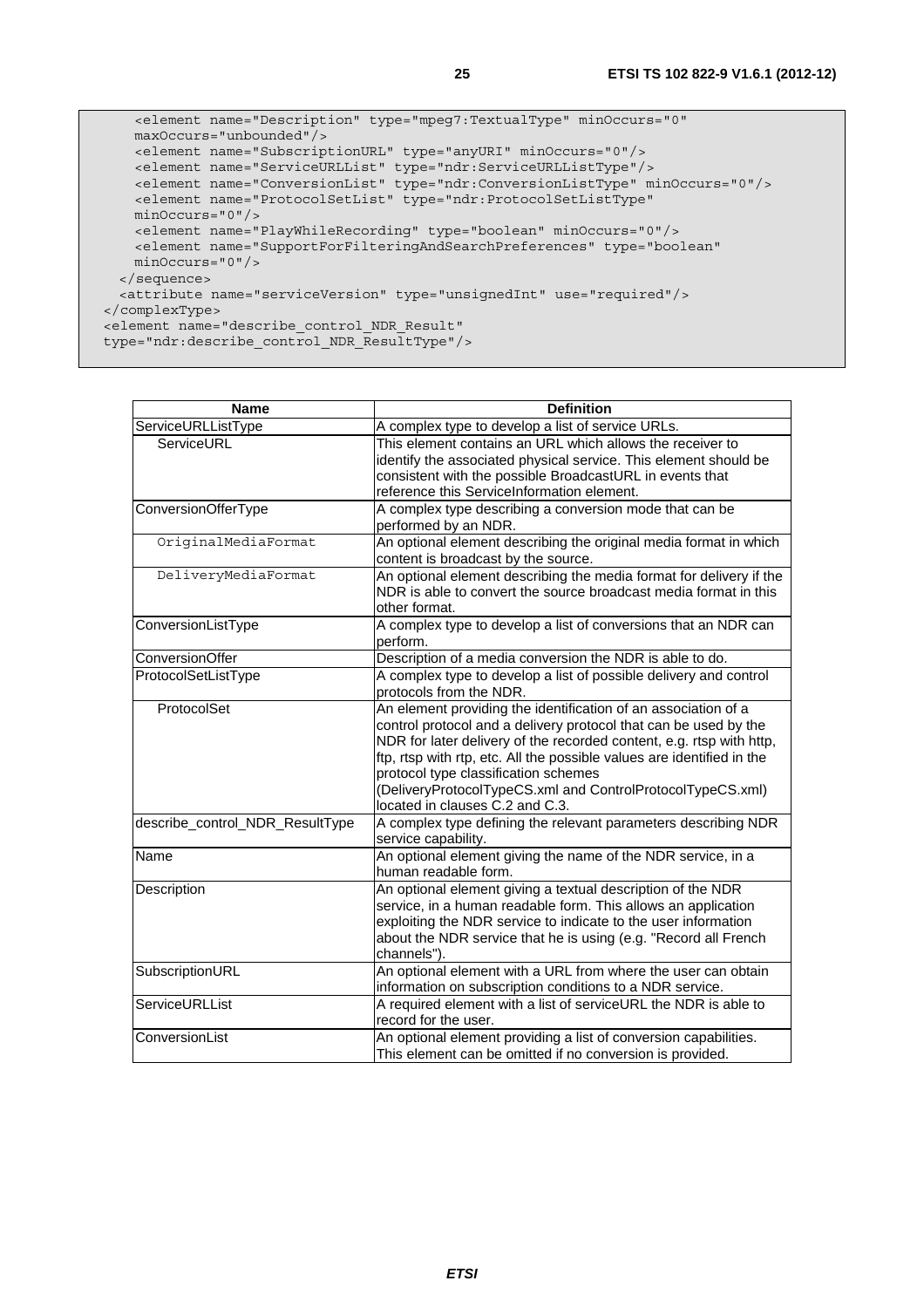```
    <element name="Description" type="mpeg7:TextualType" minOccurs="0"
    maxOccurs="unbounded"/>
    <element name="SubscriptionURL" type="anyURI" minOccurs="0"/>
    <element name="ServiceURLList" type="ndr:ServiceURLListType"/>
    <element name="ConversionList" type="ndr:ConversionListType" minOccurs="0"/>
    <element name="ProtocolSetList" type="ndr:ProtocolSetListType"
    minOccurs="0"/>
    <element name="PlayWhileRecording" type="boolean" minOccurs="0"/>
    <element name="SupportForFilteringAndSearchPreferences" type="boolean"
    minOccurs="0"/>
  </sequence>
  <attribute name="serviceVersion" type="unsignedInt" use="required"/>
</complexType>
<element name="describe_control_NDR_Result"
type="ndr:describe_control_NDR_ResultType"/>
```

| Name | Definition |
|---|---|
| ServiceURLListType | A complex type to develop a list of service URLs. |
| ServiceURL | This element contains an URL which allows the receiver to identify the associated physical service. This element should be consistent with the possible BroadcastURL in events that reference this ServiceInformation element. |
| ConversionOfferType | A complex type describing a conversion mode that can be performed by an NDR. |
| OriginalMediaFormat | An optional element describing the original media format in which content is broadcast by the source. |
| DeliveryMediaFormat | An optional element describing the media format for delivery if the NDR is able to convert the source broadcast media format in this other format. |
| ConversionListType | A complex type to develop a list of conversions that an NDR can perform. |
| ConversionOffer | Description of a media conversion the NDR is able to do. |
| ProtocolSetListType | A complex type to develop a list of possible delivery and control protocols from the NDR. |
| ProtocolSet | An element providing the identification of an association of a control protocol and a delivery protocol that can be used by the NDR for later delivery of the recorded content, e.g. rtsp with http, ftp, rtsp with rtp, etc. All the possible values are identified in the protocol type classification schemes (DeliveryProtocolTypeCS.xml and ControlProtocolTypeCS.xml) located in clauses C.2 and C.3. |
| describe_control_NDR_ResultType | A complex type defining the relevant parameters describing NDR service capability. |
| Name | An optional element giving the name of the NDR service, in a human readable form. |
| Description | An optional element giving a textual description of the NDR service, in a human readable form. This allows an application exploiting the NDR service to indicate to the user information about the NDR service that he is using (e.g. "Record all French channels"). |
| SubscriptionURL | An optional element with a URL from where the user can obtain information on subscription conditions to a NDR service. |
| ServiceURLList | A required element with a list of serviceURL the NDR is able to record for the user. |
| ConversionList | An optional element providing a list of conversion capabilities. This element can be omitted if no conversion is provided. |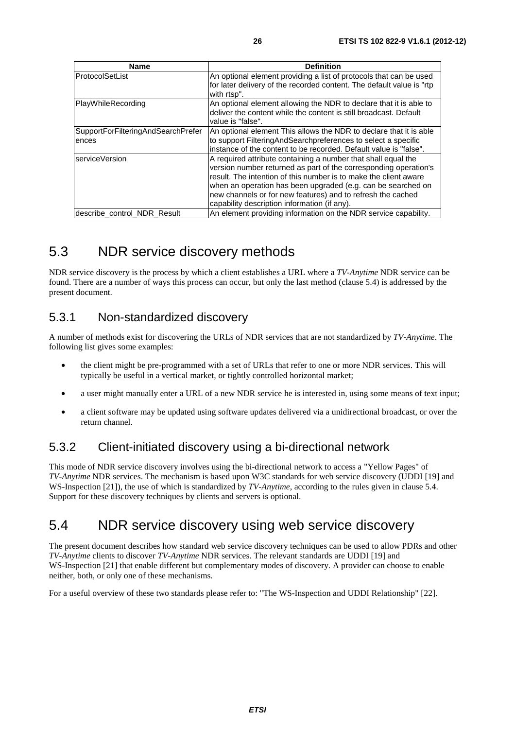| Name | Definition |
| --- | --- |
| ProtocolSetList | An optional element providing a list of protocols that can be used for later delivery of the recorded content. The default value is "rtp with rtsp". |
| PlayWhileRecording | An optional element allowing the NDR to declare that it is able to deliver the content while the content is still broadcast. Default value is "false". |
| SupportForFilteringAndSearchPreferences | An optional element This allows the NDR to declare that it is able to support FilteringAndSearchpreferences to select a specific instance of the content to be recorded. Default value is "false". |
| serviceVersion | A required attribute containing a number that shall equal the version number returned as part of the corresponding operation's result. The intention of this number is to make the client aware when an operation has been upgraded (e.g. can be searched on new channels or for new features) and to refresh the cached capability description information (if any). |
| describe_control_NDR_Result | An element providing information on the NDR service capability. |

## 5.3 NDR service discovery methods

NDR service discovery is the process by which a client establishes a URL where a *TV-Anytime* NDR service can be found. There are a number of ways this process can occur, but only the last method (clause 5.4) is addressed by the present document.

### 5.3.1 Non-standardized discovery

A number of methods exist for discovering the URLs of NDR services that are not standardized by *TV-Anytime*. The following list gives some examples:

- the client might be pre-programmed with a set of URLs that refer to one or more NDR services. This will typically be useful in a vertical market, or tightly controlled horizontal market;
- a user might manually enter a URL of a new NDR service he is interested in, using some means of text input;
- a client software may be updated using software updates delivered via a unidirectional broadcast, or over the return channel.

### 5.3.2 Client-initiated discovery using a bi-directional network

This mode of NDR service discovery involves using the bi-directional network to access a "Yellow Pages" of *TV-Anytime* NDR services. The mechanism is based upon W3C standards for web service discovery (UDDI [19] and WS-Inspection [21]), the use of which is standardized by *TV-Anytime*, according to the rules given in clause 5.4. Support for these discovery techniques by clients and servers is optional.

## 5.4 NDR service discovery using web service discovery

The present document describes how standard web service discovery techniques can be used to allow PDRs and other *TV-Anytime* clients to discover *TV-Anytime* NDR services. The relevant standards are UDDI [19] and WS-Inspection [21] that enable different but complementary modes of discovery. A provider can choose to enable neither, both, or only one of these mechanisms.

For a useful overview of these two standards please refer to: "The WS-Inspection and UDDI Relationship" [22].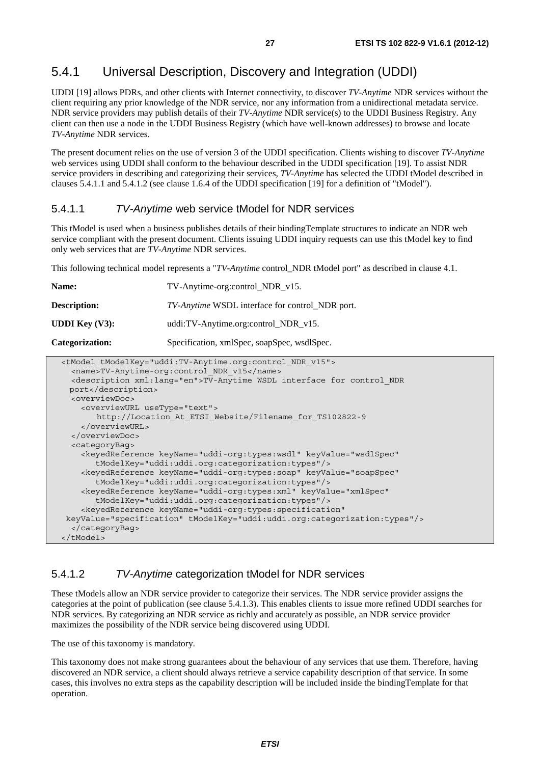### 5.4.1 Universal Description, Discovery and Integration (UDDI)

UDDI [19] allows PDRs, and other clients with Internet connectivity, to discover *TV-Anytime* NDR services without the client requiring any prior knowledge of the NDR service, nor any information from a unidirectional metadata service. NDR service providers may publish details of their *TV-Anytime* NDR service(s) to the UDDI Business Registry. Any client can then use a node in the UDDI Business Registry (which have well-known addresses) to browse and locate *TV-Anytime* NDR services.

The present document relies on the use of version 3 of the UDDI specification. Clients wishing to discover *TV-Anytime* web services using UDDI shall conform to the behaviour described in the UDDI specification [19]. To assist NDR service providers in describing and categorizing their services, *TV-Anytime* has selected the UDDI tModel described in clauses 5.4.1.1 and 5.4.1.2 (see clause 1.6.4 of the UDDI specification [19] for a definition of "tModel").

#### 5.4.1.1 *TV-Anytime* web service tModel for NDR services

This tModel is used when a business publishes details of their bindingTemplate structures to indicate an NDR web service compliant with the present document. Clients issuing UDDI inquiry requests can use this tModel key to find only web services that are *TV-Anytime* NDR services.

This following technical model represents a "*TV-Anytime* control_NDR tModel port" as described in clause 4.1.

**Name:** TV-Anytime-org:control_NDR_v15.

**Description:** *TV-Anytime* WSDL interface for control_NDR port.

**UDDI Key (V3):** uddi:TV-Anytime.org:control_NDR_v15.

**Categorization:** Specification, xmlSpec, soapSpec, wsdlSpec.

```
<tModel tModelKey="uddi:TV-Anytime.org:control_NDR_v15">
  <name>TV-Anytime-org:control_NDR_v15</name>
  <description xml:lang="en">TV-Anytime WSDL interface for control_NDR
 port</description>
  <overviewDoc>
    <overviewURL useType="text">
       http://Location_At_ETSI_Website/Filename_for_TS102822-9
    </overviewURL>
  </overviewDoc>
  <categoryBag>
    <keyedReference keyName="uddi-org:types:wsdl" keyValue="wsdlSpec"
       tModelKey="uddi:uddi.org:categorization:types"/>
    <keyedReference keyName="uddi-org:types:soap" keyValue="soapSpec"
       tModelKey="uddi:uddi.org:categorization:types"/>
    <keyedReference keyName="uddi-org:types:xml" keyValue="xmlSpec"
       tModelKey="uddi:uddi.org:categorization:types"/>
    <keyedReference keyName="uddi-org:types:specification"
 keyValue="specification" tModelKey="uddi:uddi.org:categorization:types"/>
  </categoryBag>
</tModel>
```

#### 5.4.1.2 *TV-Anytime* categorization tModel for NDR services

These tModels allow an NDR service provider to categorize their services. The NDR service provider assigns the categories at the point of publication (see clause 5.4.1.3). This enables clients to issue more refined UDDI searches for NDR services. By categorizing an NDR service as richly and accurately as possible, an NDR service provider maximizes the possibility of the NDR service being discovered using UDDI.

The use of this taxonomy is mandatory.

This taxonomy does not make strong guarantees about the behaviour of any services that use them. Therefore, having discovered an NDR service, a client should always retrieve a service capability description of that service. In some cases, this involves no extra steps as the capability description will be included inside the bindingTemplate for that operation.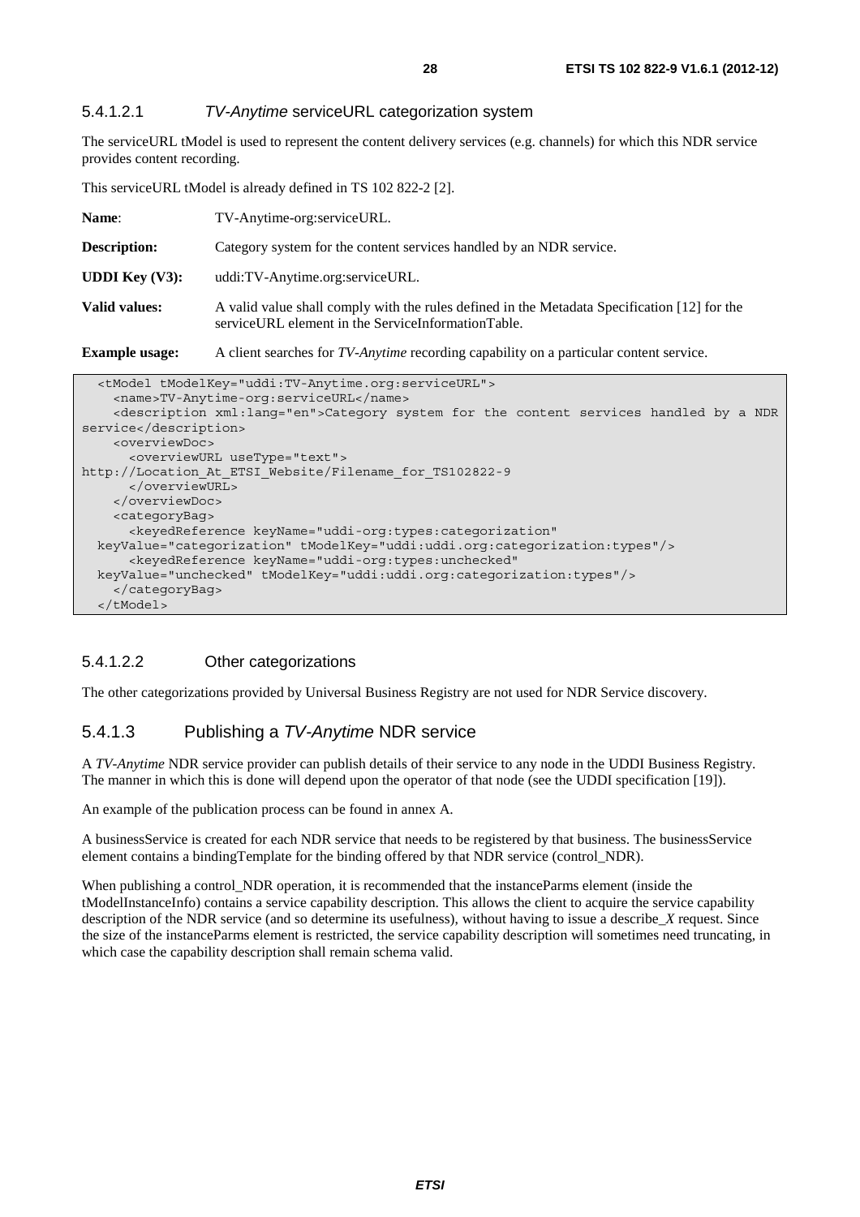#### 5.4.1.2.1 *TV-Anytime* serviceURL categorization system

The serviceURL tModel is used to represent the content delivery services (e.g. channels) for which this NDR service provides content recording.

This serviceURL tModel is already defined in TS 102 822-2 [2].

**Name**: TV-Anytime-org:serviceURL.

**Description:** Category system for the content services handled by an NDR service.

**UDDI Key (V3):** uddi:TV-Anytime.org:serviceURL.

**Valid values:** A valid value shall comply with the rules defined in the Metadata Specification [12] for the serviceURL element in the ServiceInformationTable.

**Example usage:** A client searches for *TV-Anytime* recording capability on a particular content service.

```
  <tModel tModelKey="uddi:TV-Anytime.org:serviceURL">
    <name>TV-Anytime-org:serviceURL</name>
    <description xml:lang="en">Category system for the content services handled by a NDR 
service</description>
    <overviewDoc>
      <overviewURL useType="text">
http://Location_At_ETSI_Website/Filename_for_TS102822-9
      </overviewURL>
    </overviewDoc>
    <categoryBag>
      <keyedReference keyName="uddi-org:types:categorization"
  keyValue="categorization" tModelKey="uddi:uddi.org:categorization:types"/>
      <keyedReference keyName="uddi-org:types:unchecked"
  keyValue="unchecked" tModelKey="uddi:uddi.org:categorization:types"/>
    </categoryBag>
  </tModel>
```

#### 5.4.1.2.2 Other categorizations

The other categorizations provided by Universal Business Registry are not used for NDR Service discovery.

### 5.4.1.3 Publishing a *TV-Anytime* NDR service

A *TV-Anytime* NDR service provider can publish details of their service to any node in the UDDI Business Registry. The manner in which this is done will depend upon the operator of that node (see the UDDI specification [19]).

An example of the publication process can be found in annex A.

A businessService is created for each NDR service that needs to be registered by that business. The businessService element contains a bindingTemplate for the binding offered by that NDR service (control_NDR).

When publishing a control_NDR operation, it is recommended that the instanceParms element (inside the tModelInstanceInfo) contains a service capability description. This allows the client to acquire the service capability description of the NDR service (and so determine its usefulness), without having to issue a describe_*X* request. Since the size of the instanceParms element is restricted, the service capability description will sometimes need truncating, in which case the capability description shall remain schema valid.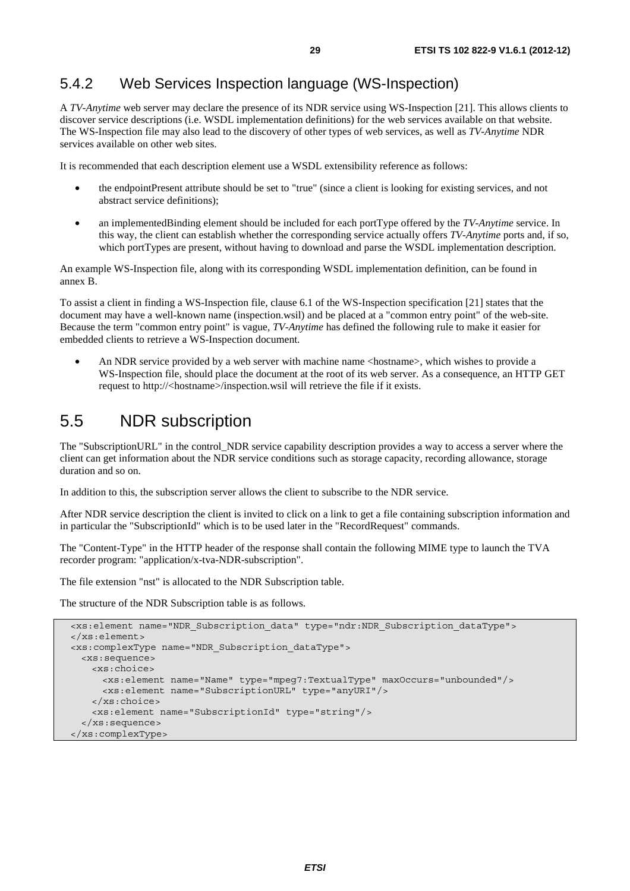### 5.4.2 Web Services Inspection language (WS-Inspection)

A *TV-Anytime* web server may declare the presence of its NDR service using WS-Inspection [21]. This allows clients to discover service descriptions (i.e. WSDL implementation definitions) for the web services available on that website. The WS-Inspection file may also lead to the discovery of other types of web services, as well as *TV-Anytime* NDR services available on other web sites.

It is recommended that each description element use a WSDL extensibility reference as follows:

- the endpointPresent attribute should be set to "true" (since a client is looking for existing services, and not abstract service definitions);
- an implementedBinding element should be included for each portType offered by the *TV-Anytime* service. In this way, the client can establish whether the corresponding service actually offers *TV-Anytime* ports and, if so, which portTypes are present, without having to download and parse the WSDL implementation description.

An example WS-Inspection file, along with its corresponding WSDL implementation definition, can be found in annex B.

To assist a client in finding a WS-Inspection file, clause 6.1 of the WS-Inspection specification [21] states that the document may have a well-known name (inspection.wsil) and be placed at a "common entry point" of the web-site. Because the term "common entry point" is vague, *TV-Anytime* has defined the following rule to make it easier for embedded clients to retrieve a WS-Inspection document.

- An NDR service provided by a web server with machine name <hostname>, which wishes to provide a WS-Inspection file, should place the document at the root of its web server. As a consequence, an HTTP GET request to http://<hostname>/inspection.wsil will retrieve the file if it exists.

## 5.5 NDR subscription

The "SubscriptionURL" in the control_NDR service capability description provides a way to access a server where the client can get information about the NDR service conditions such as storage capacity, recording allowance, storage duration and so on.

In addition to this, the subscription server allows the client to subscribe to the NDR service.

After NDR service description the client is invited to click on a link to get a file containing subscription information and in particular the "SubscriptionId" which is to be used later in the "RecordRequest" commands.

The "Content-Type" in the HTTP header of the response shall contain the following MIME type to launch the TVA recorder program: "application/x-tva-NDR-subscription".

The file extension "nst" is allocated to the NDR Subscription table.

The structure of the NDR Subscription table is as follows.

```
<xs:element name="NDR_Subscription_data" type="ndr:NDR_Subscription_dataType">
</xs:element>
<xs:complexType name="NDR_Subscription_dataType">
  <xs:sequence>
    <xs:choice>
      <xs:element name="Name" type="mpeg7:TextualType" maxOccurs="unbounded"/>
      <xs:element name="SubscriptionURL" type="anyURI"/>
    </xs:choice>
    <xs:element name="SubscriptionId" type="string"/>
  </xs:sequence>
</xs:complexType>
```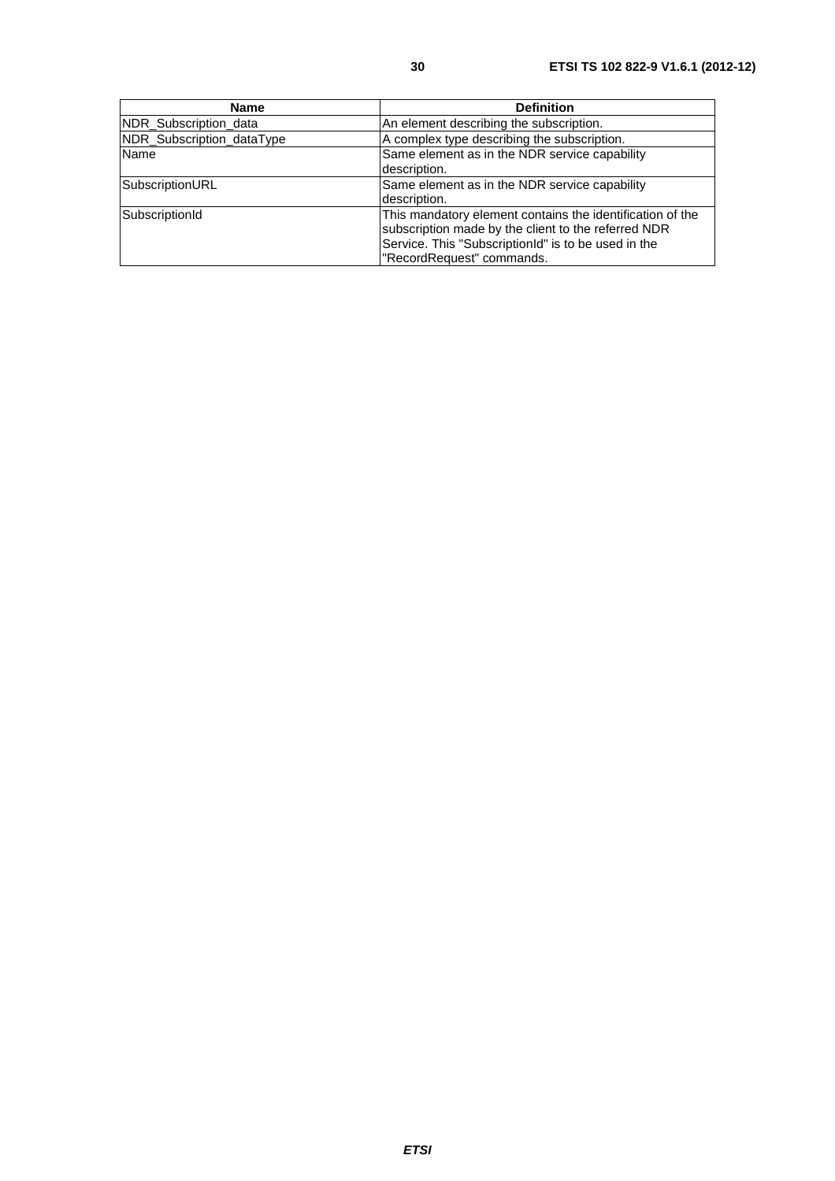| Name | Definition |
| --- | --- |
| NDR_Subscription_data | An element describing the subscription. |
| NDR_Subscription_dataType | A complex type describing the subscription. |
| Name | Same element as in the NDR service capability description. |
| SubscriptionURL | Same element as in the NDR service capability description. |
| SubscriptionId | This mandatory element contains the identification of the subscription made by the client to the referred NDR Service. This "SubscriptionId" is to be used in the "RecordRequest" commands. |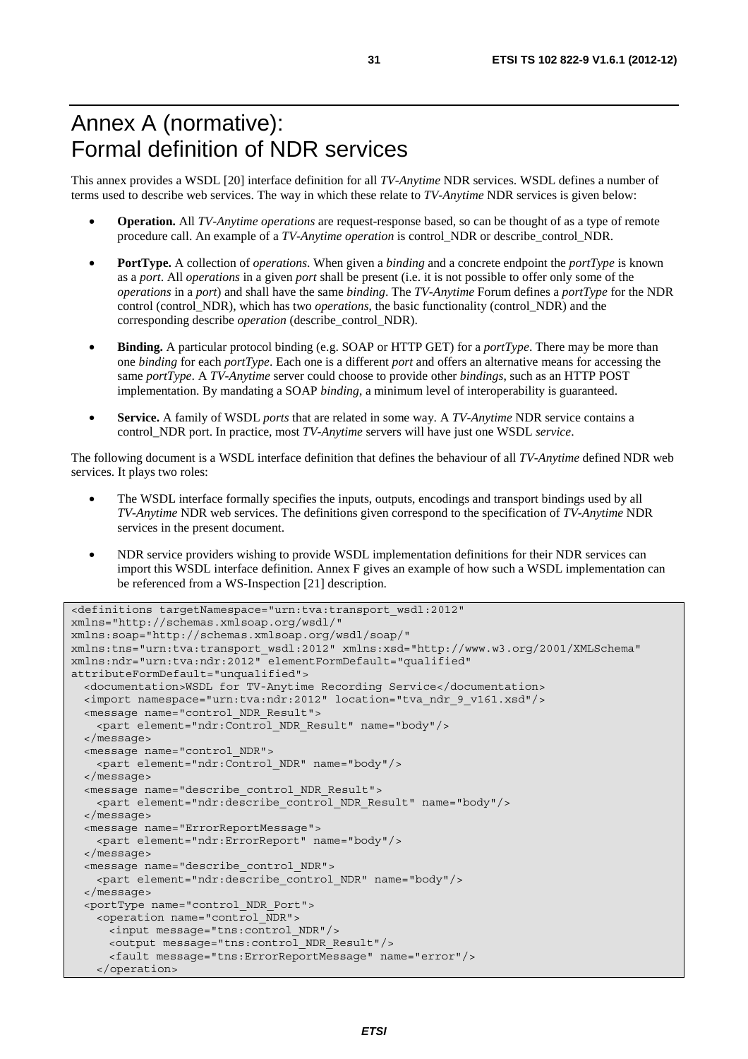# Annex A (normative): Formal definition of NDR services

This annex provides a WSDL [20] interface definition for all *TV-Anytime* NDR services. WSDL defines a number of terms used to describe web services. The way in which these relate to *TV-Anytime* NDR services is given below:

- **Operation.** All *TV-Anytime operations* are request-response based, so can be thought of as a type of remote procedure call. An example of a *TV-Anytime operation* is control_NDR or describe_control_NDR.
- **PortType.** A collection of *operations*. When given a *binding* and a concrete endpoint the *portType* is known as a *port*. All *operations* in a given *port* shall be present (i.e. it is not possible to offer only some of the *operations* in a *port*) and shall have the same *binding*. The *TV-Anytime* Forum defines a *portType* for the NDR control (control_NDR), which has two *operations*, the basic functionality (control_NDR) and the corresponding describe *operation* (describe_control_NDR).
- **Binding.** A particular protocol binding (e.g. SOAP or HTTP GET) for a *portType*. There may be more than one *binding* for each *portType*. Each one is a different *port* and offers an alternative means for accessing the same *portType*. A *TV-Anytime* server could choose to provide other *bindings*, such as an HTTP POST implementation. By mandating a SOAP *binding*, a minimum level of interoperability is guaranteed.
- **Service.** A family of WSDL *ports* that are related in some way. A *TV-Anytime* NDR service contains a control_NDR port. In practice, most *TV-Anytime* servers will have just one WSDL *service*.

The following document is a WSDL interface definition that defines the behaviour of all *TV-Anytime* defined NDR web services. It plays two roles:

- The WSDL interface formally specifies the inputs, outputs, encodings and transport bindings used by all *TV-Anytime* NDR web services. The definitions given correspond to the specification of *TV-Anytime* NDR services in the present document.
- NDR service providers wishing to provide WSDL implementation definitions for their NDR services can import this WSDL interface definition. Annex F gives an example of how such a WSDL implementation can be referenced from a WS-Inspection [21] description.

```
<definitions targetNamespace="urn:tva:transport_wsdl:2012"
xmlns="http://schemas.xmlsoap.org/wsdl/"
xmlns:soap="http://schemas.xmlsoap.org/wsdl/soap/"
xmlns:tns="urn:tva:transport_wsdl:2012" xmlns:xsd="http://www.w3.org/2001/XMLSchema"
xmlns:ndr="urn:tva:ndr:2012" elementFormDefault="qualified"
attributeFormDefault="unqualified">
  <documentation>WSDL for TV-Anytime Recording Service</documentation>
  <import namespace="urn:tva:ndr:2012" location="tva_ndr_9_v161.xsd"/>
  <message name="control_NDR_Result">
    <part element="ndr:Control_NDR_Result" name="body"/>
  </message>
  <message name="control_NDR">
    <part element="ndr:Control_NDR" name="body"/>
  </message>
  <message name="describe_control_NDR_Result">
    <part element="ndr:describe_control_NDR_Result" name="body"/>
  </message>
  <message name="ErrorReportMessage">
    <part element="ndr:ErrorReport" name="body"/>
  </message>
  <message name="describe_control_NDR">
    <part element="ndr:describe_control_NDR" name="body"/>
  </message>
  <portType name="control_NDR_Port">
    <operation name="control_NDR">
      <input message="tns:control_NDR"/>
      <output message="tns:control_NDR_Result"/>
      <fault message="tns:ErrorReportMessage" name="error"/>
    </operation>
```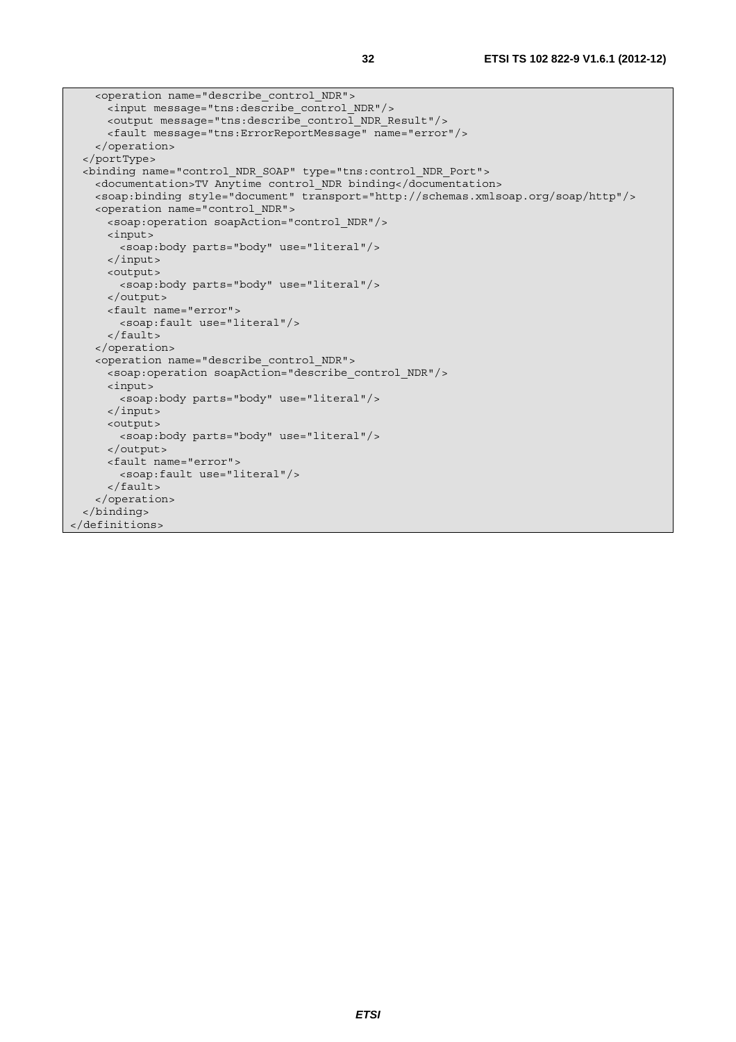```
    <operation name="describe_control_NDR">
      <input message="tns:describe_control_NDR"/>
      <output message="tns:describe_control_NDR_Result"/>
      <fault message="tns:ErrorReportMessage" name="error"/>
    </operation>
  </portType>
  <binding name="control_NDR_SOAP" type="tns:control_NDR_Port">
    <documentation>TV Anytime control_NDR binding</documentation>
    <soap:binding style="document" transport="http://schemas.xmlsoap.org/soap/http"/>
    <operation name="control_NDR">
      <soap:operation soapAction="control_NDR"/>
      <input>
        <soap:body parts="body" use="literal"/>
      </input>
      <output>
        <soap:body parts="body" use="literal"/>
      </output>
      <fault name="error">
        <soap:fault use="literal"/>
      </fault>
    </operation>
    <operation name="describe_control_NDR">
      <soap:operation soapAction="describe_control_NDR"/>
      <input>
        <soap:body parts="body" use="literal"/>
      </input>
      <output>
        <soap:body parts="body" use="literal"/>
      </output>
      <fault name="error">
        <soap:fault use="literal"/>
      </fault>
    </operation>
  </binding>
</definitions>
```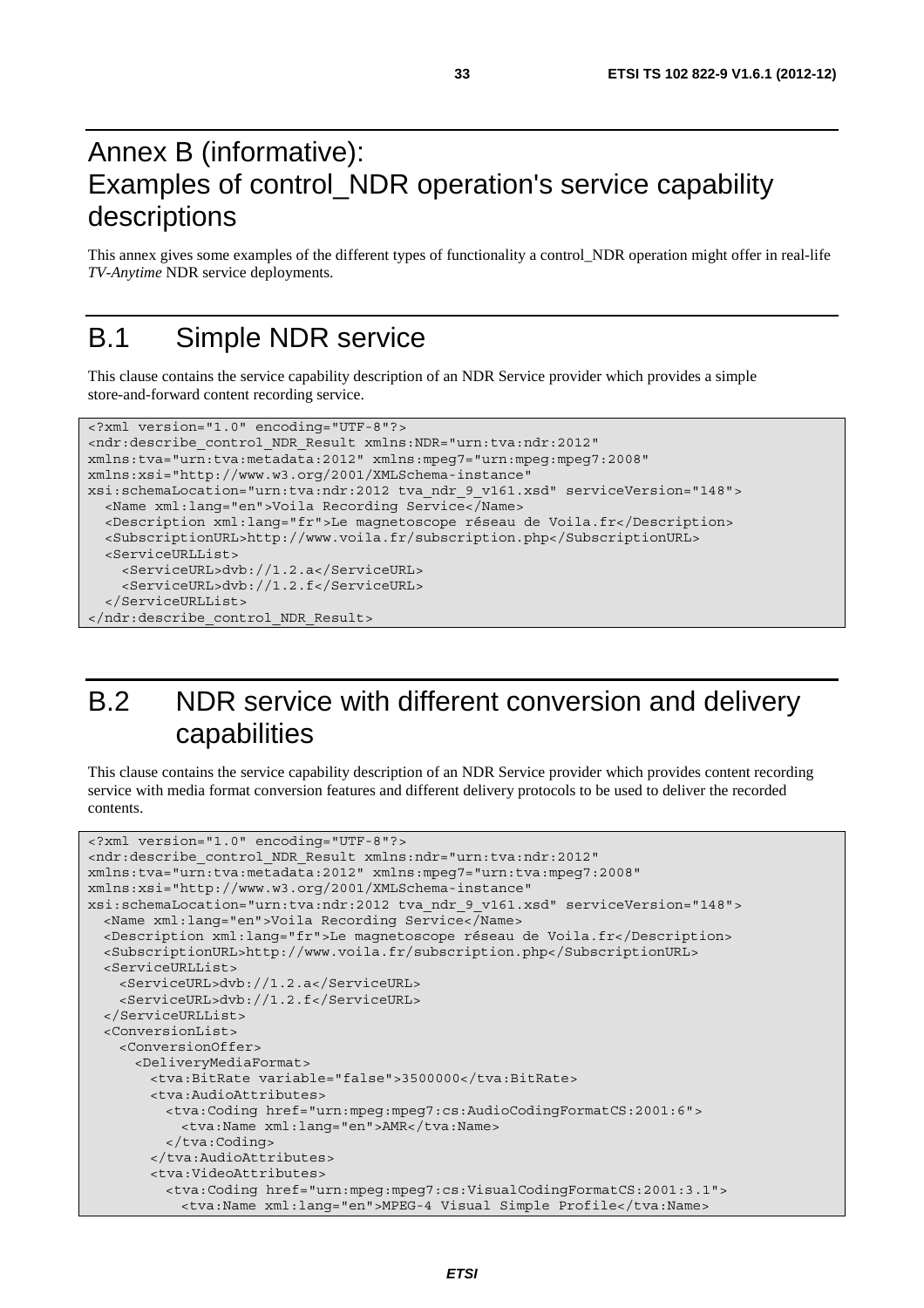# Annex B (informative): Examples of control_NDR operation's service capability descriptions

This annex gives some examples of the different types of functionality a control_NDR operation might offer in real-life *TV-Anytime* NDR service deployments.

# B.1 Simple NDR service

This clause contains the service capability description of an NDR Service provider which provides a simple store-and-forward content recording service.

```
<?xml version="1.0" encoding="UTF-8"?>
<ndr:describe_control_NDR_Result xmlns:NDR="urn:tva:ndr:2012"
xmlns:tva="urn:tva:metadata:2012" xmlns:mpeg7="urn:mpeg:mpeg7:2008"
xmlns:xsi="http://www.w3.org/2001/XMLSchema-instance"
xsi:schemaLocation="urn:tva:ndr:2012 tva_ndr_9_v161.xsd" serviceVersion="148">
  <Name xml:lang="en">Voila Recording Service</Name>
  <Description xml:lang="fr">Le magnetoscope réseau de Voila.fr</Description>
  <SubscriptionURL>http://www.voila.fr/subscription.php</SubscriptionURL>
  <ServiceURLList>
    <ServiceURL>dvb://1.2.a</ServiceURL>
    <ServiceURL>dvb://1.2.f</ServiceURL>
  </ServiceURLList>
</ndr:describe_control_NDR_Result>
```

# B.2 NDR service with different conversion and delivery capabilities

This clause contains the service capability description of an NDR Service provider which provides content recording service with media format conversion features and different delivery protocols to be used to deliver the recorded contents.

```
<?xml version="1.0" encoding="UTF-8"?>
<ndr:describe_control_NDR_Result xmlns:ndr="urn:tva:ndr:2012"
xmlns:tva="urn:tva:metadata:2012" xmlns:mpeg7="urn:tva:mpeg7:2008"
xmlns:xsi="http://www.w3.org/2001/XMLSchema-instance"
xsi:schemaLocation="urn:tva:ndr:2012 tva_ndr_9_v161.xsd" serviceVersion="148">
  <Name xml:lang="en">Voila Recording Service</Name>
  <Description xml:lang="fr">Le magnetoscope réseau de Voila.fr</Description>
  <SubscriptionURL>http://www.voila.fr/subscription.php</SubscriptionURL>
  <ServiceURLList>
    <ServiceURL>dvb://1.2.a</ServiceURL>
    <ServiceURL>dvb://1.2.f</ServiceURL>
  </ServiceURLList>
  <ConversionList>
    <ConversionOffer>
      <DeliveryMediaFormat>
        <tva:BitRate variable="false">3500000</tva:BitRate>
        <tva:AudioAttributes>
          <tva:Coding href="urn:mpeg:mpeg7:cs:AudioCodingFormatCS:2001:6">
            <tva:Name xml:lang="en">AMR</tva:Name>
          </tva:Coding>
        </tva:AudioAttributes>
        <tva:VideoAttributes>
          <tva:Coding href="urn:mpeg:mpeg7:cs:VisualCodingFormatCS:2001:3.1">
            <tva:Name xml:lang="en">MPEG-4 Visual Simple Profile</tva:Name>
```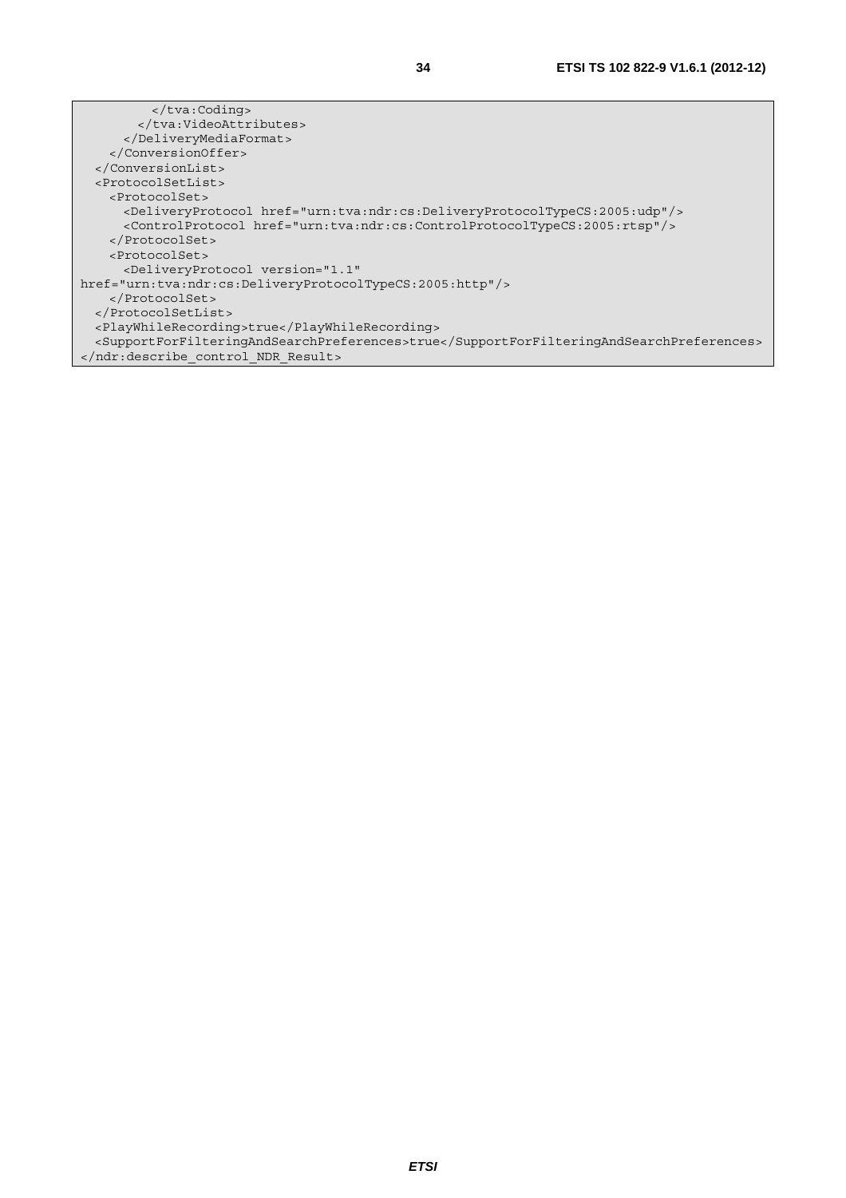```
          </tva:Coding>
        </tva:VideoAttributes>
      </DeliveryMediaFormat>
    </ConversionOffer>
  </ConversionList>
  <ProtocolSetList>
    <ProtocolSet>
      <DeliveryProtocol href="urn:tva:ndr:cs:DeliveryProtocolTypeCS:2005:udp"/>
      <ControlProtocol href="urn:tva:ndr:cs:ControlProtocolTypeCS:2005:rtsp"/>
    </ProtocolSet>
    <ProtocolSet>
      <DeliveryProtocol version="1.1"
href="urn:tva:ndr:cs:DeliveryProtocolTypeCS:2005:http"/>
    </ProtocolSet>
  </ProtocolSetList>
  <PlayWhileRecording>true</PlayWhileRecording>
  <SupportForFilteringAndSearchPreferences>true</SupportForFilteringAndSearchPreferences>
</ndr:describe_control_NDR_Result>
```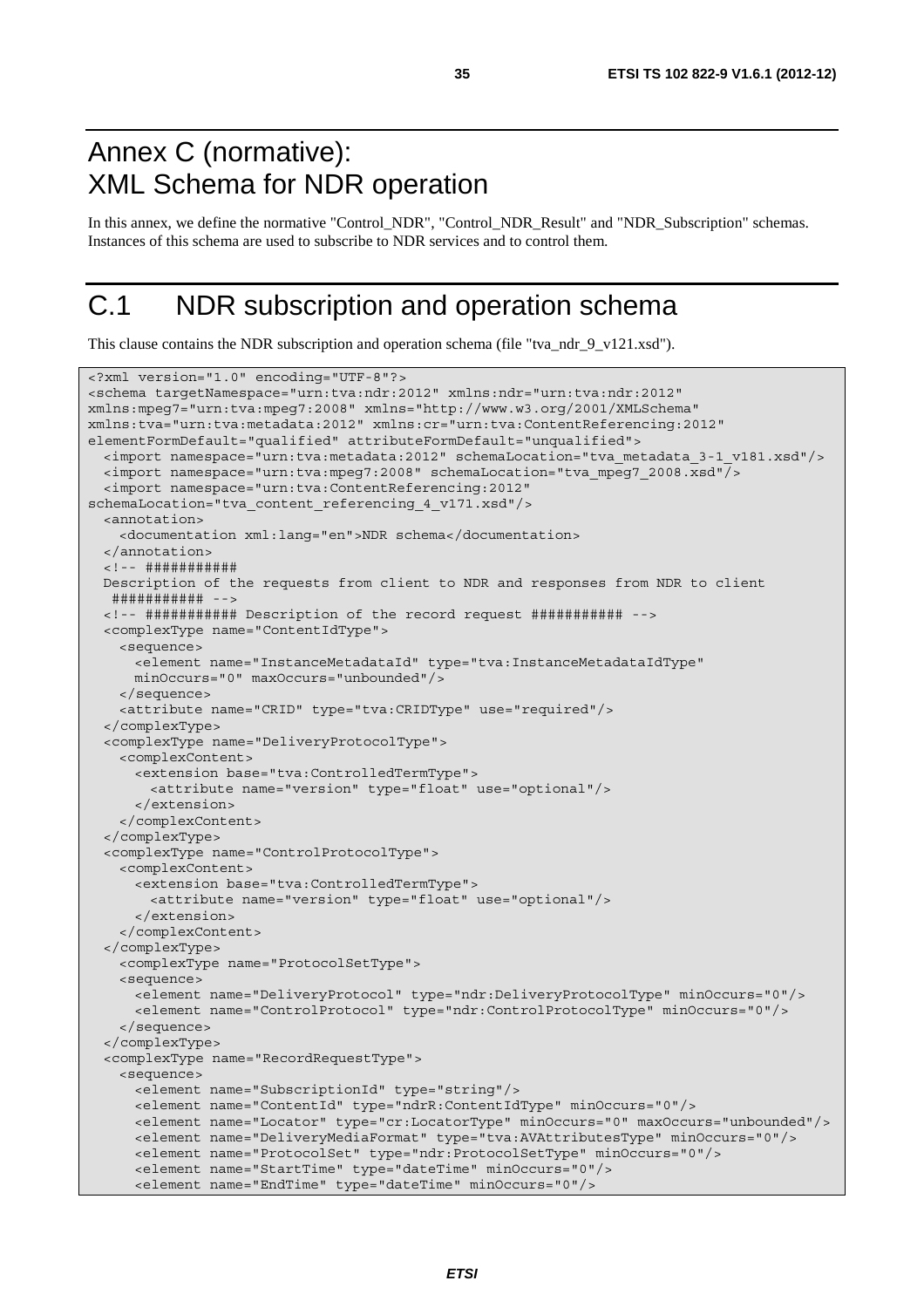# Annex C (normative): XML Schema for NDR operation

In this annex, we define the normative "Control_NDR", "Control_NDR_Result" and "NDR_Subscription" schemas. Instances of this schema are used to subscribe to NDR services and to control them.

# C.1 NDR subscription and operation schema

This clause contains the NDR subscription and operation schema (file "tva_ndr_9_v121.xsd").

```
<?xml version="1.0" encoding="UTF-8"?>
<schema targetNamespace="urn:tva:ndr:2012" xmlns:ndr="urn:tva:ndr:2012"
xmlns:mpeg7="urn:tva:mpeg7:2008" xmlns="http://www.w3.org/2001/XMLSchema"
xmlns:tva="urn:tva:metadata:2012" xmlns:cr="urn:tva:ContentReferencing:2012"
elementFormDefault="qualified" attributeFormDefault="unqualified">
  <import namespace="urn:tva:metadata:2012" schemaLocation="tva_metadata_3-1_v181.xsd"/>
  <import namespace="urn:tva:mpeg7:2008" schemaLocation="tva_mpeg7_2008.xsd"/>
  <import namespace="urn:tva:ContentReferencing:2012"
schemaLocation="tva_content_referencing_4_v171.xsd"/>
  <annotation>
    <documentation xml:lang="en">NDR schema</documentation>
  </annotation>
  <!-- ###########
  Description of the requests from client to NDR and responses from NDR to client
   ########### -->
  <!-- ########### Description of the record request ########### -->
  <complexType name="ContentIdType">
    <sequence>
      <element name="InstanceMetadataId" type="tva:InstanceMetadataIdType"
      minOccurs="0" maxOccurs="unbounded"/>
    </sequence>
    <attribute name="CRID" type="tva:CRIDType" use="required"/>
  </complexType>
  <complexType name="DeliveryProtocolType">
    <complexContent>
      <extension base="tva:ControlledTermType">
        <attribute name="version" type="float" use="optional"/>
      </extension>
    </complexContent>
  </complexType>
  <complexType name="ControlProtocolType">
    <complexContent>
      <extension base="tva:ControlledTermType">
        <attribute name="version" type="float" use="optional"/>
      </extension>
    </complexContent>
  </complexType>
    <complexType name="ProtocolSetType">
    <sequence>
      <element name="DeliveryProtocol" type="ndr:DeliveryProtocolType" minOccurs="0"/>
      <element name="ControlProtocol" type="ndr:ControlProtocolType" minOccurs="0"/>
    </sequence>
  </complexType>
  <complexType name="RecordRequestType">
    <sequence>
      <element name="SubscriptionId" type="string"/>
      <element name="ContentId" type="ndrR:ContentIdType" minOccurs="0"/>
      <element name="Locator" type="cr:LocatorType" minOccurs="0" maxOccurs="unbounded"/>
      <element name="DeliveryMediaFormat" type="tva:AVAttributesType" minOccurs="0"/>
      <element name="ProtocolSet" type="ndr:ProtocolSetType" minOccurs="0"/>
      <element name="StartTime" type="dateTime" minOccurs="0"/>
      <element name="EndTime" type="dateTime" minOccurs="0"/>
```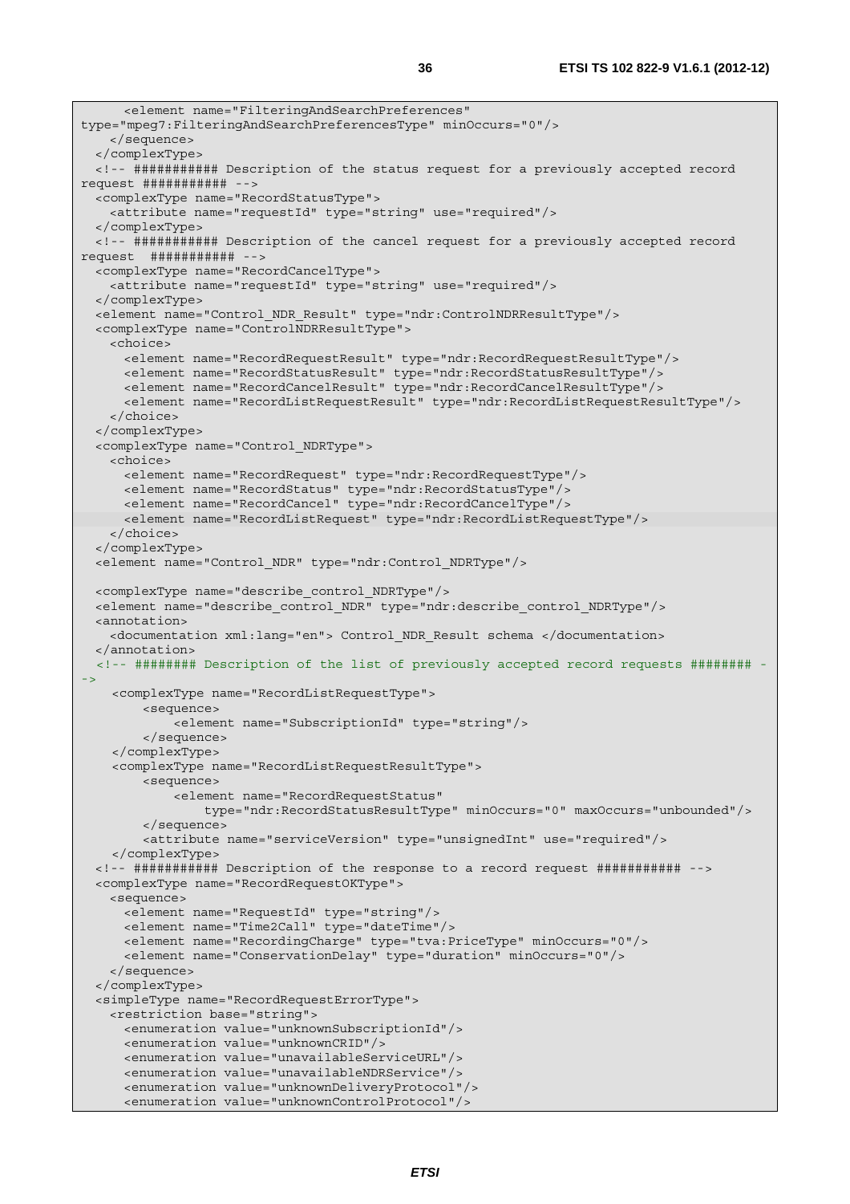```
      <element name="FilteringAndSearchPreferences"
type="mpeg7:FilteringAndSearchPreferencesType" minOccurs="0"/>
    </sequence>
  </complexType>
  <!-- ########### Description of the status request for a previously accepted record
request ########### -->
  <complexType name="RecordStatusType">
    <attribute name="requestId" type="string" use="required"/>
  </complexType>
  <!-- ########### Description of the cancel request for a previously accepted record
request  ########### -->
  <complexType name="RecordCancelType">
    <attribute name="requestId" type="string" use="required"/>
  </complexType>
  <element name="Control_NDR_Result" type="ndr:ControlNDRResultType"/>
  <complexType name="ControlNDRResultType">
    <choice>
      <element name="RecordRequestResult" type="ndr:RecordRequestResultType"/>
      <element name="RecordStatusResult" type="ndr:RecordStatusResultType"/>
      <element name="RecordCancelResult" type="ndr:RecordCancelResultType"/>
      <element name="RecordListRequestResult" type="ndr:RecordListRequestResultType"/>
    </choice>
  </complexType>
  <complexType name="Control_NDRType">
    <choice>
      <element name="RecordRequest" type="ndr:RecordRequestType"/>
      <element name="RecordStatus" type="ndr:RecordStatusType"/>
      <element name="RecordCancel" type="ndr:RecordCancelType"/>
      <element name="RecordListRequest" type="ndr:RecordListRequestType"/>
    </choice>
  </complexType>
  <element name="Control_NDR" type="ndr:Control_NDRType"/>

  <complexType name="describe_control_NDRType"/>
  <element name="describe_control_NDR" type="ndr:describe_control_NDRType"/>
  <annotation>
    <documentation xml:lang="en"> Control_NDR_Result schema </documentation>
  </annotation>
  <!-- ######## Description of the list of previously accepted record requests ######## -
->
    <complexType name="RecordListRequestType">
        <sequence>
            <element name="SubscriptionId" type="string"/>
        </sequence>
    </complexType>
    <complexType name="RecordListRequestResultType">
        <sequence>
            <element name="RecordRequestStatus"
                type="ndr:RecordStatusResultType" minOccurs="0" maxOccurs="unbounded"/>
        </sequence>
        <attribute name="serviceVersion" type="unsignedInt" use="required"/>
    </complexType>
  <!-- ########### Description of the response to a record request ########### -->
  <complexType name="RecordRequestOKType">
    <sequence>
      <element name="RequestId" type="string"/>
      <element name="Time2Call" type="dateTime"/>
      <element name="RecordingCharge" type="tva:PriceType" minOccurs="0"/>
      <element name="ConservationDelay" type="duration" minOccurs="0"/>
    </sequence>
  </complexType>
  <simpleType name="RecordRequestErrorType">
    <restriction base="string">
      <enumeration value="unknownSubscriptionId"/>
      <enumeration value="unknownCRID"/>
      <enumeration value="unavailableServiceURL"/>
      <enumeration value="unavailableNDRService"/>
      <enumeration value="unknownDeliveryProtocol"/>
      <enumeration value="unknownControlProtocol"/>
```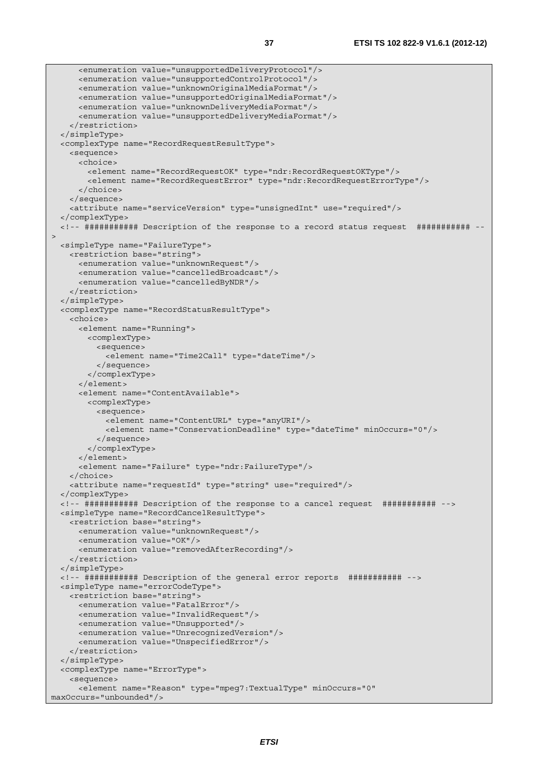```
      <enumeration value="unsupportedDeliveryProtocol"/>
      <enumeration value="unsupportedControlProtocol"/>
      <enumeration value="unknownOriginalMediaFormat"/>
      <enumeration value="unsupportedOriginalMediaFormat"/>
      <enumeration value="unknownDeliveryMediaFormat"/>
      <enumeration value="unsupportedDeliveryMediaFormat"/>
    </restriction>
  </simpleType>
  <complexType name="RecordRequestResultType">
    <sequence>
      <choice>
        <element name="RecordRequestOK" type="ndr:RecordRequestOKType"/>
        <element name="RecordRequestError" type="ndr:RecordRequestErrorType"/>
      </choice>
    </sequence>
    <attribute name="serviceVersion" type="unsignedInt" use="required"/>
  </complexType>
  <!-- ########### Description of the response to a record status request  ########### --
>
  <simpleType name="FailureType">
    <restriction base="string">
      <enumeration value="unknownRequest"/>
      <enumeration value="cancelledBroadcast"/>
      <enumeration value="cancelledByNDR"/>
    </restriction>
  </simpleType>
  <complexType name="RecordStatusResultType">
    <choice>
      <element name="Running">
        <complexType>
          <sequence>
            <element name="Time2Call" type="dateTime"/>
          </sequence>
        </complexType>
      </element>
      <element name="ContentAvailable">
        <complexType>
          <sequence>
            <element name="ContentURL" type="anyURI"/>
            <element name="ConservationDeadline" type="dateTime" minOccurs="0"/>
          </sequence>
        </complexType>
      </element>
      <element name="Failure" type="ndr:FailureType"/>
    </choice>
    <attribute name="requestId" type="string" use="required"/>
  </complexType>
  <!-- ########### Description of the response to a cancel request  ########### -->
  <simpleType name="RecordCancelResultType">
    <restriction base="string">
      <enumeration value="unknownRequest"/>
      <enumeration value="OK"/>
      <enumeration value="removedAfterRecording"/>
    </restriction>
  </simpleType>
  <!-- ########### Description of the general error reports  ########### -->
  <simpleType name="errorCodeType">
    <restriction base="string">
      <enumeration value="FatalError"/>
      <enumeration value="InvalidRequest"/>
      <enumeration value="Unsupported"/>
      <enumeration value="UnrecognizedVersion"/>
      <enumeration value="UnspecifiedError"/>
    </restriction>
  </simpleType>
  <complexType name="ErrorType">
    <sequence>
      <element name="Reason" type="mpeg7:TextualType" minOccurs="0"
maxOccurs="unbounded"/>
```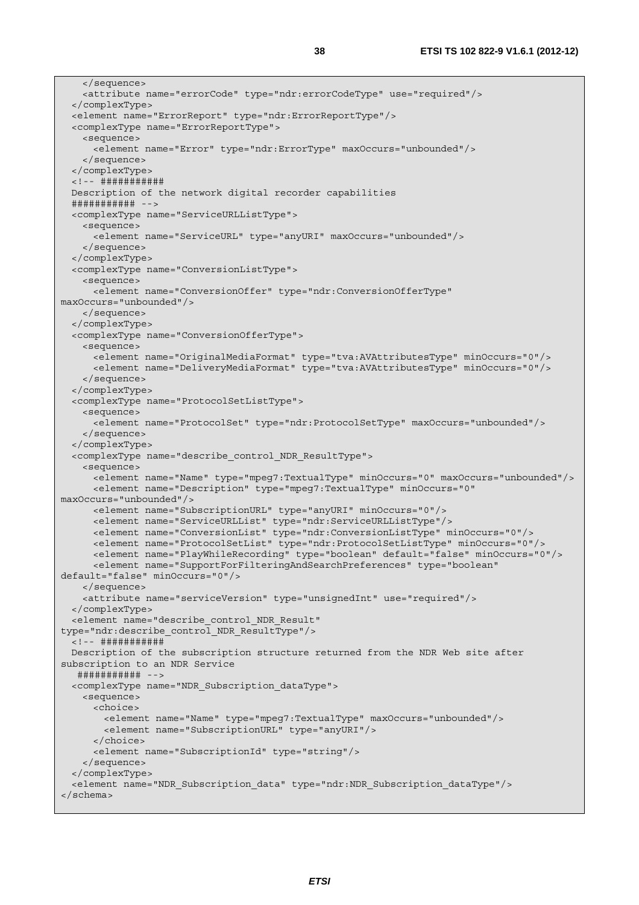```
    </sequence>
    <attribute name="errorCode" type="ndr:errorCodeType" use="required"/>
  </complexType>
  <element name="ErrorReport" type="ndr:ErrorReportType"/>
  <complexType name="ErrorReportType">
    <sequence>
      <element name="Error" type="ndr:ErrorType" maxOccurs="unbounded"/>
    </sequence>
  </complexType>
  <!-- ###########
  Description of the network digital recorder capabilities
  ########### -->
  <complexType name="ServiceURLListType">
    <sequence>
      <element name="ServiceURL" type="anyURI" maxOccurs="unbounded"/>
    </sequence>
  </complexType>
  <complexType name="ConversionListType">
    <sequence>
      <element name="ConversionOffer" type="ndr:ConversionOfferType"
maxOccurs="unbounded"/>
    </sequence>
  </complexType>
  <complexType name="ConversionOfferType">
    <sequence>
      <element name="OriginalMediaFormat" type="tva:AVAttributesType" minOccurs="0"/>
      <element name="DeliveryMediaFormat" type="tva:AVAttributesType" minOccurs="0"/>
    </sequence>
  </complexType>
  <complexType name="ProtocolSetListType">
    <sequence>
      <element name="ProtocolSet" type="ndr:ProtocolSetType" maxOccurs="unbounded"/>
    </sequence>
  </complexType>
  <complexType name="describe_control_NDR_ResultType">
    <sequence>
      <element name="Name" type="mpeg7:TextualType" minOccurs="0" maxOccurs="unbounded"/>
      <element name="Description" type="mpeg7:TextualType" minOccurs="0"
maxOccurs="unbounded"/>
      <element name="SubscriptionURL" type="anyURI" minOccurs="0"/>
      <element name="ServiceURLList" type="ndr:ServiceURLListType"/>
      <element name="ConversionList" type="ndr:ConversionListType" minOccurs="0"/>
      <element name="ProtocolSetList" type="ndr:ProtocolSetListType" minOccurs="0"/>
      <element name="PlayWhileRecording" type="boolean" default="false" minOccurs="0"/>
      <element name="SupportForFilteringAndSearchPreferences" type="boolean"
default="false" minOccurs="0"/>
    </sequence>
    <attribute name="serviceVersion" type="unsignedInt" use="required"/>
  </complexType>
  <element name="describe_control_NDR_Result"
type="ndr:describe_control_NDR_ResultType"/>
  <!-- ###########
  Description of the subscription structure returned from the NDR Web site after
subscription to an NDR Service
   ########### -->
  <complexType name="NDR_Subscription_dataType">
    <sequence>
      <choice>
        <element name="Name" type="mpeg7:TextualType" maxOccurs="unbounded"/>
        <element name="SubscriptionURL" type="anyURI"/>
      </choice>
      <element name="SubscriptionId" type="string"/>
    </sequence>
  </complexType>
  <element name="NDR_Subscription_data" type="ndr:NDR_Subscription_dataType"/>
</schema>
```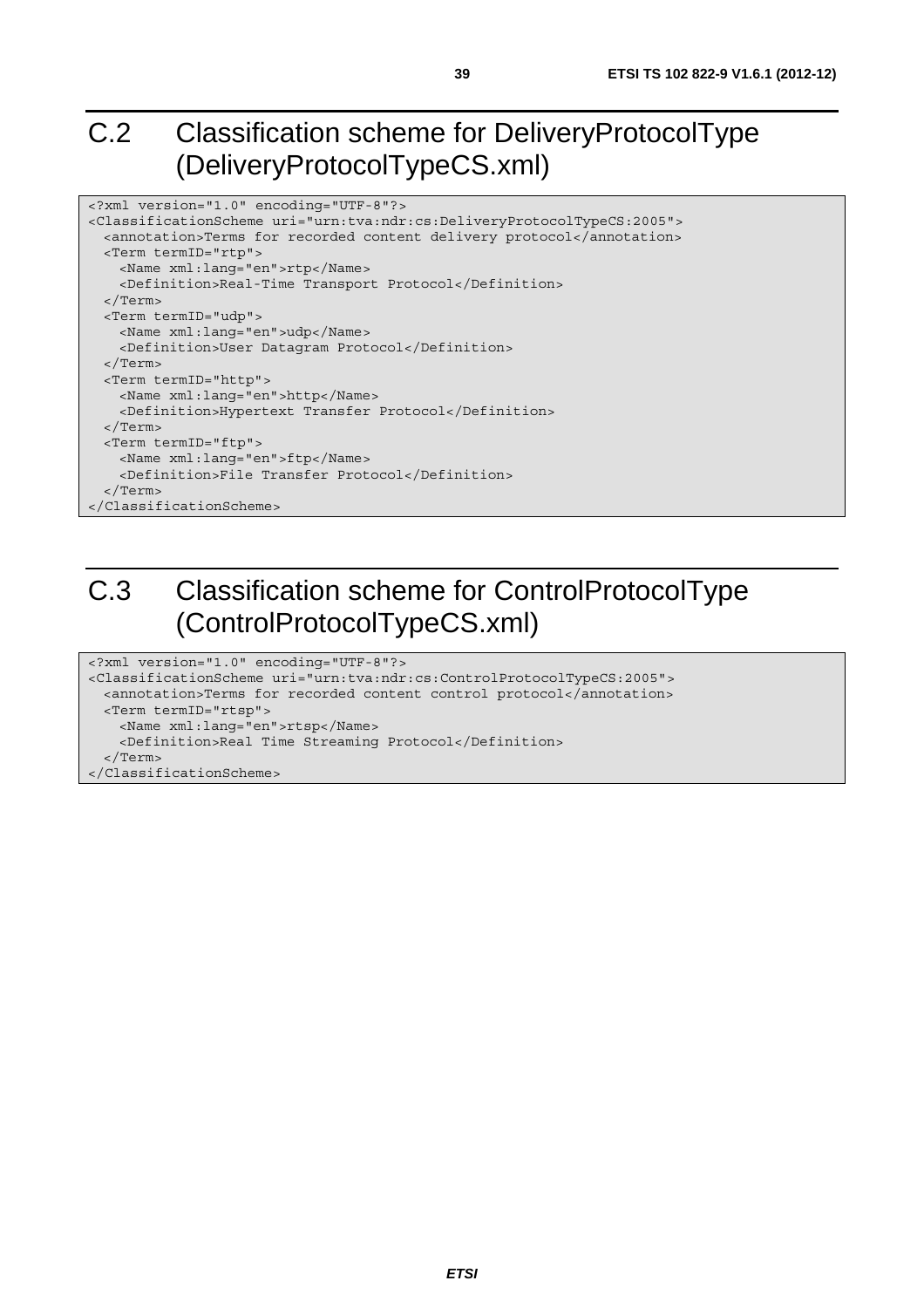# C.2 Classification scheme for DeliveryProtocolType (DeliveryProtocolTypeCS.xml)

```
<?xml version="1.0" encoding="UTF-8"?>
<ClassificationScheme uri="urn:tva:ndr:cs:DeliveryProtocolTypeCS:2005">
  <annotation>Terms for recorded content delivery protocol</annotation>
  <Term termID="rtp">
    <Name xml:lang="en">rtp</Name>
    <Definition>Real-Time Transport Protocol</Definition>
  </Term>
  <Term termID="udp">
    <Name xml:lang="en">udp</Name>
    <Definition>User Datagram Protocol</Definition>
  </Term>
  <Term termID="http">
    <Name xml:lang="en">http</Name>
    <Definition>Hypertext Transfer Protocol</Definition>
  </Term>
  <Term termID="ftp">
    <Name xml:lang="en">ftp</Name>
    <Definition>File Transfer Protocol</Definition>
  </Term>
</ClassificationScheme>
```

# C.3 Classification scheme for ControlProtocolType (ControlProtocolTypeCS.xml)

```
<?xml version="1.0" encoding="UTF-8"?>
<ClassificationScheme uri="urn:tva:ndr:cs:ControlProtocolTypeCS:2005">
  <annotation>Terms for recorded content control protocol</annotation>
  <Term termID="rtsp">
    <Name xml:lang="en">rtsp</Name>
    <Definition>Real Time Streaming Protocol</Definition>
  </Term>
</ClassificationScheme>
```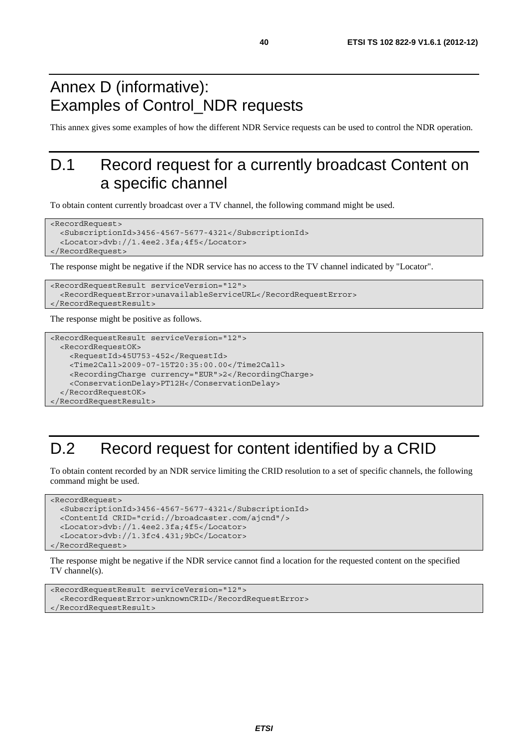# Annex D (informative): Examples of Control_NDR requests

This annex gives some examples of how the different NDR Service requests can be used to control the NDR operation.

# D.1 Record request for a currently broadcast Content on a specific channel

To obtain content currently broadcast over a TV channel, the following command might be used.

```
<RecordRequest>
  <SubscriptionId>3456-4567-5677-4321</SubscriptionId>
  <Locator>dvb://1.4ee2.3fa;4f5</Locator>
</RecordRequest>
```

The response might be negative if the NDR service has no access to the TV channel indicated by "Locator".

```
<RecordRequestResult serviceVersion="12">
  <RecordRequestError>unavailableServiceURL</RecordRequestError>
</RecordRequestResult>
```

The response might be positive as follows.

```
<RecordRequestResult serviceVersion="12">
  <RecordRequestOK>
    <RequestId>45U753-452</RequestId>
    <Time2Call>2009-07-15T20:35:00.00</Time2Call>
    <RecordingCharge currency="EUR">2</RecordingCharge>
    <ConservationDelay>PT12H</ConservationDelay>
  </RecordRequestOK>
</RecordRequestResult>
```

# D.2 Record request for content identified by a CRID

To obtain content recorded by an NDR service limiting the CRID resolution to a set of specific channels, the following command might be used.

```
<RecordRequest>
  <SubscriptionId>3456-4567-5677-4321</SubscriptionId>
  <ContentId CRID="crid://broadcaster.com/ajcnd"/>
  <Locator>dvb://1.4ee2.3fa;4f5</Locator>
  <Locator>dvb://1.3fc4.431;9bC</Locator>
</RecordRequest>
```

The response might be negative if the NDR service cannot find a location for the requested content on the specified TV channel(s).

```
<RecordRequestResult serviceVersion="12">
  <RecordRequestError>unknownCRID</RecordRequestError>
</RecordRequestResult>
```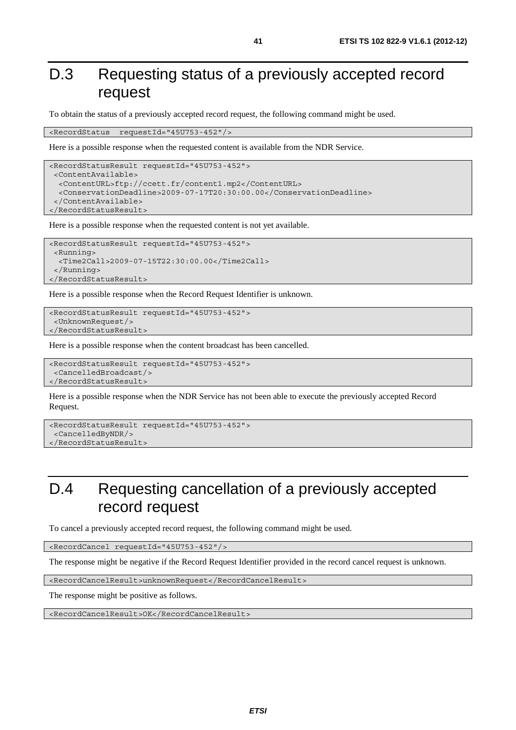# D.3 Requesting status of a previously accepted record request

To obtain the status of a previously accepted record request, the following command might be used.

```
<RecordStatus  requestId="45U753-452"/>
```

Here is a possible response when the requested content is available from the NDR Service.

```
<RecordStatusResult requestId="45U753-452">
 <ContentAvailable>
  <ContentURL>ftp://ccett.fr/content1.mp2</ContentURL>
  <ConservationDeadline>2009-07-17T20:30:00.00</ConservationDeadline>
 </ContentAvailable>
</RecordStatusResult>
```

Here is a possible response when the requested content is not yet available.

```
<RecordStatusResult requestId="45U753-452">
 <Running>
  <Time2Call>2009-07-15T22:30:00.00</Time2Call>
 </Running>
</RecordStatusResult>
```

Here is a possible response when the Record Request Identifier is unknown.

```
<RecordStatusResult requestId="45U753-452">
 <UnknownRequest/>
</RecordStatusResult>
```

Here is a possible response when the content broadcast has been cancelled.

```
<RecordStatusResult requestId="45U753-452">
 <CancelledBroadcast/>
</RecordStatusResult>
```

Here is a possible response when the NDR Service has not been able to execute the previously accepted Record Request.

```
<RecordStatusResult requestId="45U753-452">
 <CancelledByNDR/>
</RecordStatusResult>
```

# D.4 Requesting cancellation of a previously accepted record request

To cancel a previously accepted record request, the following command might be used.

```
<RecordCancel requestId="45U753-452"/>
```

The response might be negative if the Record Request Identifier provided in the record cancel request is unknown.

```
<RecordCancelResult>unknownRequest</RecordCancelResult>
```

The response might be positive as follows.

```
<RecordCancelResult>OK</RecordCancelResult>
```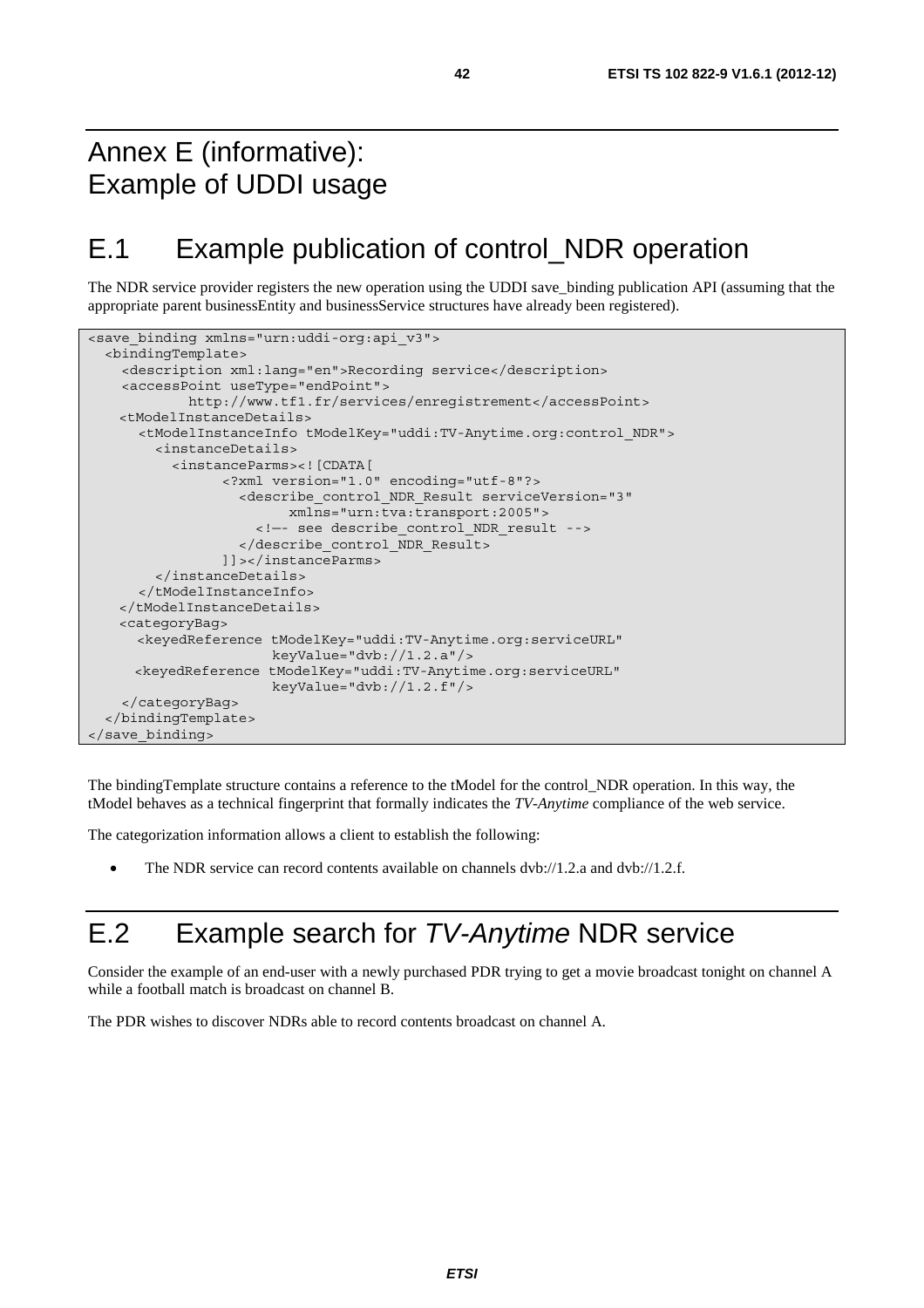# Annex E (informative): Example of UDDI usage

## E.1 Example publication of control_NDR operation

The NDR service provider registers the new operation using the UDDI save_binding publication API (assuming that the appropriate parent businessEntity and businessService structures have already been registered).

```
<save_binding xmlns="urn:uddi-org:api_v3">
  <bindingTemplate>
    <description xml:lang="en">Recording service</description>
    <accessPoint useType="endPoint">
            http://www.tf1.fr/services/enregistrement</accessPoint>
    <tModelInstanceDetails>
      <tModelInstanceInfo tModelKey="uddi:TV-Anytime.org:control_NDR">
        <instanceDetails>
          <instanceParms><![CDATA[
                <?xml version="1.0" encoding="utf-8"?>
                  <describe_control_NDR_Result serviceVersion="3"
                        xmlns="urn:tva:transport:2005">
                    <!—- see describe_control_NDR_result -->
                  </describe_control_NDR_Result>
                ]]></instanceParms>
        </instanceDetails>
      </tModelInstanceInfo>
    </tModelInstanceDetails>
    <categoryBag>
      <keyedReference tModelKey="uddi:TV-Anytime.org:serviceURL"
                      keyValue="dvb://1.2.a"/>
      <keyedReference tModelKey="uddi:TV-Anytime.org:serviceURL"
                      keyValue="dvb://1.2.f"/>
    </categoryBag>
  </bindingTemplate>
</save_binding>
```

The bindingTemplate structure contains a reference to the tModel for the control_NDR operation. In this way, the tModel behaves as a technical fingerprint that formally indicates the *TV-Anytime* compliance of the web service.

The categorization information allows a client to establish the following:

- The NDR service can record contents available on channels dvb://1.2.a and dvb://1.2.f.

## E.2 Example search for *TV-Anytime* NDR service

Consider the example of an end-user with a newly purchased PDR trying to get a movie broadcast tonight on channel A while a football match is broadcast on channel B.

The PDR wishes to discover NDRs able to record contents broadcast on channel A.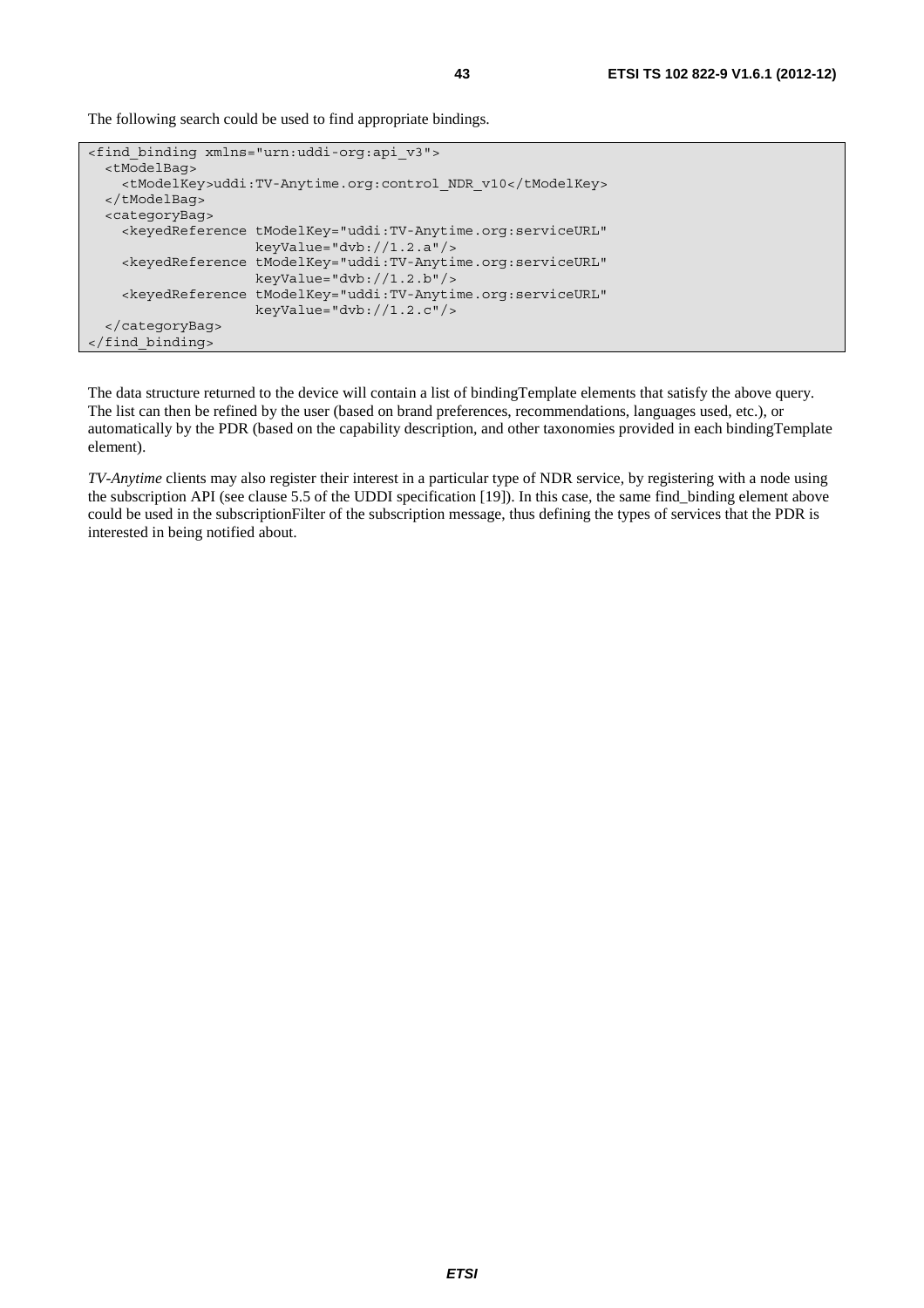The following search could be used to find appropriate bindings.

```
<find_binding xmlns="urn:uddi-org:api_v3">
  <tModelBag>
    <tModelKey>uddi:TV-Anytime.org:control_NDR_v10</tModelKey>
  </tModelBag>
  <categoryBag>
    <keyedReference tModelKey="uddi:TV-Anytime.org:serviceURL"
                    keyValue="dvb://1.2.a"/>
    <keyedReference tModelKey="uddi:TV-Anytime.org:serviceURL"
                    keyValue="dvb://1.2.b"/>
    <keyedReference tModelKey="uddi:TV-Anytime.org:serviceURL"
                    keyValue="dvb://1.2.c"/>
  </categoryBag>
</find_binding>
```

The data structure returned to the device will contain a list of bindingTemplate elements that satisfy the above query. The list can then be refined by the user (based on brand preferences, recommendations, languages used, etc.), or automatically by the PDR (based on the capability description, and other taxonomies provided in each bindingTemplate element).

*TV-Anytime* clients may also register their interest in a particular type of NDR service, by registering with a node using the subscription API (see clause 5.5 of the UDDI specification [19]). In this case, the same find_binding element above could be used in the subscriptionFilter of the subscription message, thus defining the types of services that the PDR is interested in being notified about.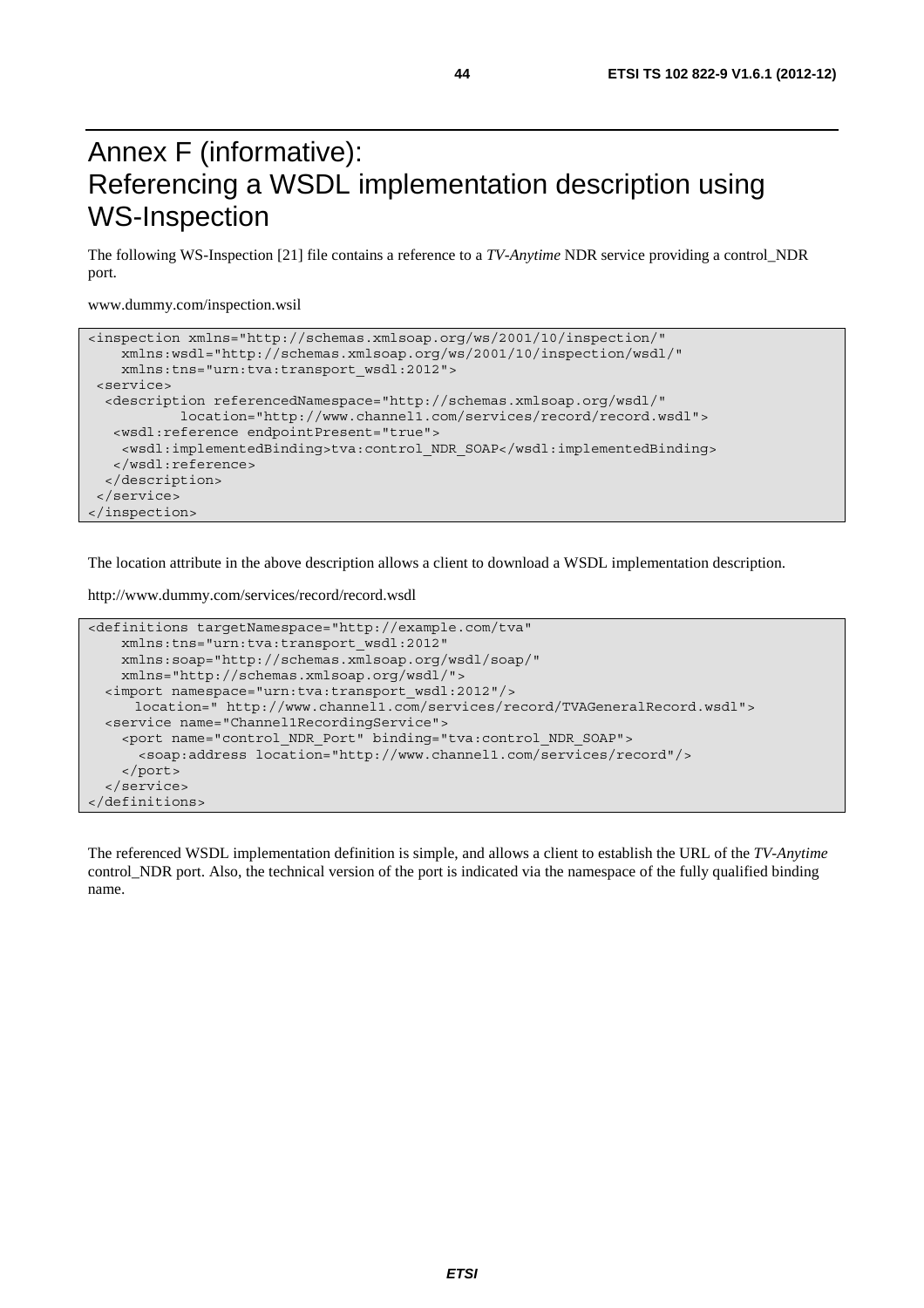# Annex F (informative): Referencing a WSDL implementation description using WS-Inspection

The following WS-Inspection [21] file contains a reference to a *TV-Anytime* NDR service providing a control_NDR port.

www.dummy.com/inspection.wsil

```
<inspection xmlns="http://schemas.xmlsoap.org/ws/2001/10/inspection/"
    xmlns:wsdl="http://schemas.xmlsoap.org/ws/2001/10/inspection/wsdl/"
    xmlns:tns="urn:tva:transport_wsdl:2012">
 <service>
  <description referencedNamespace="http://schemas.xmlsoap.org/wsdl/"
          location="http://www.channel1.com/services/record/record.wsdl">
   <wsdl:reference endpointPresent="true">
    <wsdl:implementedBinding>tva:control_NDR_SOAP</wsdl:implementedBinding>
   </wsdl:reference>
  </description>
 </service>
</inspection>
```

The location attribute in the above description allows a client to download a WSDL implementation description.

http://www.dummy.com/services/record/record.wsdl

```
<definitions targetNamespace="http://example.com/tva"
    xmlns:tns="urn:tva:transport_wsdl:2012"
    xmlns:soap="http://schemas.xmlsoap.org/wsdl/soap/"
    xmlns="http://schemas.xmlsoap.org/wsdl/">
  <import namespace="urn:tva:transport_wsdl:2012"/>
     location=" http://www.channel1.com/services/record/TVAGeneralRecord.wsdl">
  <service name="Channel1RecordingService">
    <port name="control_NDR_Port" binding="tva:control_NDR_SOAP">
      <soap:address location="http://www.channel1.com/services/record"/>
    </port>
  </service>
</definitions>
```

The referenced WSDL implementation definition is simple, and allows a client to establish the URL of the *TV-Anytime* control_NDR port. Also, the technical version of the port is indicated via the namespace of the fully qualified binding name.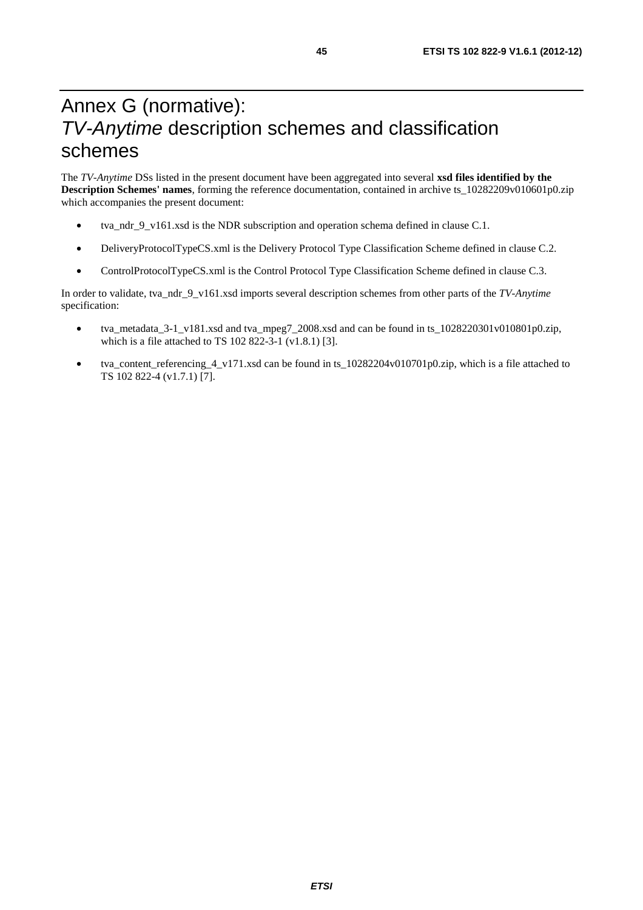# Annex G (normative): *TV-Anytime* description schemes and classification schemes

The *TV-Anytime* DSs listed in the present document have been aggregated into several **xsd files identified by the Description Schemes' names**, forming the reference documentation, contained in archive ts_10282209v010601p0.zip which accompanies the present document:

- tva_ndr_9_v161.xsd is the NDR subscription and operation schema defined in clause C.1.
- DeliveryProtocolTypeCS.xml is the Delivery Protocol Type Classification Scheme defined in clause C.2.
- ControlProtocolTypeCS.xml is the Control Protocol Type Classification Scheme defined in clause C.3.

In order to validate, tva_ndr_9_v161.xsd imports several description schemes from other parts of the *TV-Anytime* specification:

- tva_metadata_3-1_v181.xsd and tva_mpeg7_2008.xsd and can be found in ts_1028220301v010801p0.zip, which is a file attached to TS 102 822-3-1 (v1.8.1) [3].
- tva_content_referencing_4_v171.xsd can be found in ts_10282204v010701p0.zip, which is a file attached to TS 102 822-4 (v1.7.1) [7].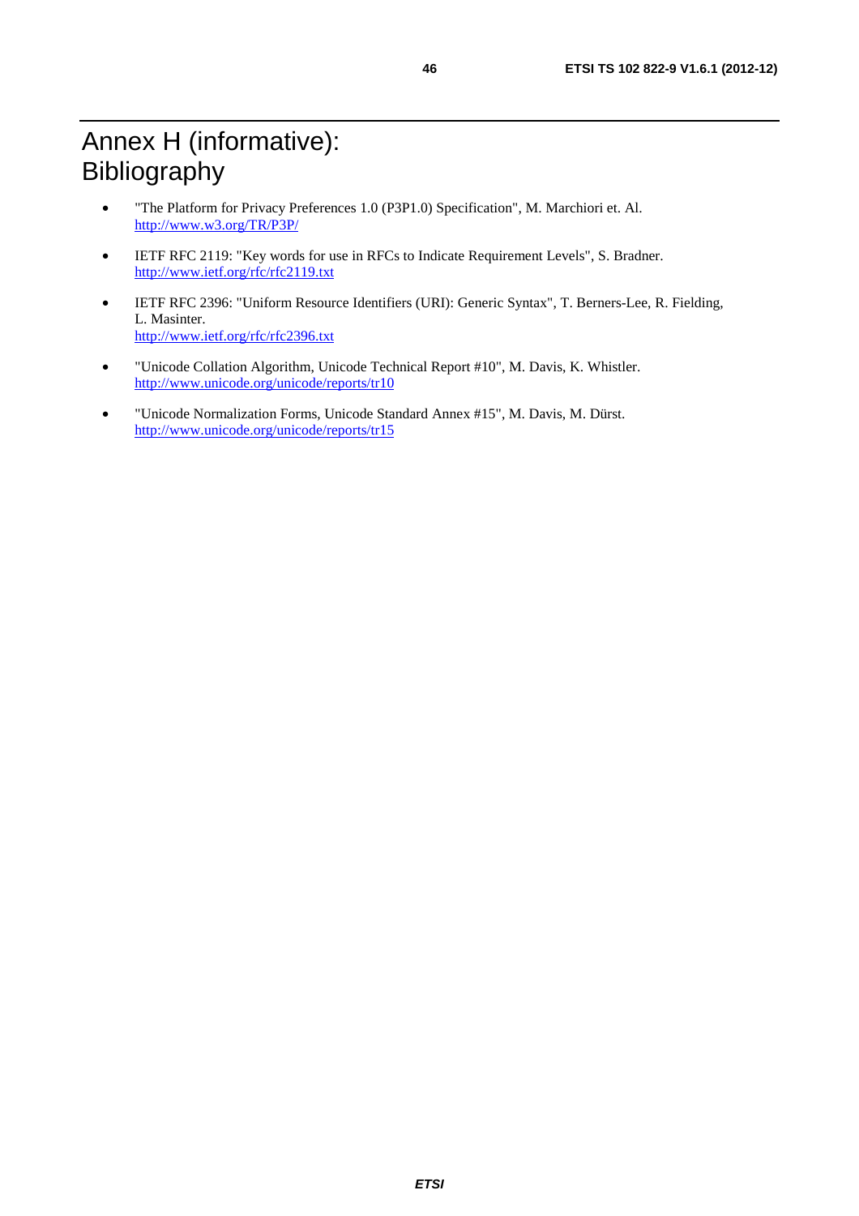# Annex H (informative): Bibliography

- "The Platform for Privacy Preferences 1.0 (P3P1.0) Specification", M. Marchiori et. Al.
  http://www.w3.org/TR/P3P/
- IETF RFC 2119: "Key words for use in RFCs to Indicate Requirement Levels", S. Bradner.
  http://www.ietf.org/rfc/rfc2119.txt
- IETF RFC 2396: "Uniform Resource Identifiers (URI): Generic Syntax", T. Berners-Lee, R. Fielding, L. Masinter.
  http://www.ietf.org/rfc/rfc2396.txt
- "Unicode Collation Algorithm, Unicode Technical Report #10", M. Davis, K. Whistler.
  http://www.unicode.org/unicode/reports/tr10
- "Unicode Normalization Forms, Unicode Standard Annex #15", M. Davis, M. Dürst.
  http://www.unicode.org/unicode/reports/tr15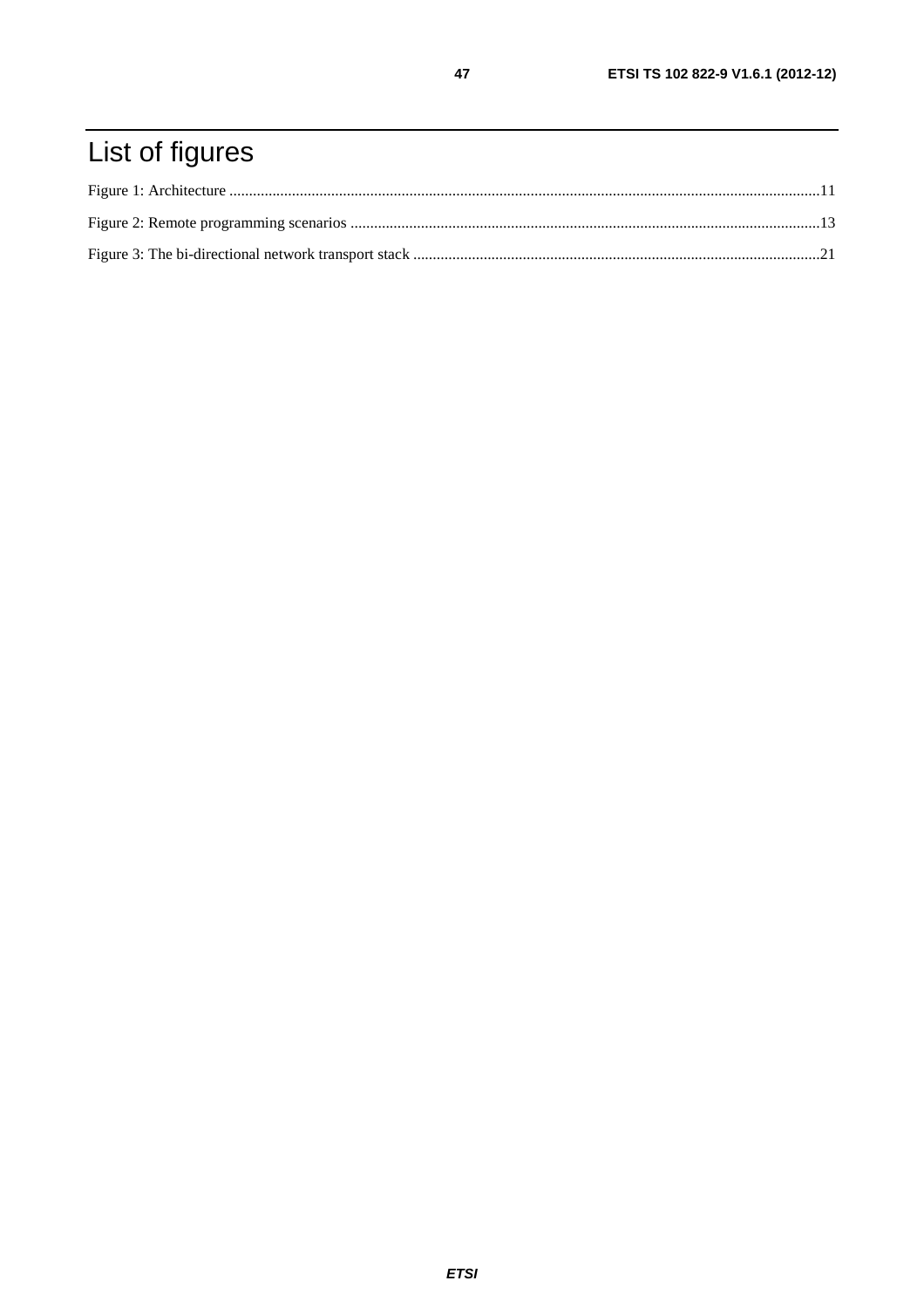# List of figures

Figure 1: Architecture ......................................................................................................................................................11

Figure 2: Remote programming scenarios ........................................................................................................................13

Figure 3: The bi-directional network transport stack .......................................................................................................21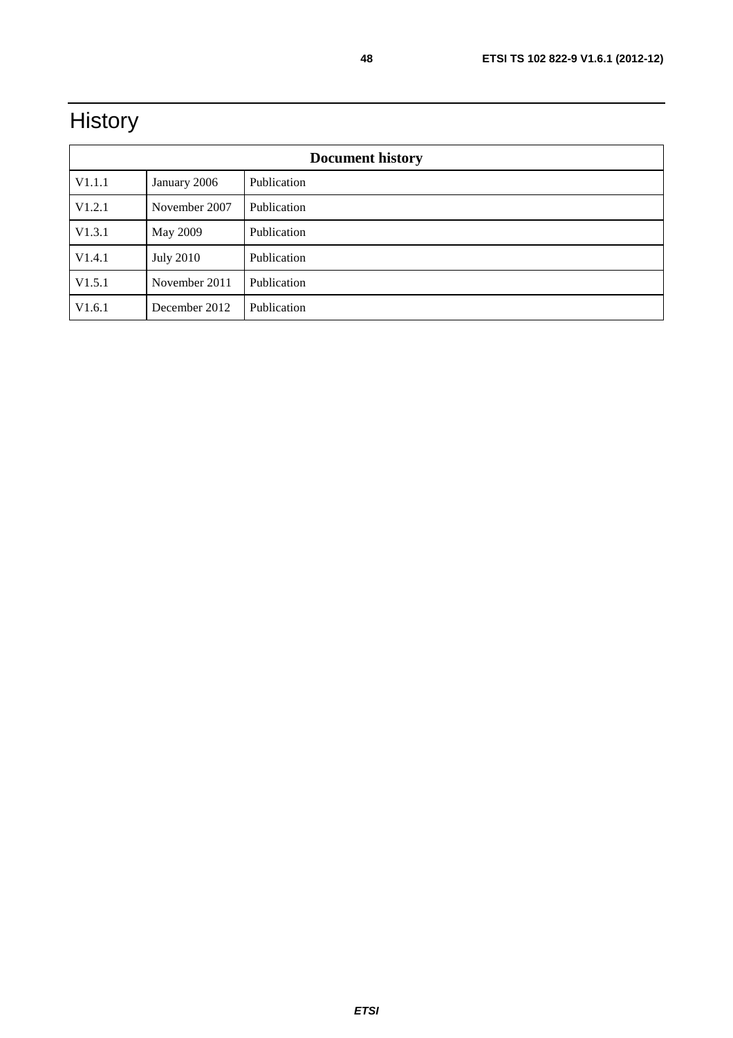# History

| Document history | | |
|---|---|---|
| V1.1.1 | January 2006 | Publication |
| V1.2.1 | November 2007 | Publication |
| V1.3.1 | May 2009 | Publication |
| V1.4.1 | July 2010 | Publication |
| V1.5.1 | November 2011 | Publication |
| V1.6.1 | December 2012 | Publication |